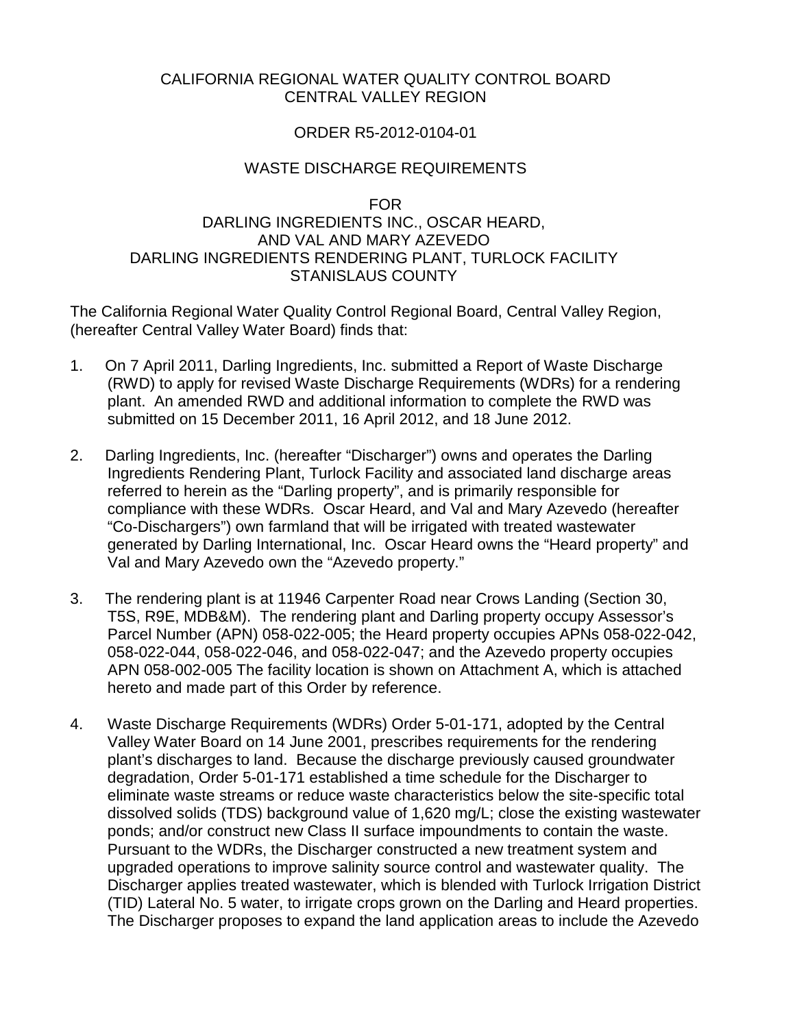CALIFORNIA REGIONAL WATER QUALITY CONTROL BOARD
CENTRAL VALLEY REGION

ORDER R5-2012-0104-01

WASTE DISCHARGE REQUIREMENTS

FOR
DARLING INGREDIENTS INC., OSCAR HEARD,
AND VAL AND MARY AZEVEDO
DARLING INGREDIENTS RENDERING PLANT, TURLOCK FACILITY
STANISLAUS COUNTY

The California Regional Water Quality Control Regional Board, Central Valley Region, (hereafter Central Valley Water Board) finds that:

1. On 7 April 2011, Darling Ingredients, Inc. submitted a Report of Waste Discharge (RWD) to apply for revised Waste Discharge Requirements (WDRs) for a rendering plant. An amended RWD and additional information to complete the RWD was submitted on 15 December 2011, 16 April 2012, and 18 June 2012.

2. Darling Ingredients, Inc. (hereafter "Discharger") owns and operates the Darling Ingredients Rendering Plant, Turlock Facility and associated land discharge areas referred to herein as the "Darling property", and is primarily responsible for compliance with these WDRs. Oscar Heard, and Val and Mary Azevedo (hereafter "Co-Dischargers") own farmland that will be irrigated with treated wastewater generated by Darling International, Inc. Oscar Heard owns the "Heard property" and Val and Mary Azevedo own the "Azevedo property."

3. The rendering plant is at 11946 Carpenter Road near Crows Landing (Section 30, T5S, R9E, MDB&M). The rendering plant and Darling property occupy Assessor's Parcel Number (APN) 058-022-005; the Heard property occupies APNs 058-022-042, 058-022-044, 058-022-046, and 058-022-047; and the Azevedo property occupies APN 058-002-005 The facility location is shown on Attachment A, which is attached hereto and made part of this Order by reference.

4. Waste Discharge Requirements (WDRs) Order 5-01-171, adopted by the Central Valley Water Board on 14 June 2001, prescribes requirements for the rendering plant's discharges to land. Because the discharge previously caused groundwater degradation, Order 5-01-171 established a time schedule for the Discharger to eliminate waste streams or reduce waste characteristics below the site-specific total dissolved solids (TDS) background value of 1,620 mg/L; close the existing wastewater ponds; and/or construct new Class II surface impoundments to contain the waste. Pursuant to the WDRs, the Discharger constructed a new treatment system and upgraded operations to improve salinity source control and wastewater quality. The Discharger applies treated wastewater, which is blended with Turlock Irrigation District (TID) Lateral No. 5 water, to irrigate crops grown on the Darling and Heard properties. The Discharger proposes to expand the land application areas to include the Azevedo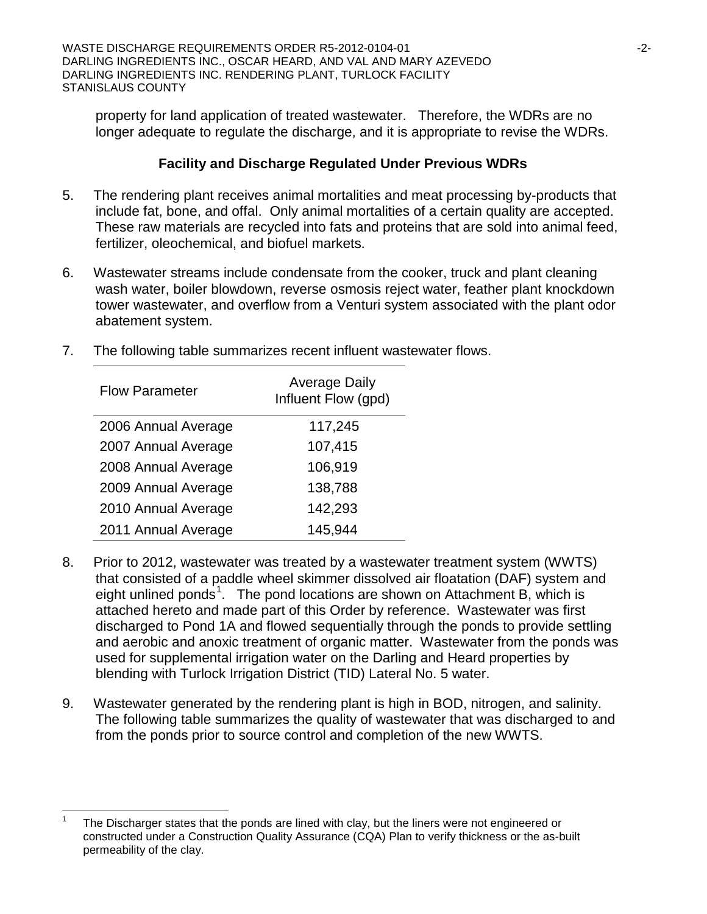property for land application of treated wastewater. Therefore, the WDRs are no longer adequate to regulate the discharge, and it is appropriate to revise the WDRs.

## Facility and Discharge Regulated Under Previous WDRs

5. The rendering plant receives animal mortalities and meat processing by-products that include fat, bone, and offal. Only animal mortalities of a certain quality are accepted. These raw materials are recycled into fats and proteins that are sold into animal feed, fertilizer, oleochemical, and biofuel markets.

6. Wastewater streams include condensate from the cooker, truck and plant cleaning wash water, boiler blowdown, reverse osmosis reject water, feather plant knockdown tower wastewater, and overflow from a Venturi system associated with the plant odor abatement system.

7. The following table summarizes recent influent wastewater flows.

| Flow Parameter | Average Daily Influent Flow (gpd) |
|---|---|
| 2006 Annual Average | 117,245 |
| 2007 Annual Average | 107,415 |
| 2008 Annual Average | 106,919 |
| 2009 Annual Average | 138,788 |
| 2010 Annual Average | 142,293 |
| 2011 Annual Average | 145,944 |

8. Prior to 2012, wastewater was treated by a wastewater treatment system (WWTS) that consisted of a paddle wheel skimmer dissolved air floatation (DAF) system and eight unlined ponds[1]. The pond locations are shown on Attachment B, which is attached hereto and made part of this Order by reference. Wastewater was first discharged to Pond 1A and flowed sequentially through the ponds to provide settling and aerobic and anoxic treatment of organic matter. Wastewater from the ponds was used for supplemental irrigation water on the Darling and Heard properties by blending with Turlock Irrigation District (TID) Lateral No. 5 water.

9. Wastewater generated by the rendering plant is high in BOD, nitrogen, and salinity. The following table summarizes the quality of wastewater that was discharged to and from the ponds prior to source control and completion of the new WWTS.

---

[1] The Discharger states that the ponds are lined with clay, but the liners were not engineered or constructed under a Construction Quality Assurance (CQA) Plan to verify thickness or the as-built permeability of the clay.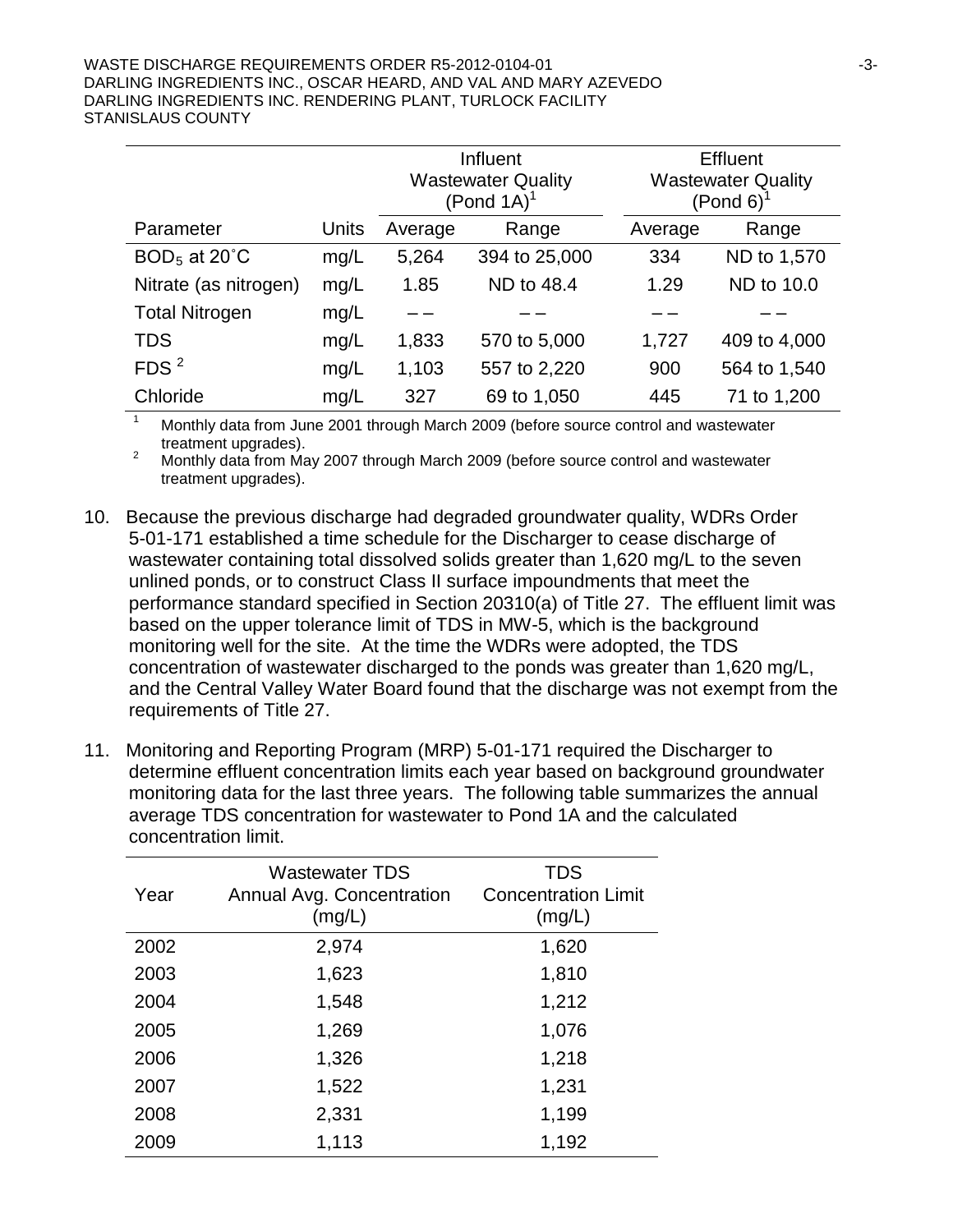| | | Influent Wastewater Quality (Pond 1A)[1] | | Effluent Wastewater Quality (Pond 6)[1] | |
|---|---|---|---|---|---|
| Parameter | Units | Average | Range | Average | Range |
| $BOD_5$ at 20˚C | mg/L | 5,264 | 394 to 25,000 | 334 | ND to 1,570 |
| Nitrate (as nitrogen) | mg/L | 1.85 | ND to 48.4 | 1.29 | ND to 10.0 |
| Total Nitrogen | mg/L | – – | – – | – – | – – |
| TDS | mg/L | 1,833 | 570 to 5,000 | 1,727 | 409 to 4,000 |
| FDS [2] | mg/L | 1,103 | 557 to 2,220 | 900 | 564 to 1,540 |
| Chloride | mg/L | 327 | 69 to 1,050 | 445 | 71 to 1,200 |

[1] Monthly data from June 2001 through March 2009 (before source control and wastewater treatment upgrades).
[2] Monthly data from May 2007 through March 2009 (before source control and wastewater treatment upgrades).

10. Because the previous discharge had degraded groundwater quality, WDRs Order 5-01-171 established a time schedule for the Discharger to cease discharge of wastewater containing total dissolved solids greater than 1,620 mg/L to the seven unlined ponds, or to construct Class II surface impoundments that meet the performance standard specified in Section 20310(a) of Title 27. The effluent limit was based on the upper tolerance limit of TDS in MW-5, which is the background monitoring well for the site. At the time the WDRs were adopted, the TDS concentration of wastewater discharged to the ponds was greater than 1,620 mg/L, and the Central Valley Water Board found that the discharge was not exempt from the requirements of Title 27.

11. Monitoring and Reporting Program (MRP) 5-01-171 required the Discharger to determine effluent concentration limits each year based on background groundwater monitoring data for the last three years. The following table summarizes the annual average TDS concentration for wastewater to Pond 1A and the calculated concentration limit.

| Year | Wastewater TDS Annual Avg. Concentration (mg/L) | TDS Concentration Limit (mg/L) |
|---|---|---|
| 2002 | 2,974 | 1,620 |
| 2003 | 1,623 | 1,810 |
| 2004 | 1,548 | 1,212 |
| 2005 | 1,269 | 1,076 |
| 2006 | 1,326 | 1,218 |
| 2007 | 1,522 | 1,231 |
| 2008 | 2,331 | 1,199 |
| 2009 | 1,113 | 1,192 |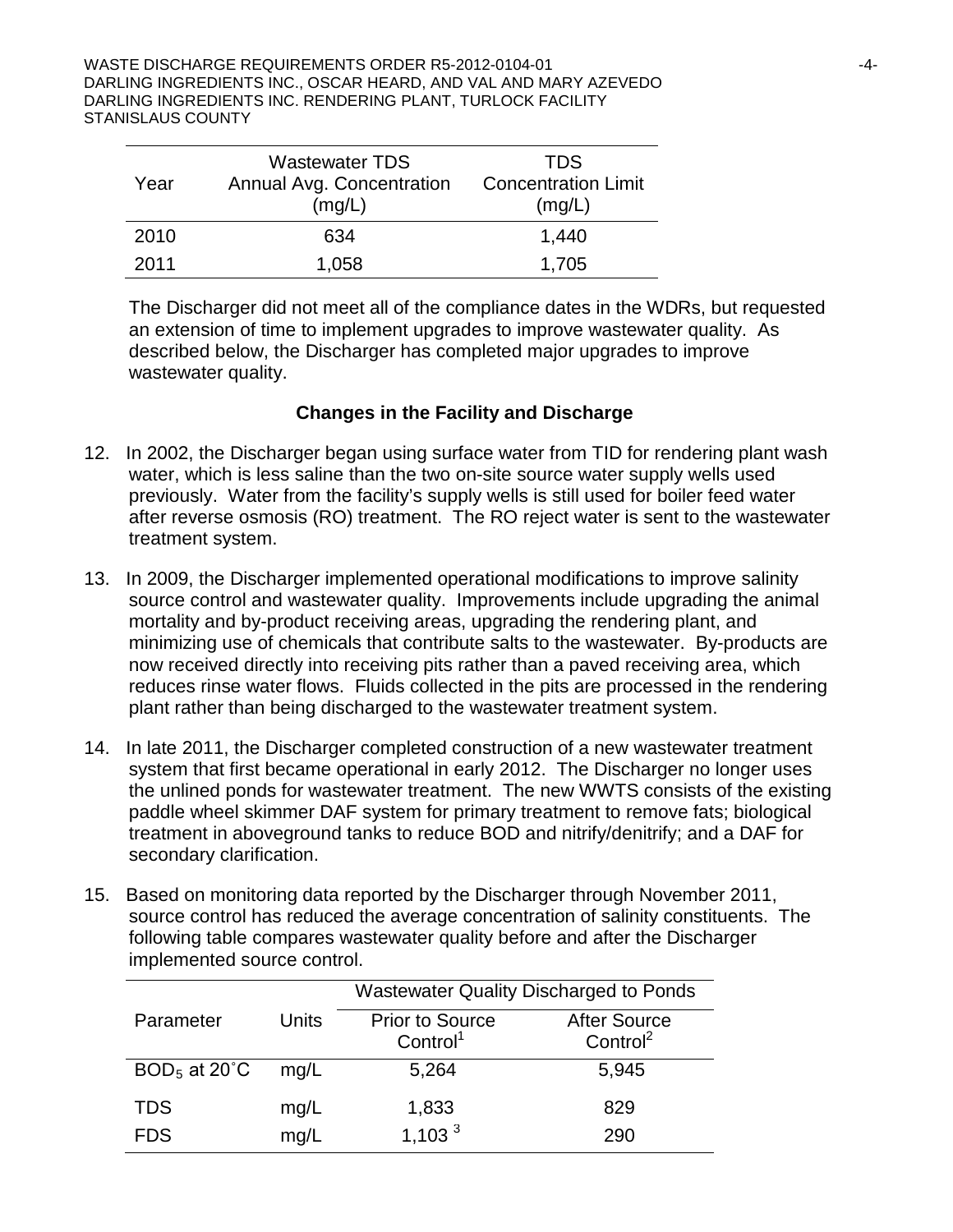| Year | Wastewater TDS Annual Avg. Concentration (mg/L) | TDS Concentration Limit (mg/L) |
|---|---|---|
| 2010 | 634 | 1,440 |
| 2011 | 1,058 | 1,705 |

The Discharger did not meet all of the compliance dates in the WDRs, but requested an extension of time to implement upgrades to improve wastewater quality. As described below, the Discharger has completed major upgrades to improve wastewater quality.

### Changes in the Facility and Discharge

12. In 2002, the Discharger began using surface water from TID for rendering plant wash water, which is less saline than the two on-site source water supply wells used previously. Water from the facility's supply wells is still used for boiler feed water after reverse osmosis (RO) treatment. The RO reject water is sent to the wastewater treatment system.

13. In 2009, the Discharger implemented operational modifications to improve salinity source control and wastewater quality. Improvements include upgrading the animal mortality and by-product receiving areas, upgrading the rendering plant, and minimizing use of chemicals that contribute salts to the wastewater. By-products are now received directly into receiving pits rather than a paved receiving area, which reduces rinse water flows. Fluids collected in the pits are processed in the rendering plant rather than being discharged to the wastewater treatment system.

14. In late 2011, the Discharger completed construction of a new wastewater treatment system that first became operational in early 2012. The Discharger no longer uses the unlined ponds for wastewater treatment. The new WWTS consists of the existing paddle wheel skimmer DAF system for primary treatment to remove fats; biological treatment in aboveground tanks to reduce BOD and nitrify/denitrify; and a DAF for secondary clarification.

15. Based on monitoring data reported by the Discharger through November 2011, source control has reduced the average concentration of salinity constituents. The following table compares wastewater quality before and after the Discharger implemented source control.

| Parameter | Units | Wastewater Quality Discharged to Ponds | |
|---|---|---|---|
| | | Prior to Source Control[1] | After Source Control[2] |
| $BOD_5$ at 20˚C | mg/L | 5,264 | 5,945 |
| TDS | mg/L | 1,833 | 829 |
| FDS | mg/L | 1,103 [3] | 290 |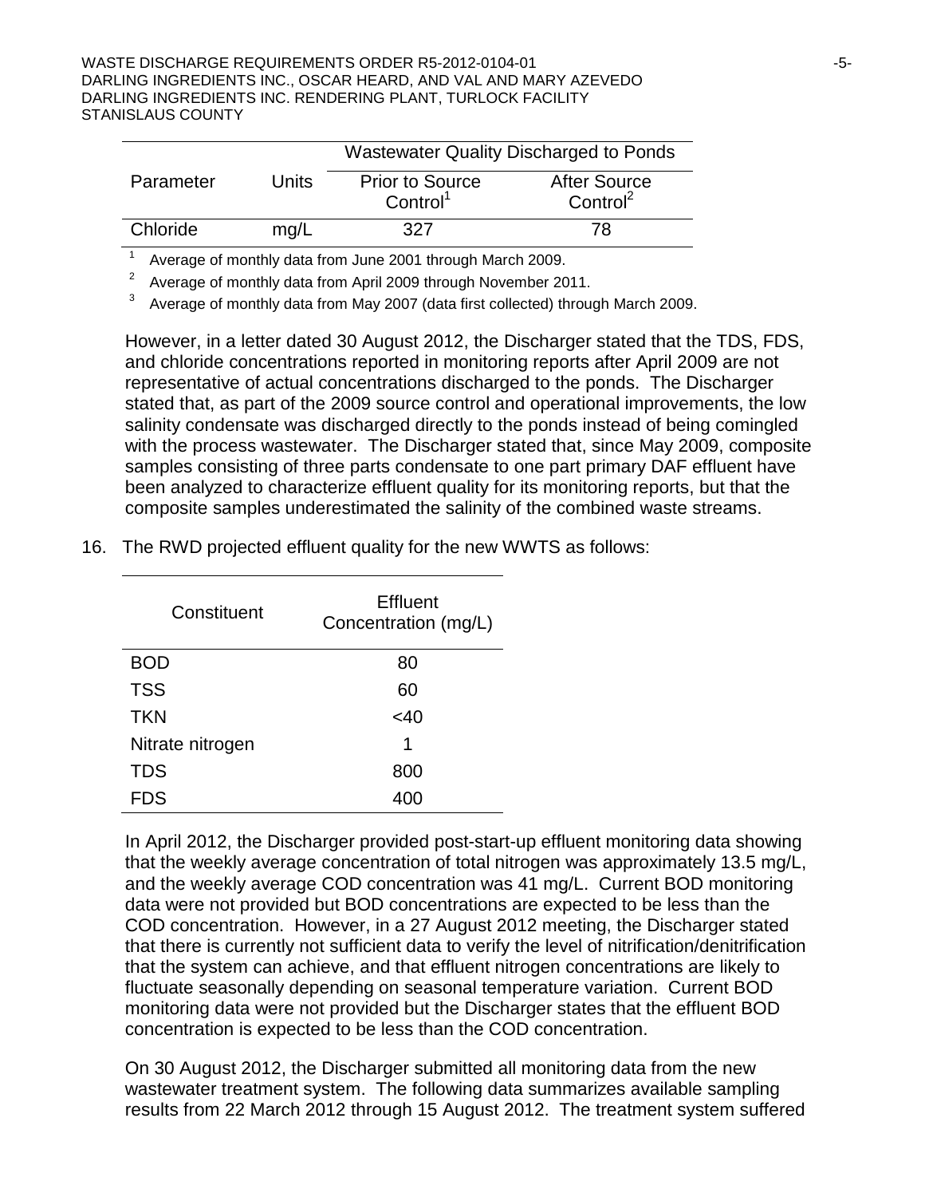| Parameter | Units | Wastewater Quality Discharged to Ponds | |
|---|---|---|---|
| | | Prior to Source Control[1] | After Source Control[2] |
| Chloride | mg/L | 327 | 78 |

[1] Average of monthly data from June 2001 through March 2009.

[2] Average of monthly data from April 2009 through November 2011.

[3] Average of monthly data from May 2007 (data first collected) through March 2009.

However, in a letter dated 30 August 2012, the Discharger stated that the TDS, FDS, and chloride concentrations reported in monitoring reports after April 2009 are not representative of actual concentrations discharged to the ponds. The Discharger stated that, as part of the 2009 source control and operational improvements, the low salinity condensate was discharged directly to the ponds instead of being comingled with the process wastewater. The Discharger stated that, since May 2009, composite samples consisting of three parts condensate to one part primary DAF effluent have been analyzed to characterize effluent quality for its monitoring reports, but that the composite samples underestimated the salinity of the combined waste streams.

16. The RWD projected effluent quality for the new WWTS as follows:

| Constituent | Effluent Concentration (mg/L) |
|---|---|
| BOD | 80 |
| TSS | 60 |
| TKN | <40 |
| Nitrate nitrogen | 1 |
| TDS | 800 |
| FDS | 400 |

In April 2012, the Discharger provided post-start-up effluent monitoring data showing that the weekly average concentration of total nitrogen was approximately 13.5 mg/L, and the weekly average COD concentration was 41 mg/L. Current BOD monitoring data were not provided but BOD concentrations are expected to be less than the COD concentration. However, in a 27 August 2012 meeting, the Discharger stated that there is currently not sufficient data to verify the level of nitrification/denitrification that the system can achieve, and that effluent nitrogen concentrations are likely to fluctuate seasonally depending on seasonal temperature variation. Current BOD monitoring data were not provided but the Discharger states that the effluent BOD concentration is expected to be less than the COD concentration.

On 30 August 2012, the Discharger submitted all monitoring data from the new wastewater treatment system. The following data summarizes available sampling results from 22 March 2012 through 15 August 2012. The treatment system suffered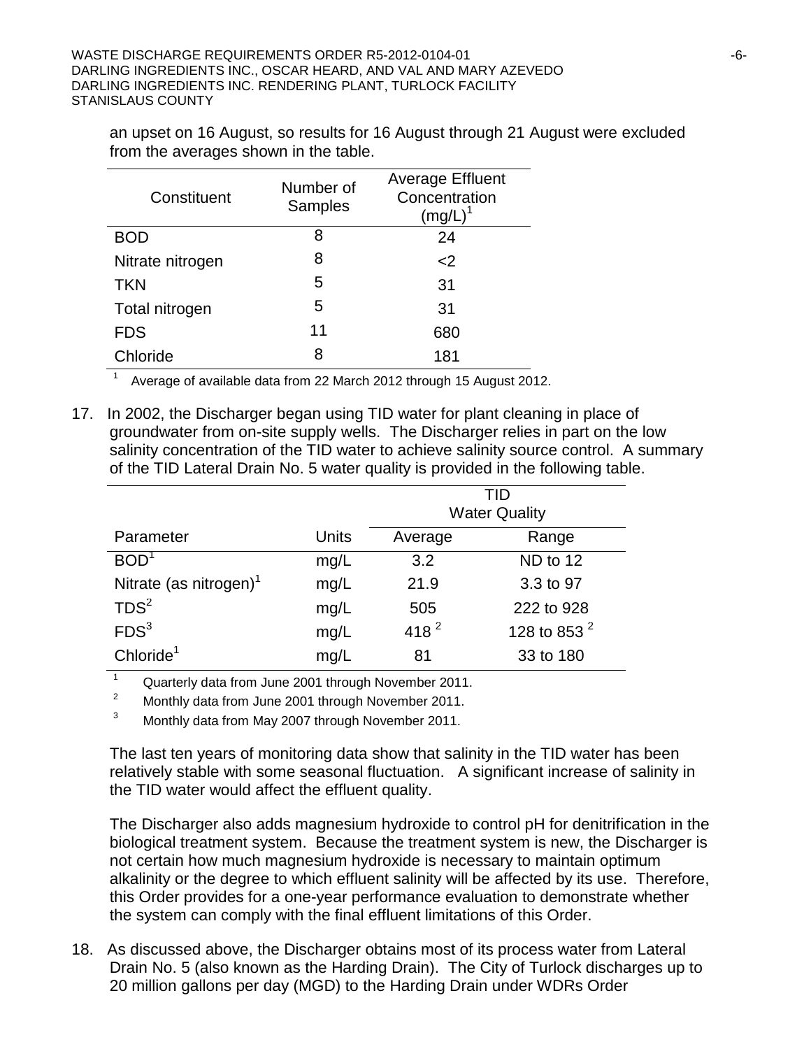an upset on 16 August, so results for 16 August through 21 August were excluded from the averages shown in the table.

| Constituent | Number of Samples | Average Effluent Concentration (mg/L)[1] |
|---|---|---|
| BOD | 8 | 24 |
| Nitrate nitrogen | 8 | <2 |
| TKN | 5 | 31 |
| Total nitrogen | 5 | 31 |
| FDS | 11 | 680 |
| Chloride | 8 | 181 |

[1] Average of available data from 22 March 2012 through 15 August 2012.

17. In 2002, the Discharger began using TID water for plant cleaning in place of groundwater from on-site supply wells. The Discharger relies in part on the low salinity concentration of the TID water to achieve salinity source control. A summary of the TID Lateral Drain No. 5 water quality is provided in the following table.

| | | TID Water Quality | |
|---|---|---|---|
| Parameter | Units | Average | Range |
| BOD[1] | mg/L | 3.2 | ND to 12 |
| Nitrate (as nitrogen)[1] | mg/L | 21.9 | 3.3 to 97 |
| TDS[2] | mg/L | 505 | 222 to 928 |
| FDS[3] | mg/L | 418 [2] | 128 to 853 [2] |
| Chloride[1] | mg/L | 81 | 33 to 180 |

[1] Quarterly data from June 2001 through November 2011.

[2] Monthly data from June 2001 through November 2011.

[3] Monthly data from May 2007 through November 2011.

The last ten years of monitoring data show that salinity in the TID water has been relatively stable with some seasonal fluctuation. A significant increase of salinity in the TID water would affect the effluent quality.

The Discharger also adds magnesium hydroxide to control pH for denitrification in the biological treatment system. Because the treatment system is new, the Discharger is not certain how much magnesium hydroxide is necessary to maintain optimum alkalinity or the degree to which effluent salinity will be affected by its use. Therefore, this Order provides for a one-year performance evaluation to demonstrate whether the system can comply with the final effluent limitations of this Order.

18. As discussed above, the Discharger obtains most of its process water from Lateral Drain No. 5 (also known as the Harding Drain). The City of Turlock discharges up to 20 million gallons per day (MGD) to the Harding Drain under WDRs Order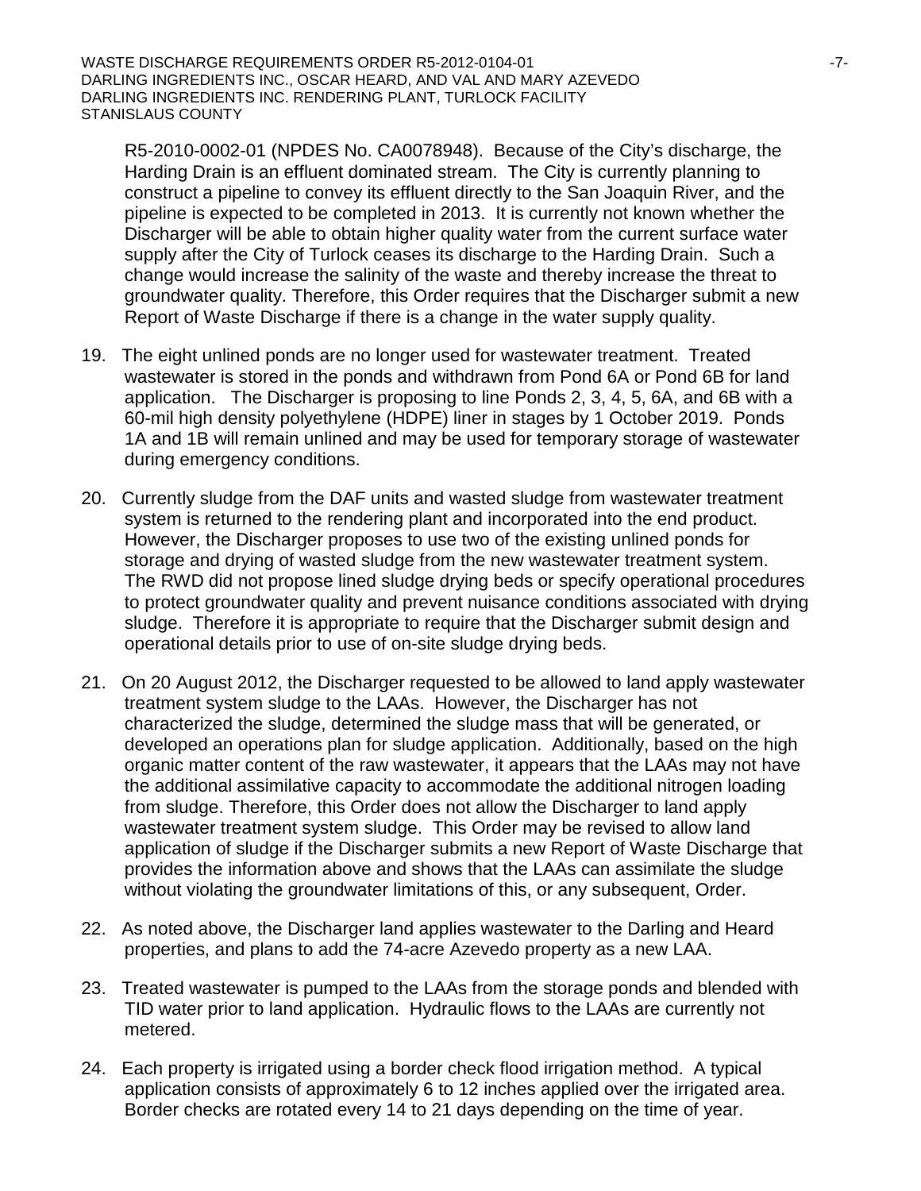R5-2010-0002-01 (NPDES No. CA0078948). Because of the City's discharge, the Harding Drain is an effluent dominated stream. The City is currently planning to construct a pipeline to convey its effluent directly to the San Joaquin River, and the pipeline is expected to be completed in 2013. It is currently not known whether the Discharger will be able to obtain higher quality water from the current surface water supply after the City of Turlock ceases its discharge to the Harding Drain. Such a change would increase the salinity of the waste and thereby increase the threat to groundwater quality. Therefore, this Order requires that the Discharger submit a new Report of Waste Discharge if there is a change in the water supply quality.

19. The eight unlined ponds are no longer used for wastewater treatment. Treated wastewater is stored in the ponds and withdrawn from Pond 6A or Pond 6B for land application. The Discharger is proposing to line Ponds 2, 3, 4, 5, 6A, and 6B with a 60-mil high density polyethylene (HDPE) liner in stages by 1 October 2019. Ponds 1A and 1B will remain unlined and may be used for temporary storage of wastewater during emergency conditions.

20. Currently sludge from the DAF units and wasted sludge from wastewater treatment system is returned to the rendering plant and incorporated into the end product. However, the Discharger proposes to use two of the existing unlined ponds for storage and drying of wasted sludge from the new wastewater treatment system. The RWD did not propose lined sludge drying beds or specify operational procedures to protect groundwater quality and prevent nuisance conditions associated with drying sludge. Therefore it is appropriate to require that the Discharger submit design and operational details prior to use of on-site sludge drying beds.

21. On 20 August 2012, the Discharger requested to be allowed to land apply wastewater treatment system sludge to the LAAs. However, the Discharger has not characterized the sludge, determined the sludge mass that will be generated, or developed an operations plan for sludge application. Additionally, based on the high organic matter content of the raw wastewater, it appears that the LAAs may not have the additional assimilative capacity to accommodate the additional nitrogen loading from sludge. Therefore, this Order does not allow the Discharger to land apply wastewater treatment system sludge. This Order may be revised to allow land application of sludge if the Discharger submits a new Report of Waste Discharge that provides the information above and shows that the LAAs can assimilate the sludge without violating the groundwater limitations of this, or any subsequent, Order.

22. As noted above, the Discharger land applies wastewater to the Darling and Heard properties, and plans to add the 74-acre Azevedo property as a new LAA.

23. Treated wastewater is pumped to the LAAs from the storage ponds and blended with TID water prior to land application. Hydraulic flows to the LAAs are currently not metered.

24. Each property is irrigated using a border check flood irrigation method. A typical application consists of approximately 6 to 12 inches applied over the irrigated area. Border checks are rotated every 14 to 21 days depending on the time of year.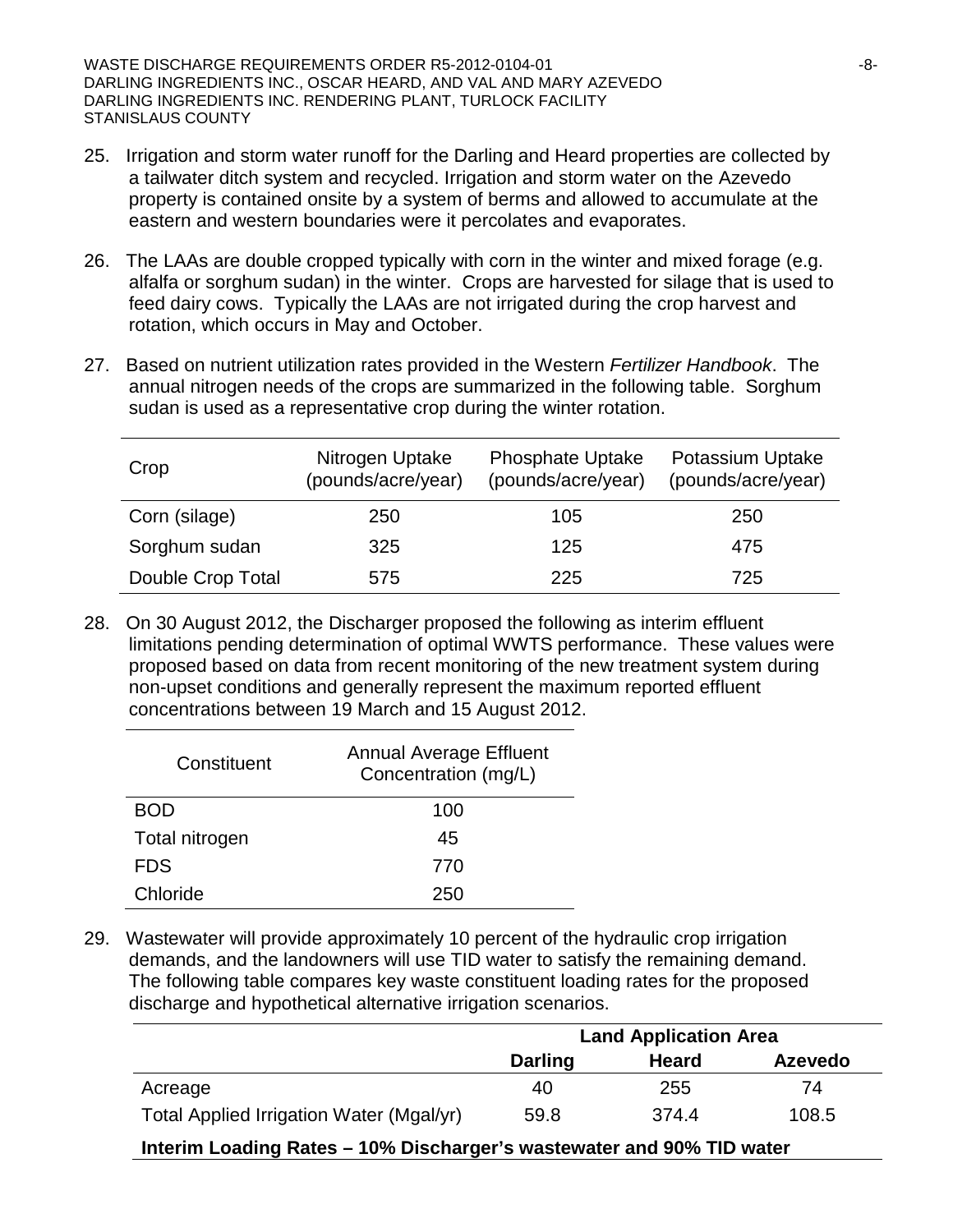25. Irrigation and storm water runoff for the Darling and Heard properties are collected by a tailwater ditch system and recycled. Irrigation and storm water on the Azevedo property is contained onsite by a system of berms and allowed to accumulate at the eastern and western boundaries were it percolates and evaporates.

26. The LAAs are double cropped typically with corn in the winter and mixed forage (e.g. alfalfa or sorghum sudan) in the winter. Crops are harvested for silage that is used to feed dairy cows. Typically the LAAs are not irrigated during the crop harvest and rotation, which occurs in May and October.

27. Based on nutrient utilization rates provided in the Western *Fertilizer Handbook*. The annual nitrogen needs of the crops are summarized in the following table. Sorghum sudan is used as a representative crop during the winter rotation.

| Crop | Nitrogen Uptake (pounds/acre/year) | Phosphate Uptake (pounds/acre/year) | Potassium Uptake (pounds/acre/year) |
|---|---|---|---|
| Corn (silage) | 250 | 105 | 250 |
| Sorghum sudan | 325 | 125 | 475 |
| Double Crop Total | 575 | 225 | 725 |

28. On 30 August 2012, the Discharger proposed the following as interim effluent limitations pending determination of optimal WWTS performance. These values were proposed based on data from recent monitoring of the new treatment system during non-upset conditions and generally represent the maximum reported effluent concentrations between 19 March and 15 August 2012.

| Constituent | Annual Average Effluent Concentration (mg/L) |
|---|---|
| BOD | 100 |
| Total nitrogen | 45 |
| FDS | 770 |
| Chloride | 250 |

29. Wastewater will provide approximately 10 percent of the hydraulic crop irrigation demands, and the landowners will use TID water to satisfy the remaining demand. The following table compares key waste constituent loading rates for the proposed discharge and hypothetical alternative irrigation scenarios.

| | **Land Application Area** | | |
|---|---|---|---|
| | **Darling** | **Heard** | **Azevedo** |
| Acreage | 40 | 255 | 74 |
| Total Applied Irrigation Water (Mgal/yr) | 59.8 | 374.4 | 108.5 |
| **Interim Loading Rates – 10% Discharger's wastewater and 90% TID water** | | | |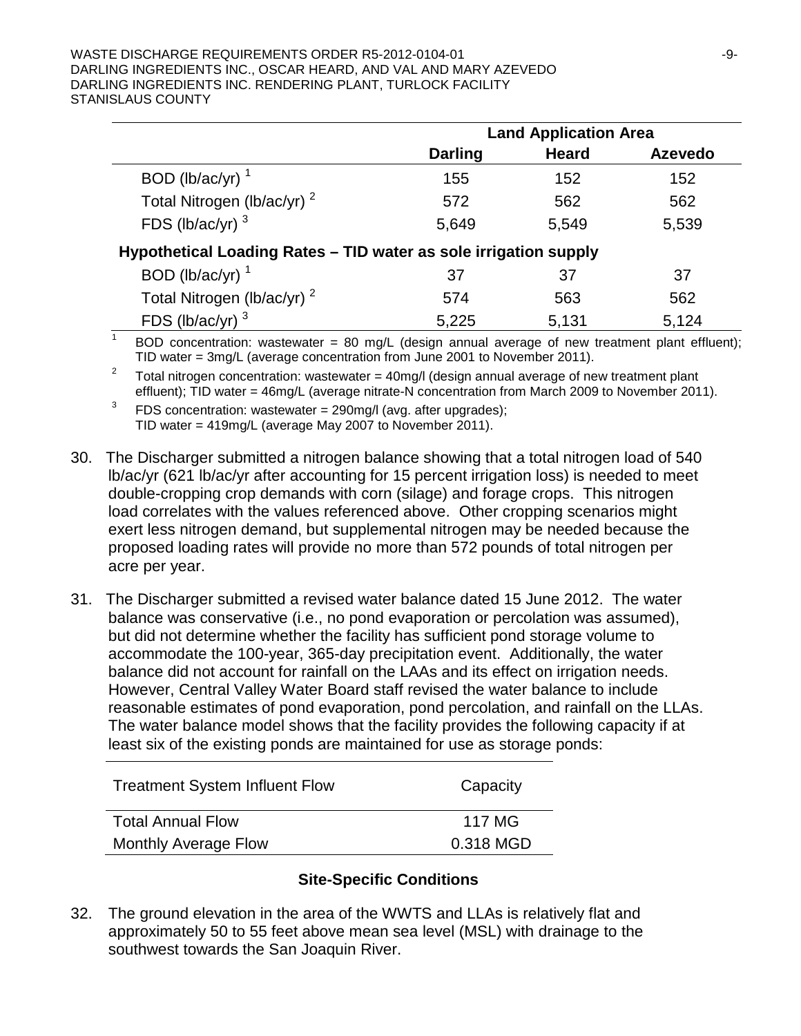| | Land Application Area | | |
|---|---|---|---|
| | Darling | Heard | Azevedo |
| BOD (lb/ac/yr) [1] | 155 | 152 | 152 |
| Total Nitrogen (lb/ac/yr) [2] | 572 | 562 | 562 |
| FDS (lb/ac/yr) [3] | 5,649 | 5,549 | 5,539 |
| **Hypothetical Loading Rates – TID water as sole irrigation supply** | | | |
| BOD (lb/ac/yr) [1] | 37 | 37 | 37 |
| Total Nitrogen (lb/ac/yr) [2] | 574 | 563 | 562 |
| FDS (lb/ac/yr) [3] | 5,225 | 5,131 | 5,124 |

[1] BOD concentration: wastewater = 80 mg/L (design annual average of new treatment plant effluent); TID water = 3mg/L (average concentration from June 2001 to November 2011).

[2] Total nitrogen concentration: wastewater = 40mg/l (design annual average of new treatment plant effluent); TID water = 46mg/L (average nitrate-N concentration from March 2009 to November 2011).

[3] FDS concentration: wastewater = 290mg/l (avg. after upgrades); TID water = 419mg/L (average May 2007 to November 2011).

30. The Discharger submitted a nitrogen balance showing that a total nitrogen load of 540 lb/ac/yr (621 lb/ac/yr after accounting for 15 percent irrigation loss) is needed to meet double-cropping crop demands with corn (silage) and forage crops. This nitrogen load correlates with the values referenced above. Other cropping scenarios might exert less nitrogen demand, but supplemental nitrogen may be needed because the proposed loading rates will provide no more than 572 pounds of total nitrogen per acre per year.

31. The Discharger submitted a revised water balance dated 15 June 2012. The water balance was conservative (i.e., no pond evaporation or percolation was assumed), but did not determine whether the facility has sufficient pond storage volume to accommodate the 100-year, 365-day precipitation event. Additionally, the water balance did not account for rainfall on the LAAs and its effect on irrigation needs. However, Central Valley Water Board staff revised the water balance to include reasonable estimates of pond evaporation, pond percolation, and rainfall on the LLAs. The water balance model shows that the facility provides the following capacity if at least six of the existing ponds are maintained for use as storage ponds:

| Treatment System Influent Flow | Capacity |
|---|---|
| Total Annual Flow | 117 MG |
| Monthly Average Flow | 0.318 MGD |

### Site-Specific Conditions

32. The ground elevation in the area of the WWTS and LLAs is relatively flat and approximately 50 to 55 feet above mean sea level (MSL) with drainage to the southwest towards the San Joaquin River.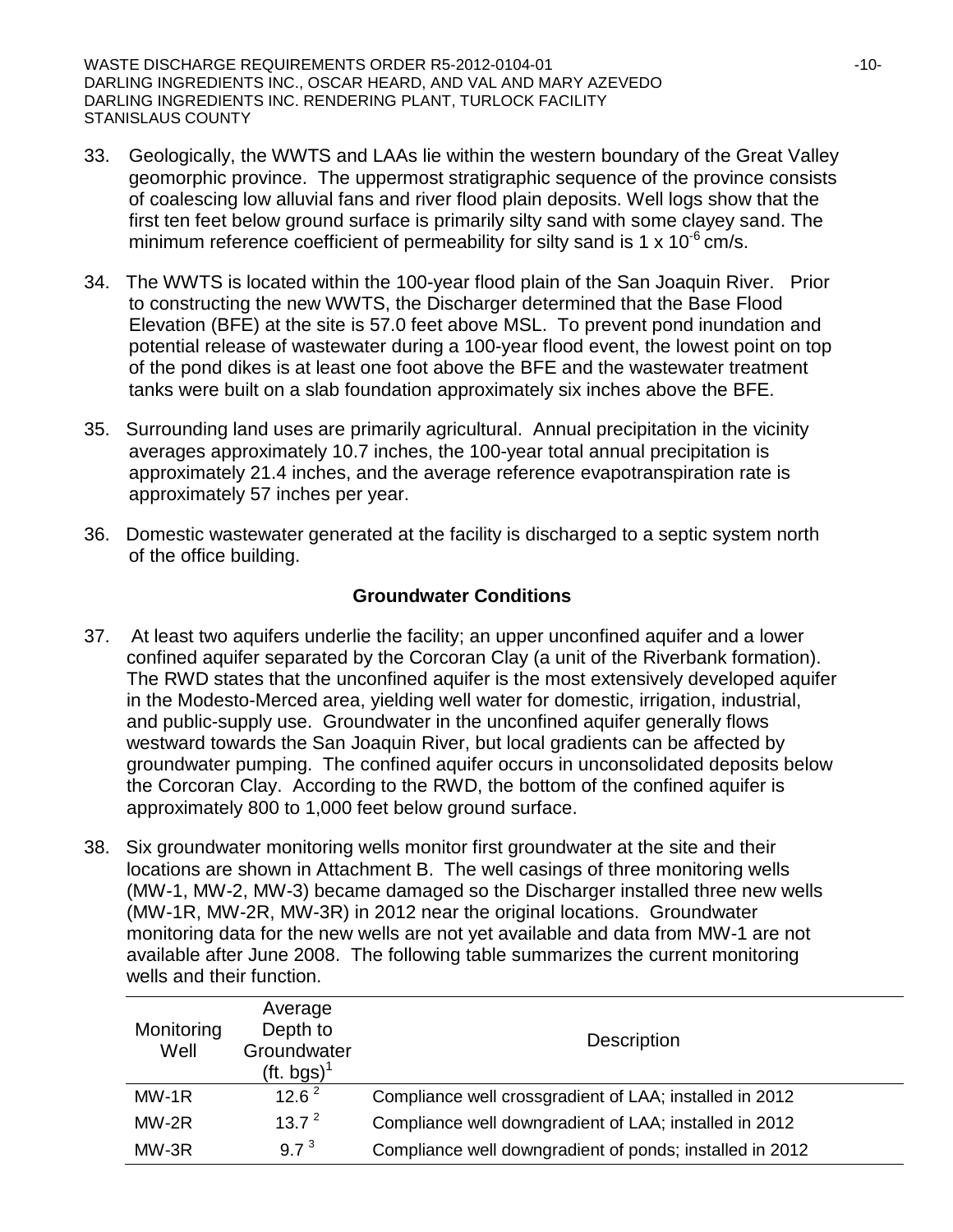33. Geologically, the WWTS and LAAs lie within the western boundary of the Great Valley geomorphic province. The uppermost stratigraphic sequence of the province consists of coalescing low alluvial fans and river flood plain deposits. Well logs show that the first ten feet below ground surface is primarily silty sand with some clayey sand. The minimum reference coefficient of permeability for silty sand is $1 \times 10^{-6}$ cm/s.

34. The WWTS is located within the 100-year flood plain of the San Joaquin River. Prior to constructing the new WWTS, the Discharger determined that the Base Flood Elevation (BFE) at the site is 57.0 feet above MSL. To prevent pond inundation and potential release of wastewater during a 100-year flood event, the lowest point on top of the pond dikes is at least one foot above the BFE and the wastewater treatment tanks were built on a slab foundation approximately six inches above the BFE.

35. Surrounding land uses are primarily agricultural. Annual precipitation in the vicinity averages approximately 10.7 inches, the 100-year total annual precipitation is approximately 21.4 inches, and the average reference evapotranspiration rate is approximately 57 inches per year.

36. Domestic wastewater generated at the facility is discharged to a septic system north of the office building.

## Groundwater Conditions

37. At least two aquifers underlie the facility; an upper unconfined aquifer and a lower confined aquifer separated by the Corcoran Clay (a unit of the Riverbank formation). The RWD states that the unconfined aquifer is the most extensively developed aquifer in the Modesto-Merced area, yielding well water for domestic, irrigation, industrial, and public-supply use. Groundwater in the unconfined aquifer generally flows westward towards the San Joaquin River, but local gradients can be affected by groundwater pumping. The confined aquifer occurs in unconsolidated deposits below the Corcoran Clay. According to the RWD, the bottom of the confined aquifer is approximately 800 to 1,000 feet below ground surface.

38. Six groundwater monitoring wells monitor first groundwater at the site and their locations are shown in Attachment B. The well casings of three monitoring wells (MW-1, MW-2, MW-3) became damaged so the Discharger installed three new wells (MW-1R, MW-2R, MW-3R) in 2012 near the original locations. Groundwater monitoring data for the new wells are not yet available and data from MW-1 are not available after June 2008. The following table summarizes the current monitoring wells and their function.

| Monitoring Well | Average Depth to Groundwater (ft. bgs)[1] | Description |
|---|---|---|
| MW-1R | 12.6 [2] | Compliance well crossgradient of LAA; installed in 2012 |
| MW-2R | 13.7 [2] | Compliance well downgradient of LAA; installed in 2012 |
| MW-3R | 9.7 [3] | Compliance well downgradient of ponds; installed in 2012 |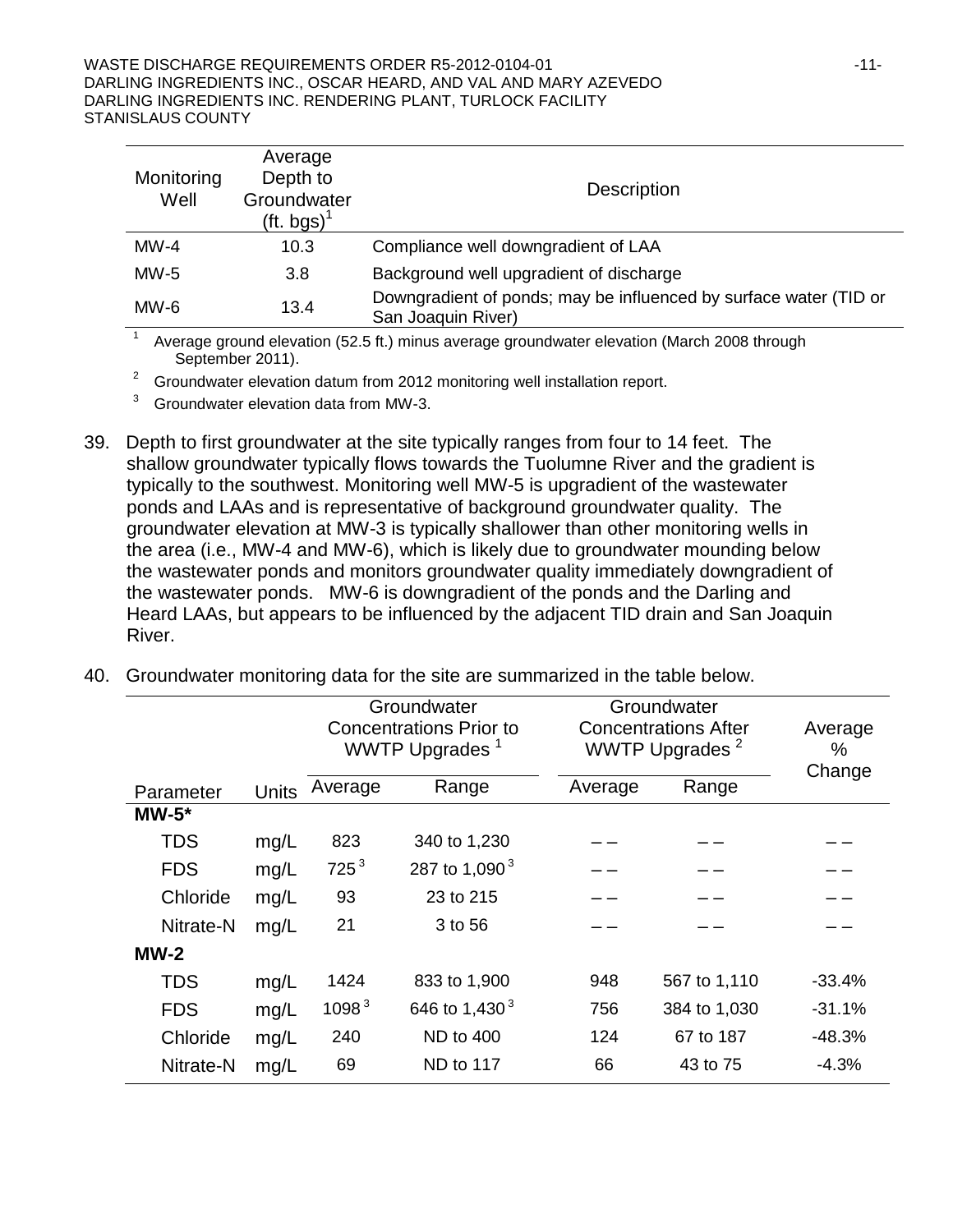| Monitoring Well | Average Depth to Groundwater (ft. bgs)[1] | Description |
|---|---|---|
| MW-4 | 10.3 | Compliance well downgradient of LAA |
| MW-5 | 3.8 | Background well upgradient of discharge |
| MW-6 | 13.4 | Downgradient of ponds; may be influenced by surface water (TID or San Joaquin River) |

[1] Average ground elevation (52.5 ft.) minus average groundwater elevation (March 2008 through September 2011).

[2] Groundwater elevation datum from 2012 monitoring well installation report.

[3] Groundwater elevation data from MW-3.

39. Depth to first groundwater at the site typically ranges from four to 14 feet. The shallow groundwater typically flows towards the Tuolumne River and the gradient is typically to the southwest. Monitoring well MW-5 is upgradient of the wastewater ponds and LAAs and is representative of background groundwater quality. The groundwater elevation at MW-3 is typically shallower than other monitoring wells in the area (i.e., MW-4 and MW-6), which is likely due to groundwater mounding below the wastewater ponds and monitors groundwater quality immediately downgradient of the wastewater ponds. MW-6 is downgradient of the ponds and the Darling and Heard LAAs, but appears to be influenced by the adjacent TID drain and San Joaquin River.

40. Groundwater monitoring data for the site are summarized in the table below.

| | | Groundwater Concentrations Prior to WWTP Upgrades [1] | | Groundwater Concentrations After WWTP Upgrades [2] | | Average % Change |
|---|---|---|---|---|---|---|
| Parameter | Units | Average | Range | Average | Range | |
| **MW-5*** | | | | | | |
| TDS | mg/L | 823 | 340 to 1,230 | – – | – – | – – |
| FDS | mg/L | 725 [3] | 287 to 1,090 [3] | – – | – – | – – |
| Chloride | mg/L | 93 | 23 to 215 | – – | – – | – – |
| Nitrate-N | mg/L | 21 | 3 to 56 | – – | – – | – – |
| **MW-2** | | | | | | |
| TDS | mg/L | 1424 | 833 to 1,900 | 948 | 567 to 1,110 | -33.4% |
| FDS | mg/L | 1098 [3] | 646 to 1,430 [3] | 756 | 384 to 1,030 | -31.1% |
| Chloride | mg/L | 240 | ND to 400 | 124 | 67 to 187 | -48.3% |
| Nitrate-N | mg/L | 69 | ND to 117 | 66 | 43 to 75 | -4.3% |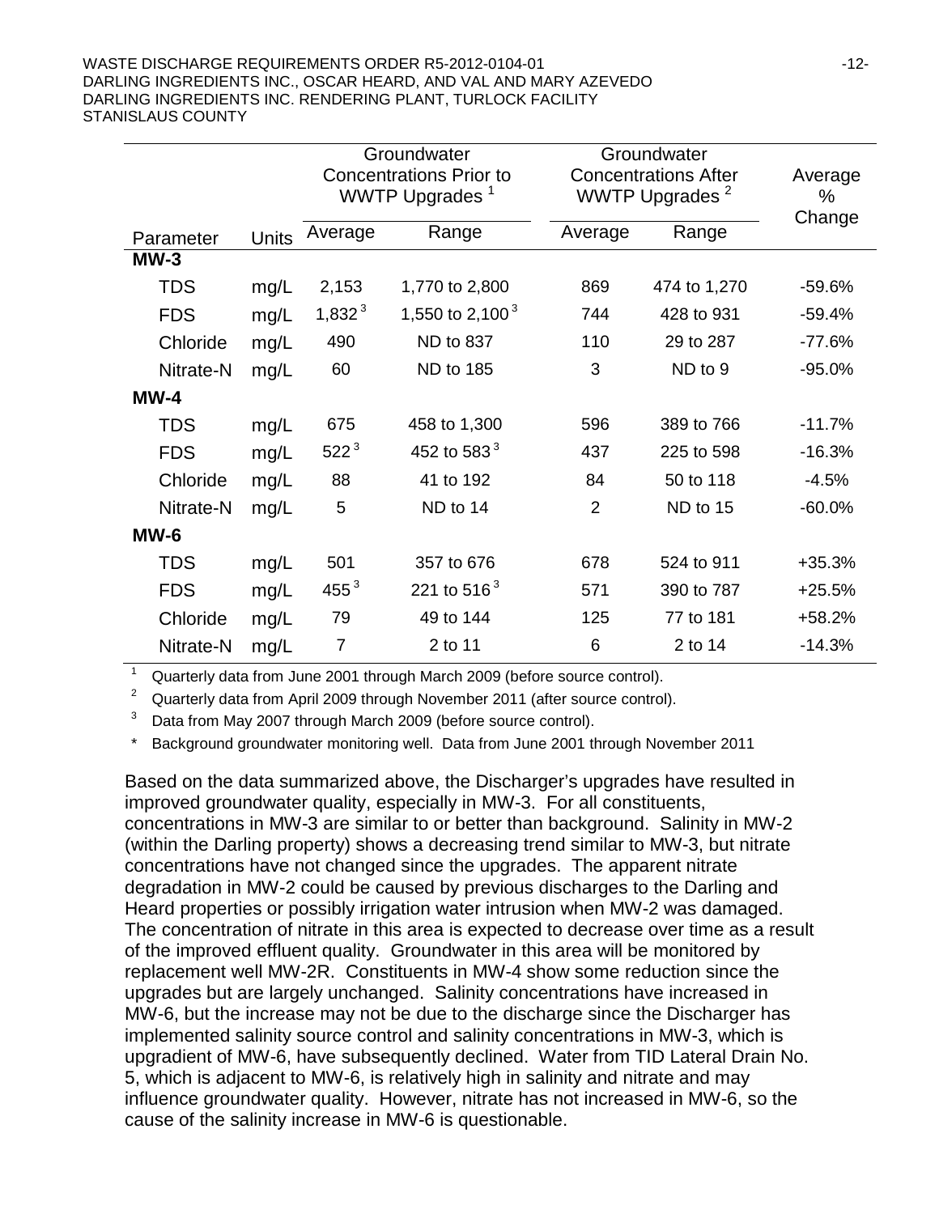| Parameter | Units | Groundwater Concentrations Prior to WWTP Upgrades [1] | | Groundwater Concentrations After WWTP Upgrades [2] | | Average % Change |
|---|---|---|---|---|---|---|
| | | Average | Range | Average | Range | |
| **MW-3** | | | | | | |
| TDS | mg/L | 2,153 | 1,770 to 2,800 | 869 | 474 to 1,270 | -59.6% |
| FDS | mg/L | 1,832 [3] | 1,550 to 2,100 [3] | 744 | 428 to 931 | -59.4% |
| Chloride | mg/L | 490 | ND to 837 | 110 | 29 to 287 | -77.6% |
| Nitrate-N | mg/L | 60 | ND to 185 | 3 | ND to 9 | -95.0% |
| **MW-4** | | | | | | |
| TDS | mg/L | 675 | 458 to 1,300 | 596 | 389 to 766 | -11.7% |
| FDS | mg/L | 522 [3] | 452 to 583 [3] | 437 | 225 to 598 | -16.3% |
| Chloride | mg/L | 88 | 41 to 192 | 84 | 50 to 118 | -4.5% |
| Nitrate-N | mg/L | 5 | ND to 14 | 2 | ND to 15 | -60.0% |
| **MW-6** | | | | | | |
| TDS | mg/L | 501 | 357 to 676 | 678 | 524 to 911 | +35.3% |
| FDS | mg/L | 455 [3] | 221 to 516 [3] | 571 | 390 to 787 | +25.5% |
| Chloride | mg/L | 79 | 49 to 144 | 125 | 77 to 181 | +58.2% |
| Nitrate-N | mg/L | 7 | 2 to 11 | 6 | 2 to 14 | -14.3% |

[1] Quarterly data from June 2001 through March 2009 (before source control).

[2] Quarterly data from April 2009 through November 2011 (after source control).

[3] Data from May 2007 through March 2009 (before source control).

\* Background groundwater monitoring well. Data from June 2001 through November 2011

Based on the data summarized above, the Discharger's upgrades have resulted in improved groundwater quality, especially in MW-3. For all constituents, concentrations in MW-3 are similar to or better than background. Salinity in MW-2 (within the Darling property) shows a decreasing trend similar to MW-3, but nitrate concentrations have not changed since the upgrades. The apparent nitrate degradation in MW-2 could be caused by previous discharges to the Darling and Heard properties or possibly irrigation water intrusion when MW-2 was damaged. The concentration of nitrate in this area is expected to decrease over time as a result of the improved effluent quality. Groundwater in this area will be monitored by replacement well MW-2R. Constituents in MW-4 show some reduction since the upgrades but are largely unchanged. Salinity concentrations have increased in MW-6, but the increase may not be due to the discharge since the Discharger has implemented salinity source control and salinity concentrations in MW-3, which is upgradient of MW-6, have subsequently declined. Water from TID Lateral Drain No. 5, which is adjacent to MW-6, is relatively high in salinity and nitrate and may influence groundwater quality. However, nitrate has not increased in MW-6, so the cause of the salinity increase in MW-6 is questionable.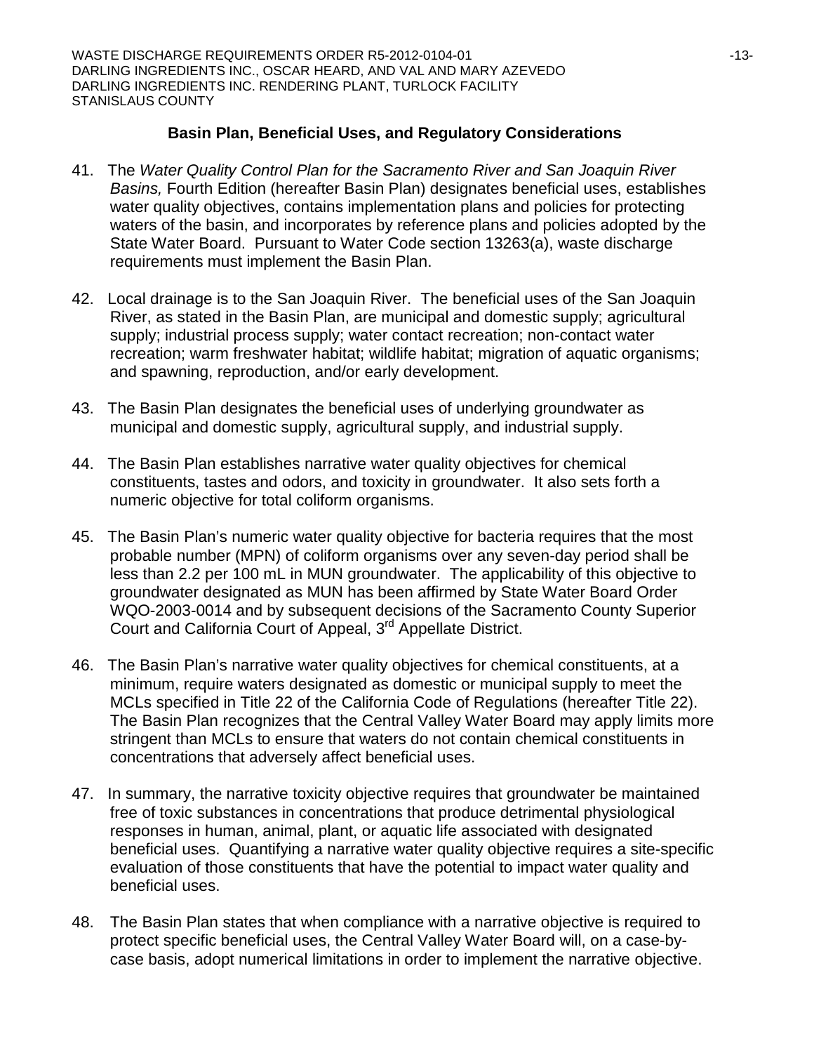## Basin Plan, Beneficial Uses, and Regulatory Considerations

41. The *Water Quality Control Plan for the Sacramento River and San Joaquin River Basins,* Fourth Edition (hereafter Basin Plan) designates beneficial uses, establishes water quality objectives, contains implementation plans and policies for protecting waters of the basin, and incorporates by reference plans and policies adopted by the State Water Board. Pursuant to Water Code section 13263(a), waste discharge requirements must implement the Basin Plan.

42. Local drainage is to the San Joaquin River. The beneficial uses of the San Joaquin River, as stated in the Basin Plan, are municipal and domestic supply; agricultural supply; industrial process supply; water contact recreation; non-contact water recreation; warm freshwater habitat; wildlife habitat; migration of aquatic organisms; and spawning, reproduction, and/or early development.

43. The Basin Plan designates the beneficial uses of underlying groundwater as municipal and domestic supply, agricultural supply, and industrial supply.

44. The Basin Plan establishes narrative water quality objectives for chemical constituents, tastes and odors, and toxicity in groundwater. It also sets forth a numeric objective for total coliform organisms.

45. The Basin Plan's numeric water quality objective for bacteria requires that the most probable number (MPN) of coliform organisms over any seven-day period shall be less than 2.2 per 100 mL in MUN groundwater. The applicability of this objective to groundwater designated as MUN has been affirmed by State Water Board Order WQO-2003-0014 and by subsequent decisions of the Sacramento County Superior Court and California Court of Appeal, 3rd Appellate District.

46. The Basin Plan's narrative water quality objectives for chemical constituents, at a minimum, require waters designated as domestic or municipal supply to meet the MCLs specified in Title 22 of the California Code of Regulations (hereafter Title 22). The Basin Plan recognizes that the Central Valley Water Board may apply limits more stringent than MCLs to ensure that waters do not contain chemical constituents in concentrations that adversely affect beneficial uses.

47. In summary, the narrative toxicity objective requires that groundwater be maintained free of toxic substances in concentrations that produce detrimental physiological responses in human, animal, plant, or aquatic life associated with designated beneficial uses. Quantifying a narrative water quality objective requires a site-specific evaluation of those constituents that have the potential to impact water quality and beneficial uses.

48. The Basin Plan states that when compliance with a narrative objective is required to protect specific beneficial uses, the Central Valley Water Board will, on a case-by-case basis, adopt numerical limitations in order to implement the narrative objective.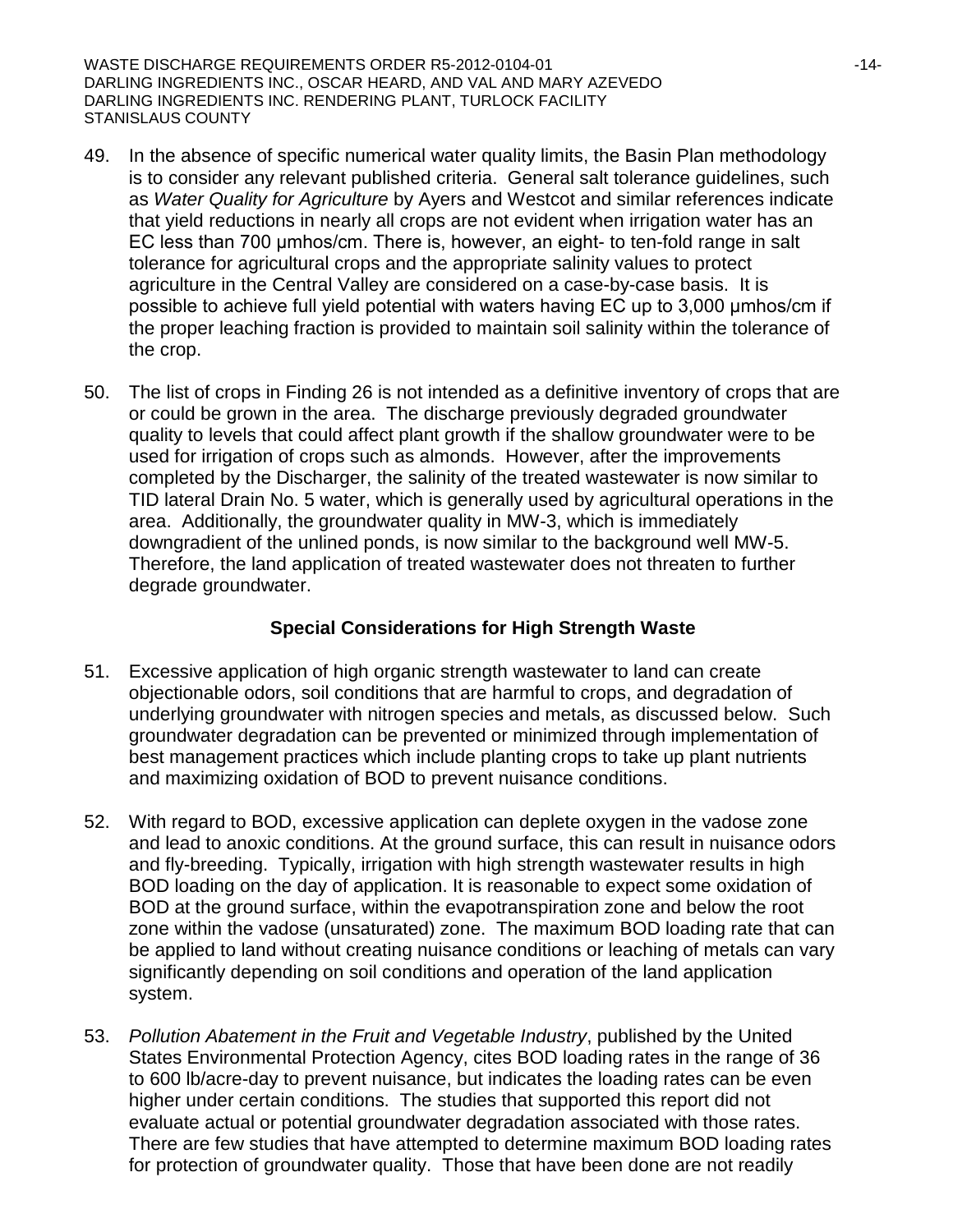49. In the absence of specific numerical water quality limits, the Basin Plan methodology is to consider any relevant published criteria. General salt tolerance guidelines, such as *Water Quality for Agriculture* by Ayers and Westcot and similar references indicate that yield reductions in nearly all crops are not evident when irrigation water has an EC less than 700 μmhos/cm. There is, however, an eight- to ten-fold range in salt tolerance for agricultural crops and the appropriate salinity values to protect agriculture in the Central Valley are considered on a case-by-case basis. It is possible to achieve full yield potential with waters having EC up to 3,000 μmhos/cm if the proper leaching fraction is provided to maintain soil salinity within the tolerance of the crop.

50. The list of crops in Finding 26 is not intended as a definitive inventory of crops that are or could be grown in the area. The discharge previously degraded groundwater quality to levels that could affect plant growth if the shallow groundwater were to be used for irrigation of crops such as almonds. However, after the improvements completed by the Discharger, the salinity of the treated wastewater is now similar to TID lateral Drain No. 5 water, which is generally used by agricultural operations in the area. Additionally, the groundwater quality in MW-3, which is immediately downgradient of the unlined ponds, is now similar to the background well MW-5. Therefore, the land application of treated wastewater does not threaten to further degrade groundwater.

### Special Considerations for High Strength Waste

51. Excessive application of high organic strength wastewater to land can create objectionable odors, soil conditions that are harmful to crops, and degradation of underlying groundwater with nitrogen species and metals, as discussed below. Such groundwater degradation can be prevented or minimized through implementation of best management practices which include planting crops to take up plant nutrients and maximizing oxidation of BOD to prevent nuisance conditions.

52. With regard to BOD, excessive application can deplete oxygen in the vadose zone and lead to anoxic conditions. At the ground surface, this can result in nuisance odors and fly-breeding. Typically, irrigation with high strength wastewater results in high BOD loading on the day of application. It is reasonable to expect some oxidation of BOD at the ground surface, within the evapotranspiration zone and below the root zone within the vadose (unsaturated) zone. The maximum BOD loading rate that can be applied to land without creating nuisance conditions or leaching of metals can vary significantly depending on soil conditions and operation of the land application system.

53. *Pollution Abatement in the Fruit and Vegetable Industry*, published by the United States Environmental Protection Agency, cites BOD loading rates in the range of 36 to 600 lb/acre-day to prevent nuisance, but indicates the loading rates can be even higher under certain conditions. The studies that supported this report did not evaluate actual or potential groundwater degradation associated with those rates. There are few studies that have attempted to determine maximum BOD loading rates for protection of groundwater quality. Those that have been done are not readily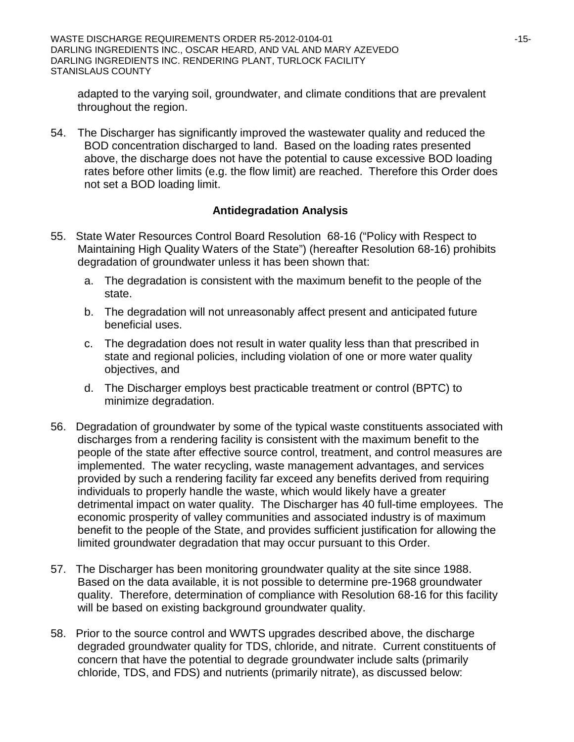adapted to the varying soil, groundwater, and climate conditions that are prevalent throughout the region.

54. The Discharger has significantly improved the wastewater quality and reduced the BOD concentration discharged to land. Based on the loading rates presented above, the discharge does not have the potential to cause excessive BOD loading rates before other limits (e.g. the flow limit) are reached. Therefore this Order does not set a BOD loading limit.

## Antidegradation Analysis

55. State Water Resources Control Board Resolution 68-16 ("Policy with Respect to Maintaining High Quality Waters of the State") (hereafter Resolution 68-16) prohibits degradation of groundwater unless it has been shown that:

    a. The degradation is consistent with the maximum benefit to the people of the state.

    b. The degradation will not unreasonably affect present and anticipated future beneficial uses.

    c. The degradation does not result in water quality less than that prescribed in state and regional policies, including violation of one or more water quality objectives, and

    d. The Discharger employs best practicable treatment or control (BPTC) to minimize degradation.

56. Degradation of groundwater by some of the typical waste constituents associated with discharges from a rendering facility is consistent with the maximum benefit to the people of the state after effective source control, treatment, and control measures are implemented. The water recycling, waste management advantages, and services provided by such a rendering facility far exceed any benefits derived from requiring individuals to properly handle the waste, which would likely have a greater detrimental impact on water quality. The Discharger has 40 full-time employees. The economic prosperity of valley communities and associated industry is of maximum benefit to the people of the State, and provides sufficient justification for allowing the limited groundwater degradation that may occur pursuant to this Order.

57. The Discharger has been monitoring groundwater quality at the site since 1988. Based on the data available, it is not possible to determine pre-1968 groundwater quality. Therefore, determination of compliance with Resolution 68-16 for this facility will be based on existing background groundwater quality.

58. Prior to the source control and WWTS upgrades described above, the discharge degraded groundwater quality for TDS, chloride, and nitrate. Current constituents of concern that have the potential to degrade groundwater include salts (primarily chloride, TDS, and FDS) and nutrients (primarily nitrate), as discussed below: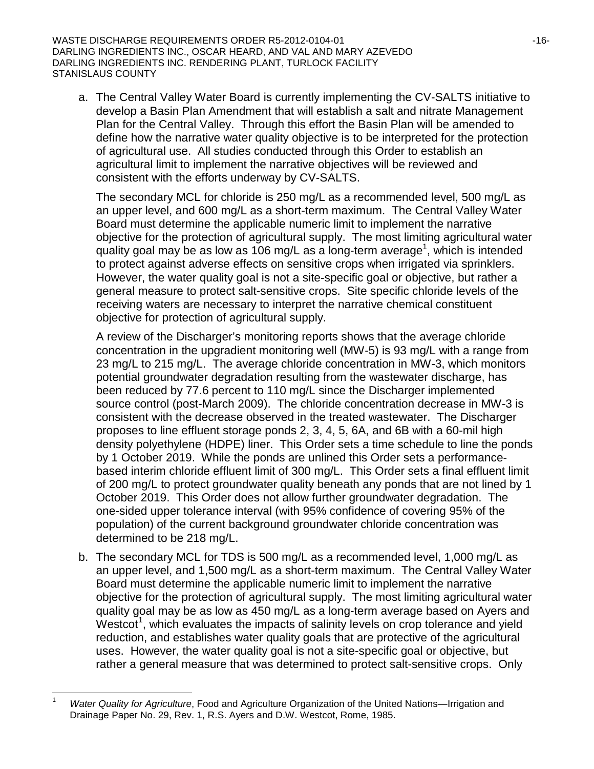a. The Central Valley Water Board is currently implementing the CV-SALTS initiative to develop a Basin Plan Amendment that will establish a salt and nitrate Management Plan for the Central Valley. Through this effort the Basin Plan will be amended to define how the narrative water quality objective is to be interpreted for the protection of agricultural use. All studies conducted through this Order to establish an agricultural limit to implement the narrative objectives will be reviewed and consistent with the efforts underway by CV-SALTS.

   The secondary MCL for chloride is 250 mg/L as a recommended level, 500 mg/L as an upper level, and 600 mg/L as a short-term maximum. The Central Valley Water Board must determine the applicable numeric limit to implement the narrative objective for the protection of agricultural supply. The most limiting agricultural water quality goal may be as low as 106 mg/L as a long-term average[1], which is intended to protect against adverse effects on sensitive crops when irrigated via sprinklers. However, the water quality goal is not a site-specific goal or objective, but rather a general measure to protect salt-sensitive crops. Site specific chloride levels of the receiving waters are necessary to interpret the narrative chemical constituent objective for protection of agricultural supply.

   A review of the Discharger's monitoring reports shows that the average chloride concentration in the upgradient monitoring well (MW-5) is 93 mg/L with a range from 23 mg/L to 215 mg/L. The average chloride concentration in MW-3, which monitors potential groundwater degradation resulting from the wastewater discharge, has been reduced by 77.6 percent to 110 mg/L since the Discharger implemented source control (post-March 2009). The chloride concentration decrease in MW-3 is consistent with the decrease observed in the treated wastewater. The Discharger proposes to line effluent storage ponds 2, 3, 4, 5, 6A, and 6B with a 60-mil high density polyethylene (HDPE) liner. This Order sets a time schedule to line the ponds by 1 October 2019. While the ponds are unlined this Order sets a performance-based interim chloride effluent limit of 300 mg/L. This Order sets a final effluent limit of 200 mg/L to protect groundwater quality beneath any ponds that are not lined by 1 October 2019. This Order does not allow further groundwater degradation. The one-sided upper tolerance interval (with 95% confidence of covering 95% of the population) of the current background groundwater chloride concentration was determined to be 218 mg/L.

b. The secondary MCL for TDS is 500 mg/L as a recommended level, 1,000 mg/L as an upper level, and 1,500 mg/L as a short-term maximum. The Central Valley Water Board must determine the applicable numeric limit to implement the narrative objective for the protection of agricultural supply. The most limiting agricultural water quality goal may be as low as 450 mg/L as a long-term average based on Ayers and Westcot[1], which evaluates the impacts of salinity levels on crop tolerance and yield reduction, and establishes water quality goals that are protective of the agricultural uses. However, the water quality goal is not a site-specific goal or objective, but rather a general measure that was determined to protect salt-sensitive crops. Only

---

[1] *Water Quality for Agriculture*, Food and Agriculture Organization of the United Nations—Irrigation and Drainage Paper No. 29, Rev. 1, R.S. Ayers and D.W. Westcot, Rome, 1985.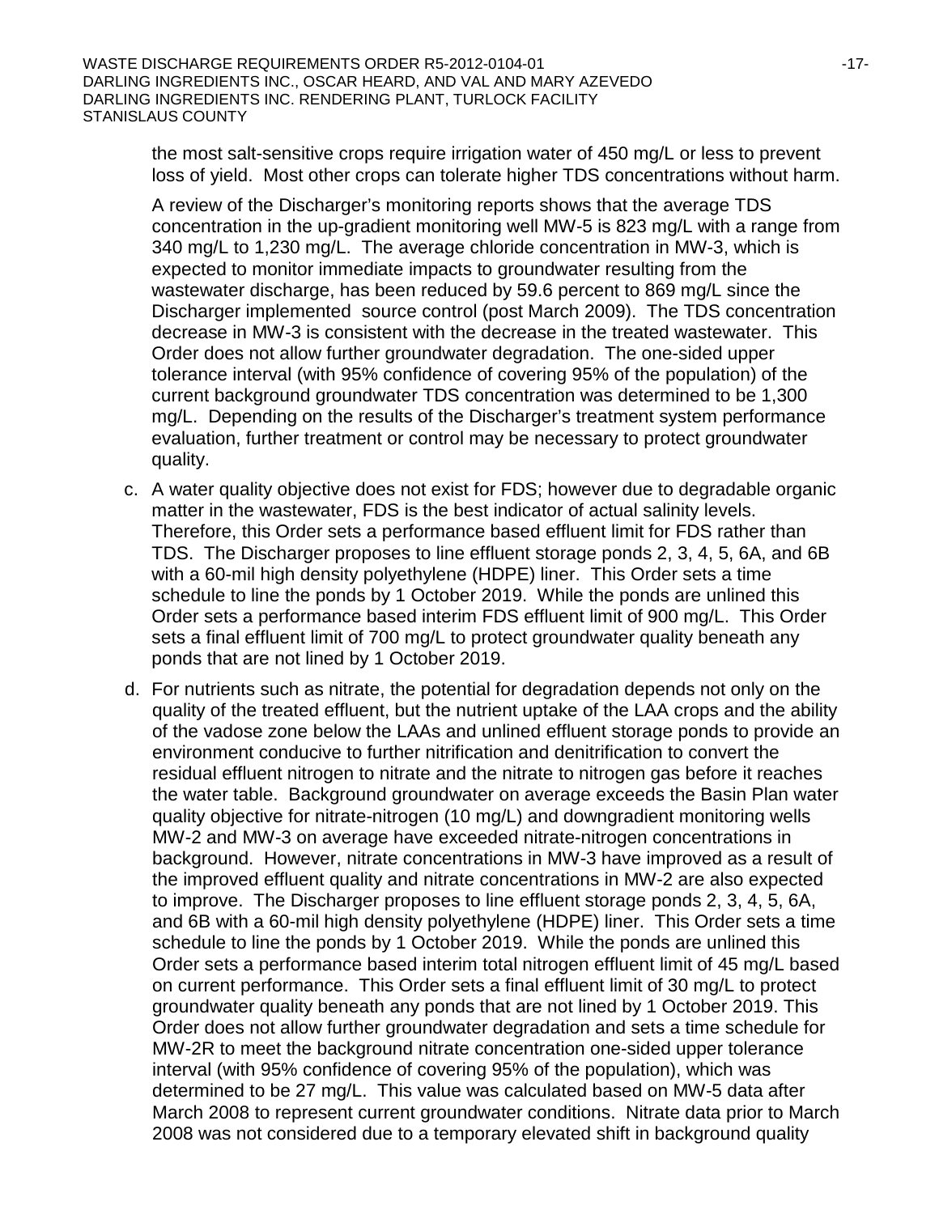the most salt-sensitive crops require irrigation water of 450 mg/L or less to prevent loss of yield. Most other crops can tolerate higher TDS concentrations without harm.

A review of the Discharger's monitoring reports shows that the average TDS concentration in the up-gradient monitoring well MW-5 is 823 mg/L with a range from 340 mg/L to 1,230 mg/L. The average chloride concentration in MW-3, which is expected to monitor immediate impacts to groundwater resulting from the wastewater discharge, has been reduced by 59.6 percent to 869 mg/L since the Discharger implemented source control (post March 2009). The TDS concentration decrease in MW-3 is consistent with the decrease in the treated wastewater. This Order does not allow further groundwater degradation. The one-sided upper tolerance interval (with 95% confidence of covering 95% of the population) of the current background groundwater TDS concentration was determined to be 1,300 mg/L. Depending on the results of the Discharger's treatment system performance evaluation, further treatment or control may be necessary to protect groundwater quality.

c. A water quality objective does not exist for FDS; however due to degradable organic matter in the wastewater, FDS is the best indicator of actual salinity levels. Therefore, this Order sets a performance based effluent limit for FDS rather than TDS. The Discharger proposes to line effluent storage ponds 2, 3, 4, 5, 6A, and 6B with a 60-mil high density polyethylene (HDPE) liner. This Order sets a time schedule to line the ponds by 1 October 2019. While the ponds are unlined this Order sets a performance based interim FDS effluent limit of 900 mg/L. This Order sets a final effluent limit of 700 mg/L to protect groundwater quality beneath any ponds that are not lined by 1 October 2019.

d. For nutrients such as nitrate, the potential for degradation depends not only on the quality of the treated effluent, but the nutrient uptake of the LAA crops and the ability of the vadose zone below the LAAs and unlined effluent storage ponds to provide an environment conducive to further nitrification and denitrification to convert the residual effluent nitrogen to nitrate and the nitrate to nitrogen gas before it reaches the water table. Background groundwater on average exceeds the Basin Plan water quality objective for nitrate-nitrogen (10 mg/L) and downgradient monitoring wells MW-2 and MW-3 on average have exceeded nitrate-nitrogen concentrations in background. However, nitrate concentrations in MW-3 have improved as a result of the improved effluent quality and nitrate concentrations in MW-2 are also expected to improve. The Discharger proposes to line effluent storage ponds 2, 3, 4, 5, 6A, and 6B with a 60-mil high density polyethylene (HDPE) liner. This Order sets a time schedule to line the ponds by 1 October 2019. While the ponds are unlined this Order sets a performance based interim total nitrogen effluent limit of 45 mg/L based on current performance. This Order sets a final effluent limit of 30 mg/L to protect groundwater quality beneath any ponds that are not lined by 1 October 2019. This Order does not allow further groundwater degradation and sets a time schedule for MW-2R to meet the background nitrate concentration one-sided upper tolerance interval (with 95% confidence of covering 95% of the population), which was determined to be 27 mg/L. This value was calculated based on MW-5 data after March 2008 to represent current groundwater conditions. Nitrate data prior to March 2008 was not considered due to a temporary elevated shift in background quality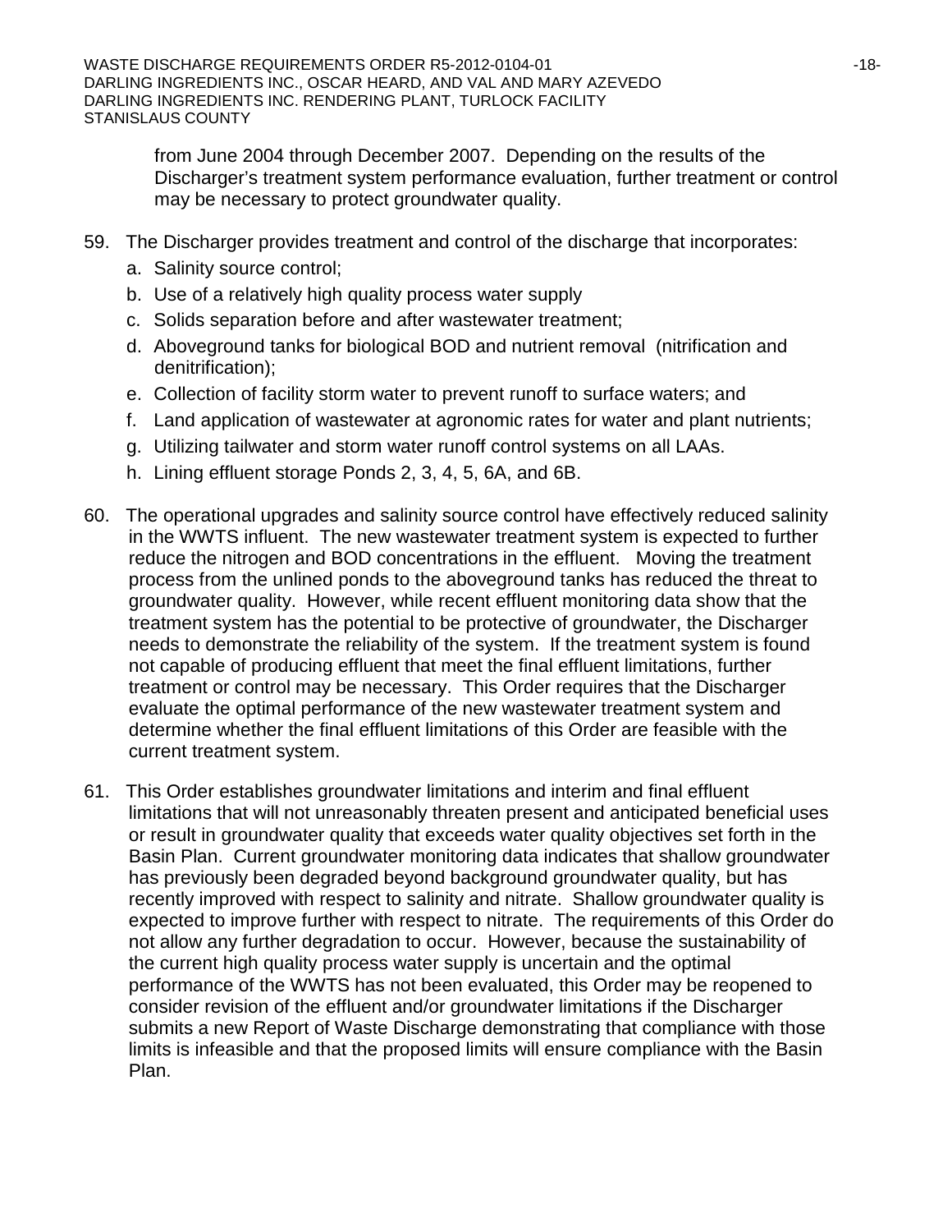from June 2004 through December 2007. Depending on the results of the Discharger's treatment system performance evaluation, further treatment or control may be necessary to protect groundwater quality.

59. The Discharger provides treatment and control of the discharge that incorporates:
    a. Salinity source control;
    b. Use of a relatively high quality process water supply
    c. Solids separation before and after wastewater treatment;
    d. Aboveground tanks for biological BOD and nutrient removal (nitrification and denitrification);
    e. Collection of facility storm water to prevent runoff to surface waters; and
    f. Land application of wastewater at agronomic rates for water and plant nutrients;
    g. Utilizing tailwater and storm water runoff control systems on all LAAs.
    h. Lining effluent storage Ponds 2, 3, 4, 5, 6A, and 6B.

60. The operational upgrades and salinity source control have effectively reduced salinity in the WWTS influent. The new wastewater treatment system is expected to further reduce the nitrogen and BOD concentrations in the effluent. Moving the treatment process from the unlined ponds to the aboveground tanks has reduced the threat to groundwater quality. However, while recent effluent monitoring data show that the treatment system has the potential to be protective of groundwater, the Discharger needs to demonstrate the reliability of the system. If the treatment system is found not capable of producing effluent that meet the final effluent limitations, further treatment or control may be necessary. This Order requires that the Discharger evaluate the optimal performance of the new wastewater treatment system and determine whether the final effluent limitations of this Order are feasible with the current treatment system.

61. This Order establishes groundwater limitations and interim and final effluent limitations that will not unreasonably threaten present and anticipated beneficial uses or result in groundwater quality that exceeds water quality objectives set forth in the Basin Plan. Current groundwater monitoring data indicates that shallow groundwater has previously been degraded beyond background groundwater quality, but has recently improved with respect to salinity and nitrate. Shallow groundwater quality is expected to improve further with respect to nitrate. The requirements of this Order do not allow any further degradation to occur. However, because the sustainability of the current high quality process water supply is uncertain and the optimal performance of the WWTS has not been evaluated, this Order may be reopened to consider revision of the effluent and/or groundwater limitations if the Discharger submits a new Report of Waste Discharge demonstrating that compliance with those limits is infeasible and that the proposed limits will ensure compliance with the Basin Plan.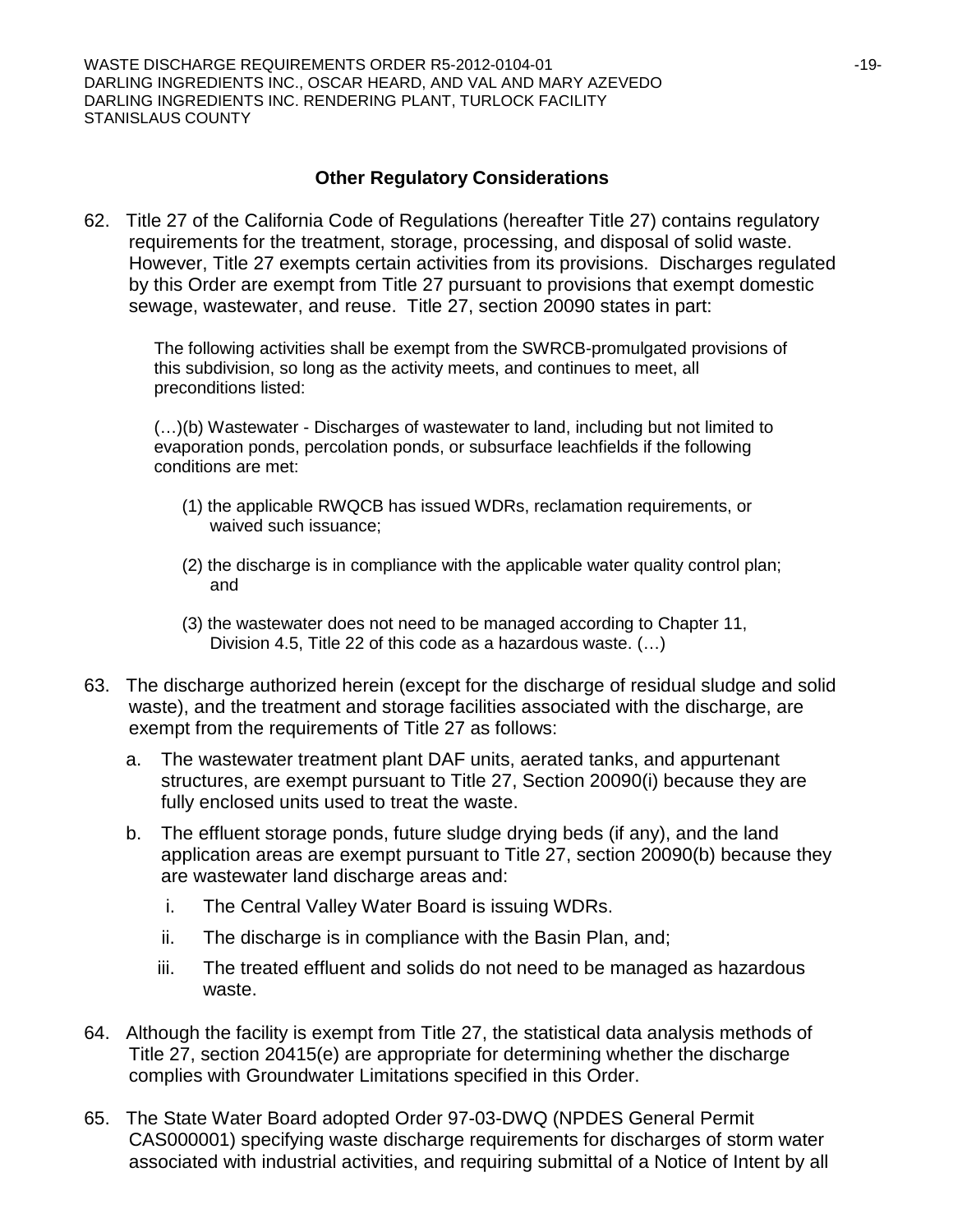## Other Regulatory Considerations

62. Title 27 of the California Code of Regulations (hereafter Title 27) contains regulatory requirements for the treatment, storage, processing, and disposal of solid waste. However, Title 27 exempts certain activities from its provisions. Discharges regulated by this Order are exempt from Title 27 pursuant to provisions that exempt domestic sewage, wastewater, and reuse. Title 27, section 20090 states in part:

    The following activities shall be exempt from the SWRCB-promulgated provisions of this subdivision, so long as the activity meets, and continues to meet, all preconditions listed:

    (…)(b) Wastewater - Discharges of wastewater to land, including but not limited to evaporation ponds, percolation ponds, or subsurface leachfields if the following conditions are met:

    (1) the applicable RWQCB has issued WDRs, reclamation requirements, or waived such issuance;

    (2) the discharge is in compliance with the applicable water quality control plan; and

    (3) the wastewater does not need to be managed according to Chapter 11, Division 4.5, Title 22 of this code as a hazardous waste. (…)

63. The discharge authorized herein (except for the discharge of residual sludge and solid waste), and the treatment and storage facilities associated with the discharge, are exempt from the requirements of Title 27 as follows:

    a. The wastewater treatment plant DAF units, aerated tanks, and appurtenant structures, are exempt pursuant to Title 27, Section 20090(i) because they are fully enclosed units used to treat the waste.

    b. The effluent storage ponds, future sludge drying beds (if any), and the land application areas are exempt pursuant to Title 27, section 20090(b) because they are wastewater land discharge areas and:

        i. The Central Valley Water Board is issuing WDRs.

        ii. The discharge is in compliance with the Basin Plan, and;

        iii. The treated effluent and solids do not need to be managed as hazardous waste.

64. Although the facility is exempt from Title 27, the statistical data analysis methods of Title 27, section 20415(e) are appropriate for determining whether the discharge complies with Groundwater Limitations specified in this Order.

65. The State Water Board adopted Order 97-03-DWQ (NPDES General Permit CAS000001) specifying waste discharge requirements for discharges of storm water associated with industrial activities, and requiring submittal of a Notice of Intent by all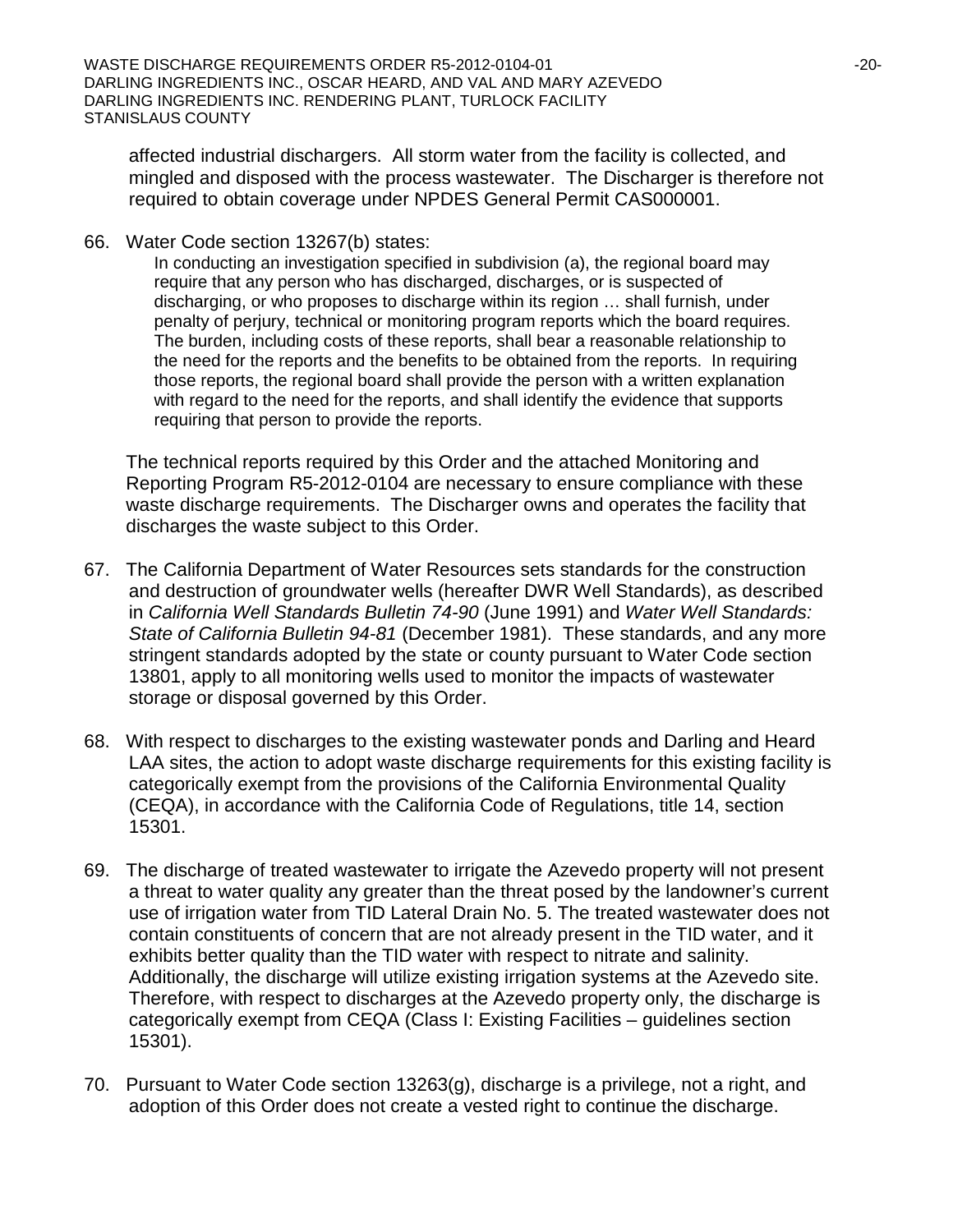affected industrial dischargers. All storm water from the facility is collected, and mingled and disposed with the process wastewater. The Discharger is therefore not required to obtain coverage under NPDES General Permit CAS000001.

66. Water Code section 13267(b) states:

    > In conducting an investigation specified in subdivision (a), the regional board may require that any person who has discharged, discharges, or is suspected of discharging, or who proposes to discharge within its region … shall furnish, under penalty of perjury, technical or monitoring program reports which the board requires. The burden, including costs of these reports, shall bear a reasonable relationship to the need for the reports and the benefits to be obtained from the reports. In requiring those reports, the regional board shall provide the person with a written explanation with regard to the need for the reports, and shall identify the evidence that supports requiring that person to provide the reports.

    The technical reports required by this Order and the attached Monitoring and Reporting Program R5-2012-0104 are necessary to ensure compliance with these waste discharge requirements. The Discharger owns and operates the facility that discharges the waste subject to this Order.

67. The California Department of Water Resources sets standards for the construction and destruction of groundwater wells (hereafter DWR Well Standards), as described in *California Well Standards Bulletin 74-90* (June 1991) and *Water Well Standards: State of California Bulletin 94-81* (December 1981). These standards, and any more stringent standards adopted by the state or county pursuant to Water Code section 13801, apply to all monitoring wells used to monitor the impacts of wastewater storage or disposal governed by this Order.

68. With respect to discharges to the existing wastewater ponds and Darling and Heard LAA sites, the action to adopt waste discharge requirements for this existing facility is categorically exempt from the provisions of the California Environmental Quality (CEQA), in accordance with the California Code of Regulations, title 14, section 15301.

69. The discharge of treated wastewater to irrigate the Azevedo property will not present a threat to water quality any greater than the threat posed by the landowner's current use of irrigation water from TID Lateral Drain No. 5. The treated wastewater does not contain constituents of concern that are not already present in the TID water, and it exhibits better quality than the TID water with respect to nitrate and salinity. Additionally, the discharge will utilize existing irrigation systems at the Azevedo site. Therefore, with respect to discharges at the Azevedo property only, the discharge is categorically exempt from CEQA (Class I: Existing Facilities – guidelines section 15301).

70. Pursuant to Water Code section 13263(g), discharge is a privilege, not a right, and adoption of this Order does not create a vested right to continue the discharge.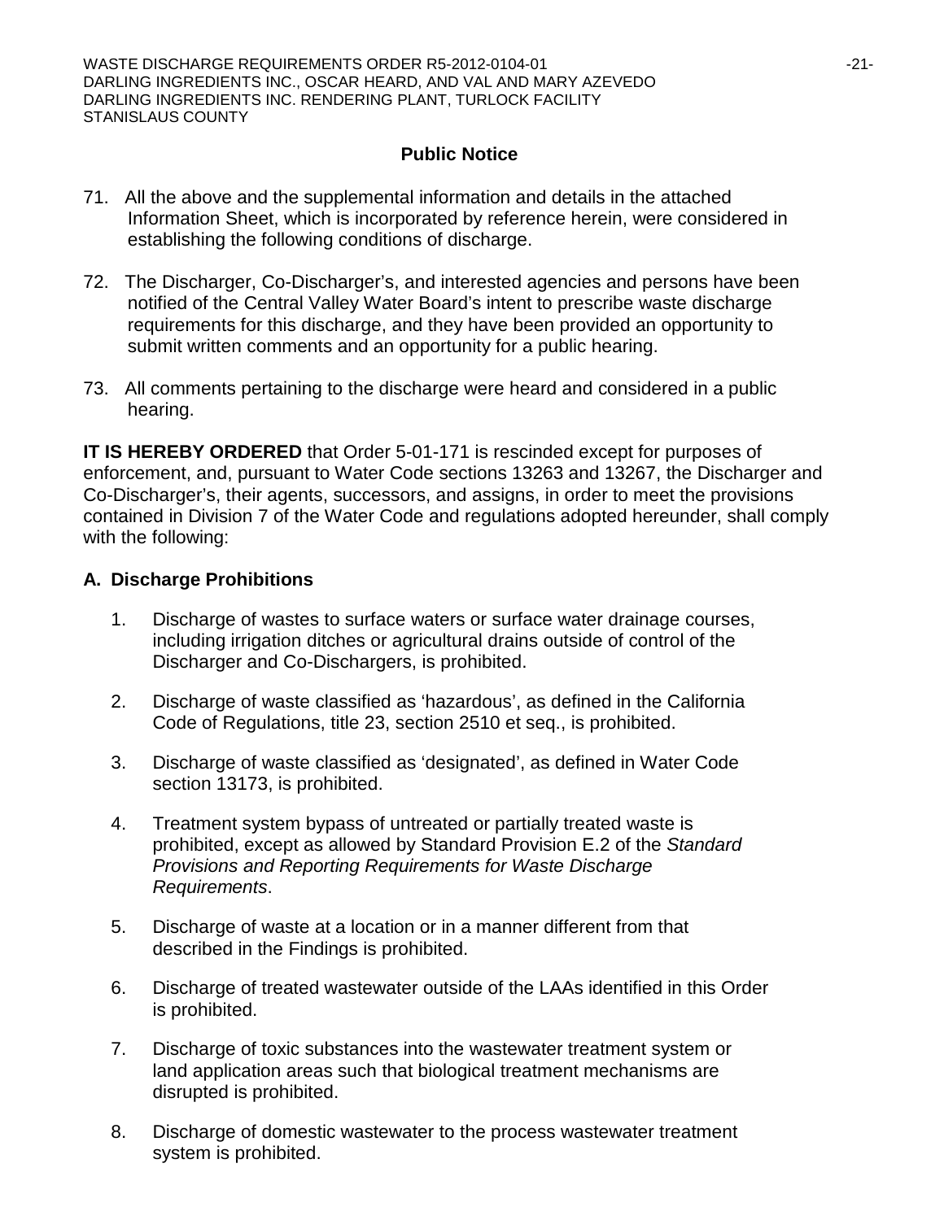## Public Notice

71. All the above and the supplemental information and details in the attached Information Sheet, which is incorporated by reference herein, were considered in establishing the following conditions of discharge.

72. The Discharger, Co-Discharger's, and interested agencies and persons have been notified of the Central Valley Water Board's intent to prescribe waste discharge requirements for this discharge, and they have been provided an opportunity to submit written comments and an opportunity for a public hearing.

73. All comments pertaining to the discharge were heard and considered in a public hearing.

**IT IS HEREBY ORDERED** that Order 5-01-171 is rescinded except for purposes of enforcement, and, pursuant to Water Code sections 13263 and 13267, the Discharger and Co-Discharger's, their agents, successors, and assigns, in order to meet the provisions contained in Division 7 of the Water Code and regulations adopted hereunder, shall comply with the following:

### A. Discharge Prohibitions

1. Discharge of wastes to surface waters or surface water drainage courses, including irrigation ditches or agricultural drains outside of control of the Discharger and Co-Dischargers, is prohibited.

2. Discharge of waste classified as 'hazardous', as defined in the California Code of Regulations, title 23, section 2510 et seq., is prohibited.

3. Discharge of waste classified as 'designated', as defined in Water Code section 13173, is prohibited.

4. Treatment system bypass of untreated or partially treated waste is prohibited, except as allowed by Standard Provision E.2 of the *Standard Provisions and Reporting Requirements for Waste Discharge Requirements*.

5. Discharge of waste at a location or in a manner different from that described in the Findings is prohibited.

6. Discharge of treated wastewater outside of the LAAs identified in this Order is prohibited.

7. Discharge of toxic substances into the wastewater treatment system or land application areas such that biological treatment mechanisms are disrupted is prohibited.

8. Discharge of domestic wastewater to the process wastewater treatment system is prohibited.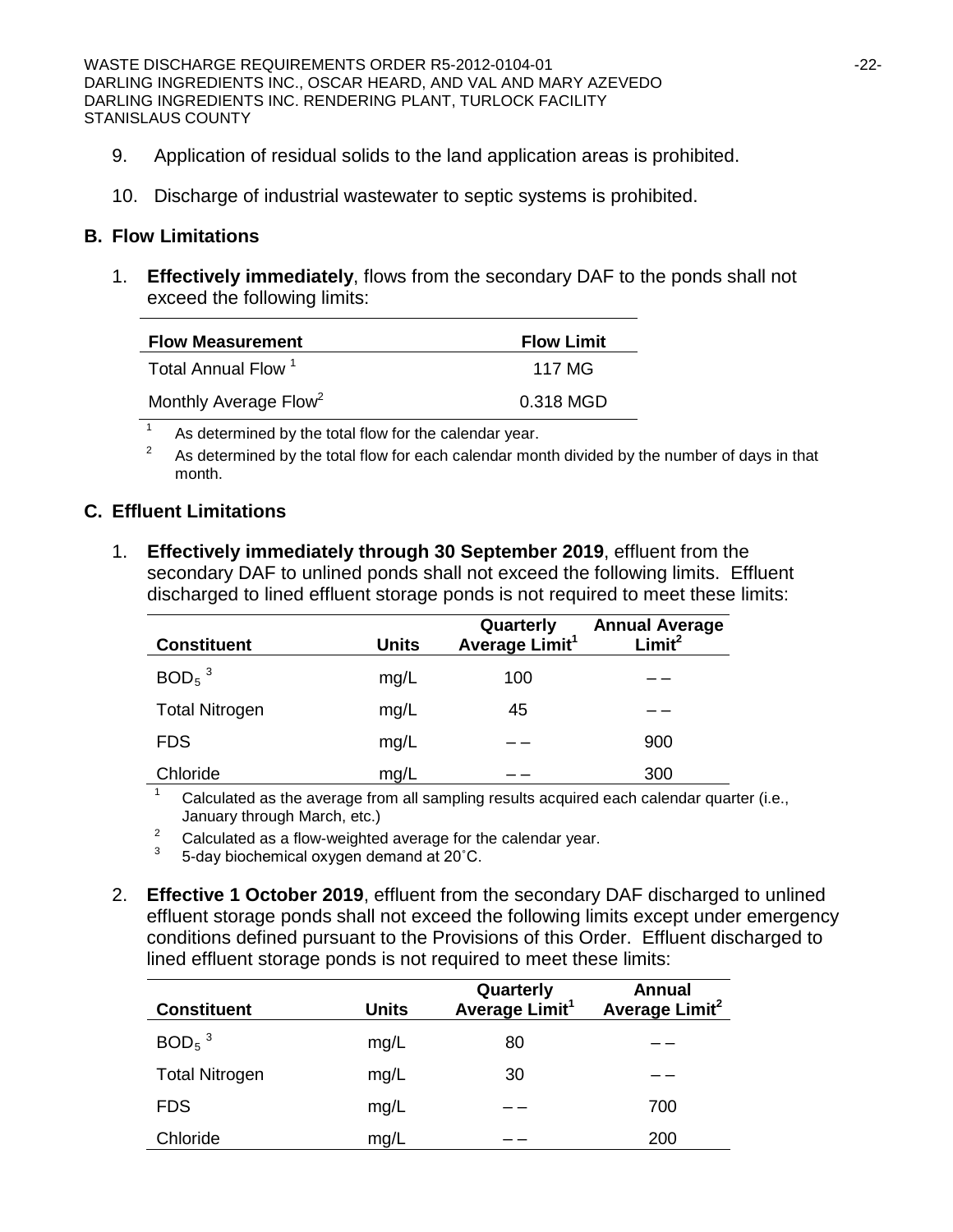9. Application of residual solids to the land application areas is prohibited.

10. Discharge of industrial wastewater to septic systems is prohibited.

## B. Flow Limitations

1. **Effectively immediately**, flows from the secondary DAF to the ponds shall not exceed the following limits:

| Flow Measurement | Flow Limit |
| --- | --- |
| Total Annual Flow [1] | 117 MG |
| Monthly Average Flow[2] | 0.318 MGD |

[1] As determined by the total flow for the calendar year.

[2] As determined by the total flow for each calendar month divided by the number of days in that month.

## C. Effluent Limitations

1. **Effectively immediately through 30 September 2019**, effluent from the secondary DAF to unlined ponds shall not exceed the following limits. Effluent discharged to lined effluent storage ponds is not required to meet these limits:

| Constituent | Units | Quarterly Average Limit[1] | Annual Average Limit[2] |
| --- | --- | --- | --- |
| $BOD_5$ [3] | mg/L | 100 | – – |
| Total Nitrogen | mg/L | 45 | – – |
| FDS | mg/L | – – | 900 |
| Chloride | mg/L | – – | 300 |

[1] Calculated as the average from all sampling results acquired each calendar quarter (i.e., January through March, etc.)

[2] Calculated as a flow-weighted average for the calendar year.

[3] 5-day biochemical oxygen demand at 20˚C.

2. **Effective 1 October 2019**, effluent from the secondary DAF discharged to unlined effluent storage ponds shall not exceed the following limits except under emergency conditions defined pursuant to the Provisions of this Order. Effluent discharged to lined effluent storage ponds is not required to meet these limits:

| Constituent | Units | Quarterly Average Limit[1] | Annual Average Limit[2] |
| --- | --- | --- | --- |
| $BOD_5$ [3] | mg/L | 80 | – – |
| Total Nitrogen | mg/L | 30 | – – |
| FDS | mg/L | – – | 700 |
| Chloride | mg/L | – – | 200 |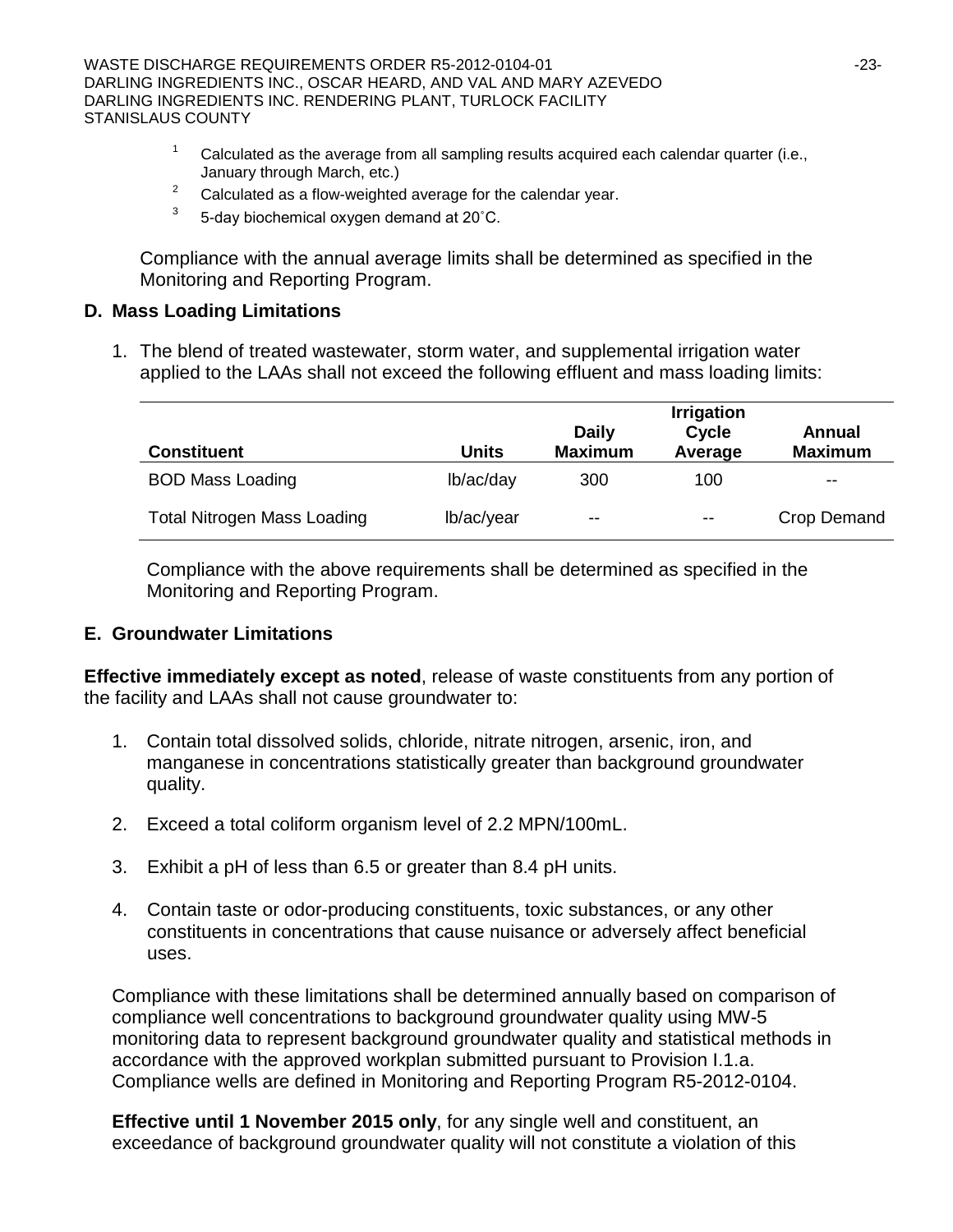1. Calculated as the average from all sampling results acquired each calendar quarter (i.e., January through March, etc.)
2. Calculated as a flow-weighted average for the calendar year.
3. 5-day biochemical oxygen demand at 20˚C.

Compliance with the annual average limits shall be determined as specified in the Monitoring and Reporting Program.

## D. Mass Loading Limitations

1. The blend of treated wastewater, storm water, and supplemental irrigation water applied to the LAAs shall not exceed the following effluent and mass loading limits:

| Constituent | Units | Daily Maximum | Irrigation Cycle Average | Annual Maximum |
|---|---|---|---|---|
| BOD Mass Loading | lb/ac/day | 300 | 100 | -- |
| Total Nitrogen Mass Loading | lb/ac/year | -- | -- | Crop Demand |

Compliance with the above requirements shall be determined as specified in the Monitoring and Reporting Program.

## E. Groundwater Limitations

**Effective immediately except as noted**, release of waste constituents from any portion of the facility and LAAs shall not cause groundwater to:

1. Contain total dissolved solids, chloride, nitrate nitrogen, arsenic, iron, and manganese in concentrations statistically greater than background groundwater quality.
2. Exceed a total coliform organism level of 2.2 MPN/100mL.
3. Exhibit a pH of less than 6.5 or greater than 8.4 pH units.
4. Contain taste or odor-producing constituents, toxic substances, or any other constituents in concentrations that cause nuisance or adversely affect beneficial uses.

Compliance with these limitations shall be determined annually based on comparison of compliance well concentrations to background groundwater quality using MW-5 monitoring data to represent background groundwater quality and statistical methods in accordance with the approved workplan submitted pursuant to Provision I.1.a. Compliance wells are defined in Monitoring and Reporting Program R5-2012-0104.

**Effective until 1 November 2015 only**, for any single well and constituent, an exceedance of background groundwater quality will not constitute a violation of this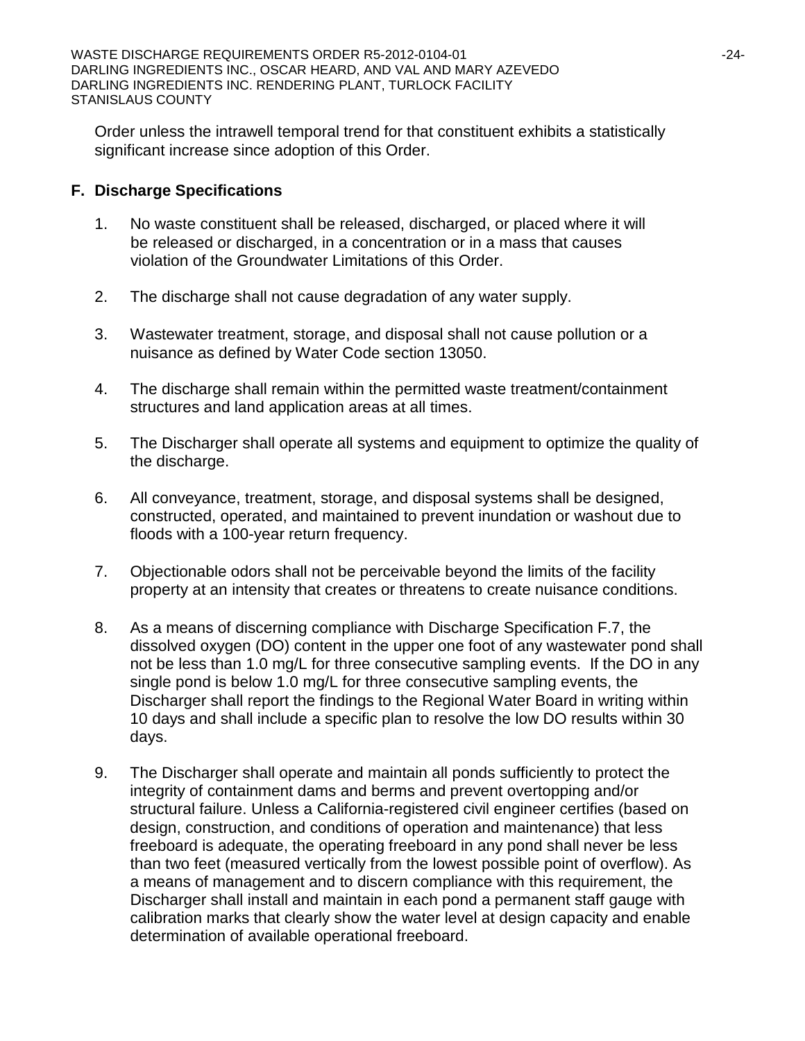Order unless the intrawell temporal trend for that constituent exhibits a statistically significant increase since adoption of this Order.

## F. Discharge Specifications

1. No waste constituent shall be released, discharged, or placed where it will be released or discharged, in a concentration or in a mass that causes violation of the Groundwater Limitations of this Order.

2. The discharge shall not cause degradation of any water supply.

3. Wastewater treatment, storage, and disposal shall not cause pollution or a nuisance as defined by Water Code section 13050.

4. The discharge shall remain within the permitted waste treatment/containment structures and land application areas at all times.

5. The Discharger shall operate all systems and equipment to optimize the quality of the discharge.

6. All conveyance, treatment, storage, and disposal systems shall be designed, constructed, operated, and maintained to prevent inundation or washout due to floods with a 100-year return frequency.

7. Objectionable odors shall not be perceivable beyond the limits of the facility property at an intensity that creates or threatens to create nuisance conditions.

8. As a means of discerning compliance with Discharge Specification F.7, the dissolved oxygen (DO) content in the upper one foot of any wastewater pond shall not be less than 1.0 mg/L for three consecutive sampling events. If the DO in any single pond is below 1.0 mg/L for three consecutive sampling events, the Discharger shall report the findings to the Regional Water Board in writing within 10 days and shall include a specific plan to resolve the low DO results within 30 days.

9. The Discharger shall operate and maintain all ponds sufficiently to protect the integrity of containment dams and berms and prevent overtopping and/or structural failure. Unless a California-registered civil engineer certifies (based on design, construction, and conditions of operation and maintenance) that less freeboard is adequate, the operating freeboard in any pond shall never be less than two feet (measured vertically from the lowest possible point of overflow). As a means of management and to discern compliance with this requirement, the Discharger shall install and maintain in each pond a permanent staff gauge with calibration marks that clearly show the water level at design capacity and enable determination of available operational freeboard.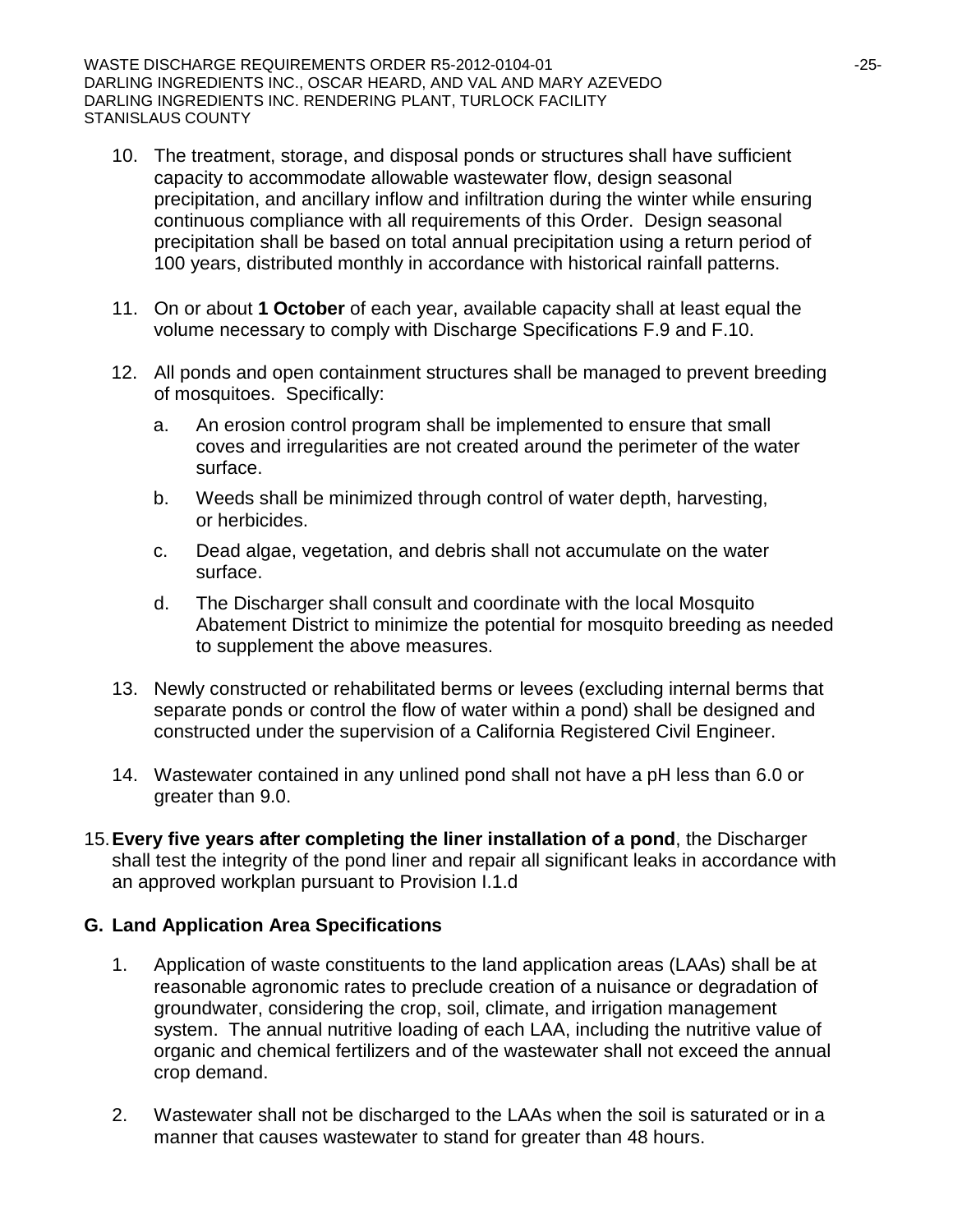10. The treatment, storage, and disposal ponds or structures shall have sufficient capacity to accommodate allowable wastewater flow, design seasonal precipitation, and ancillary inflow and infiltration during the winter while ensuring continuous compliance with all requirements of this Order. Design seasonal precipitation shall be based on total annual precipitation using a return period of 100 years, distributed monthly in accordance with historical rainfall patterns.

11. On or about **1 October** of each year, available capacity shall at least equal the volume necessary to comply with Discharge Specifications F.9 and F.10.

12. All ponds and open containment structures shall be managed to prevent breeding of mosquitoes. Specifically:

    a. An erosion control program shall be implemented to ensure that small coves and irregularities are not created around the perimeter of the water surface.

    b. Weeds shall be minimized through control of water depth, harvesting, or herbicides.

    c. Dead algae, vegetation, and debris shall not accumulate on the water surface.

    d. The Discharger shall consult and coordinate with the local Mosquito Abatement District to minimize the potential for mosquito breeding as needed to supplement the above measures.

13. Newly constructed or rehabilitated berms or levees (excluding internal berms that separate ponds or control the flow of water within a pond) shall be designed and constructed under the supervision of a California Registered Civil Engineer.

14. Wastewater contained in any unlined pond shall not have a pH less than 6.0 or greater than 9.0.

15. **Every five years after completing the liner installation of a pond**, the Discharger shall test the integrity of the pond liner and repair all significant leaks in accordance with an approved workplan pursuant to Provision I.1.d

## G. Land Application Area Specifications

1. Application of waste constituents to the land application areas (LAAs) shall be at reasonable agronomic rates to preclude creation of a nuisance or degradation of groundwater, considering the crop, soil, climate, and irrigation management system. The annual nutritive loading of each LAA, including the nutritive value of organic and chemical fertilizers and of the wastewater shall not exceed the annual crop demand.

2. Wastewater shall not be discharged to the LAAs when the soil is saturated or in a manner that causes wastewater to stand for greater than 48 hours.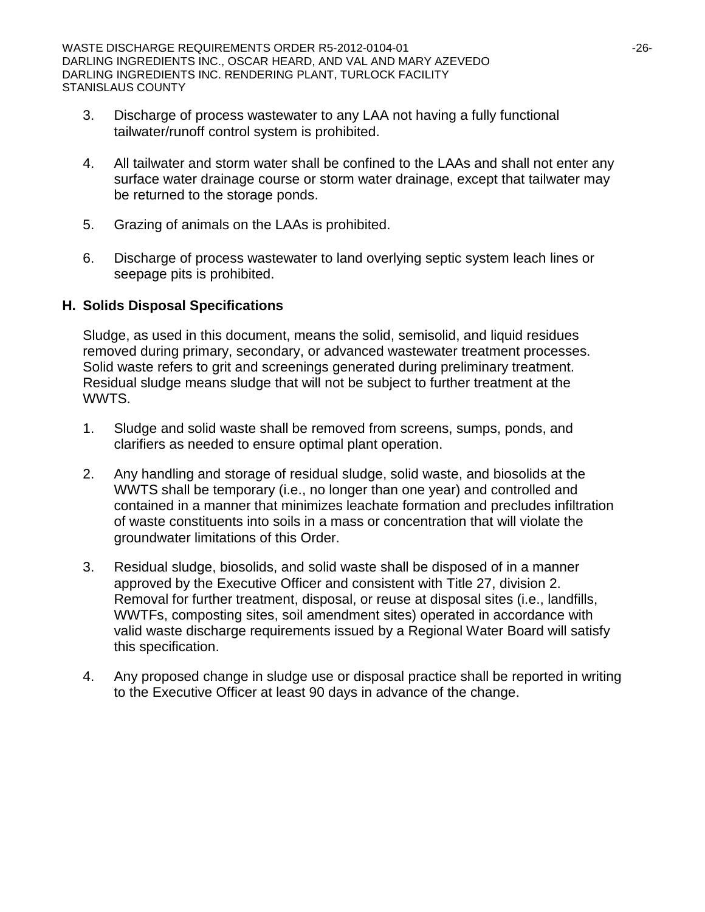3. Discharge of process wastewater to any LAA not having a fully functional tailwater/runoff control system is prohibited.

4. All tailwater and storm water shall be confined to the LAAs and shall not enter any surface water drainage course or storm water drainage, except that tailwater may be returned to the storage ponds.

5. Grazing of animals on the LAAs is prohibited.

6. Discharge of process wastewater to land overlying septic system leach lines or seepage pits is prohibited.

## H. Solids Disposal Specifications

Sludge, as used in this document, means the solid, semisolid, and liquid residues removed during primary, secondary, or advanced wastewater treatment processes. Solid waste refers to grit and screenings generated during preliminary treatment. Residual sludge means sludge that will not be subject to further treatment at the WWTS.

1. Sludge and solid waste shall be removed from screens, sumps, ponds, and clarifiers as needed to ensure optimal plant operation.

2. Any handling and storage of residual sludge, solid waste, and biosolids at the WWTS shall be temporary (i.e., no longer than one year) and controlled and contained in a manner that minimizes leachate formation and precludes infiltration of waste constituents into soils in a mass or concentration that will violate the groundwater limitations of this Order.

3. Residual sludge, biosolids, and solid waste shall be disposed of in a manner approved by the Executive Officer and consistent with Title 27, division 2. Removal for further treatment, disposal, or reuse at disposal sites (i.e., landfills, WWTFs, composting sites, soil amendment sites) operated in accordance with valid waste discharge requirements issued by a Regional Water Board will satisfy this specification.

4. Any proposed change in sludge use or disposal practice shall be reported in writing to the Executive Officer at least 90 days in advance of the change.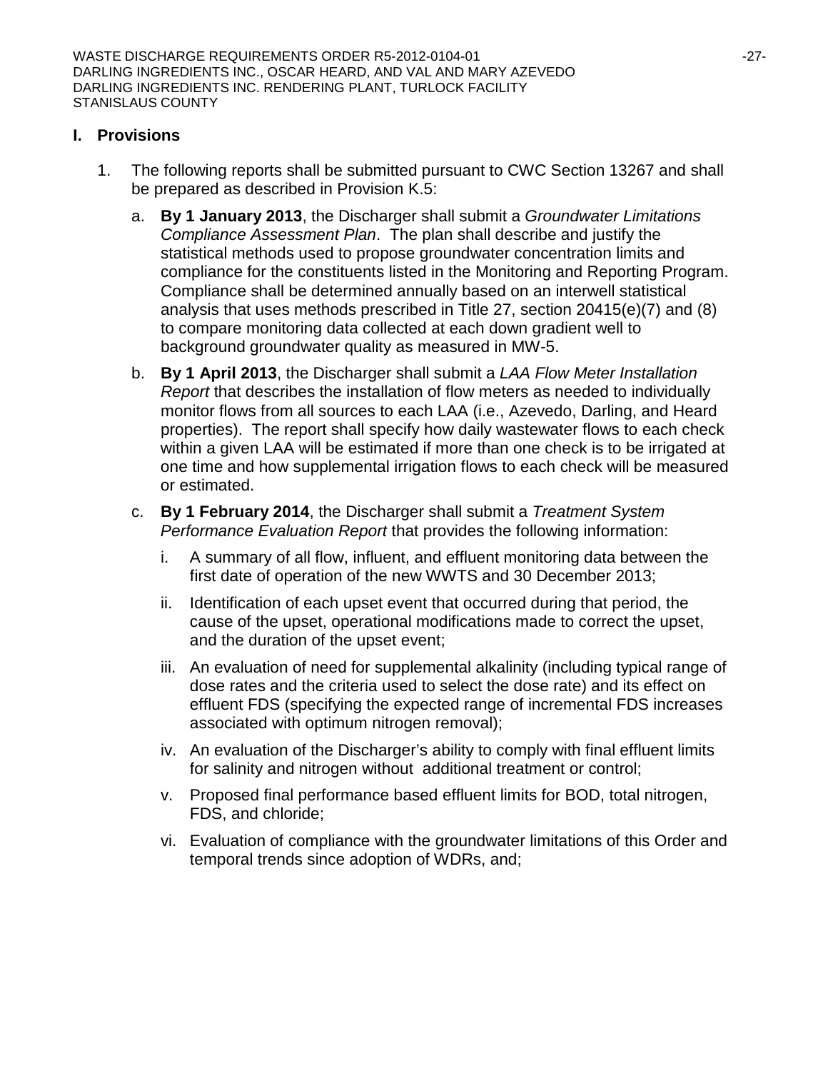## I. Provisions

1. The following reports shall be submitted pursuant to CWC Section 13267 and shall be prepared as described in Provision K.5:

   a. **By 1 January 2013**, the Discharger shall submit a *Groundwater Limitations Compliance Assessment Plan*. The plan shall describe and justify the statistical methods used to propose groundwater concentration limits and compliance for the constituents listed in the Monitoring and Reporting Program. Compliance shall be determined annually based on an interwell statistical analysis that uses methods prescribed in Title 27, section 20415(e)(7) and (8) to compare monitoring data collected at each down gradient well to background groundwater quality as measured in MW-5.

   b. **By 1 April 2013**, the Discharger shall submit a *LAA Flow Meter Installation Report* that describes the installation of flow meters as needed to individually monitor flows from all sources to each LAA (i.e., Azevedo, Darling, and Heard properties). The report shall specify how daily wastewater flows to each check within a given LAA will be estimated if more than one check is to be irrigated at one time and how supplemental irrigation flows to each check will be measured or estimated.

   c. **By 1 February 2014**, the Discharger shall submit a *Treatment System Performance Evaluation Report* that provides the following information:

      i. A summary of all flow, influent, and effluent monitoring data between the first date of operation of the new WWTS and 30 December 2013;

      ii. Identification of each upset event that occurred during that period, the cause of the upset, operational modifications made to correct the upset, and the duration of the upset event;

      iii. An evaluation of need for supplemental alkalinity (including typical range of dose rates and the criteria used to select the dose rate) and its effect on effluent FDS (specifying the expected range of incremental FDS increases associated with optimum nitrogen removal);

      iv. An evaluation of the Discharger's ability to comply with final effluent limits for salinity and nitrogen without additional treatment or control;

      v. Proposed final performance based effluent limits for BOD, total nitrogen, FDS, and chloride;

      vi. Evaluation of compliance with the groundwater limitations of this Order and temporal trends since adoption of WDRs, and;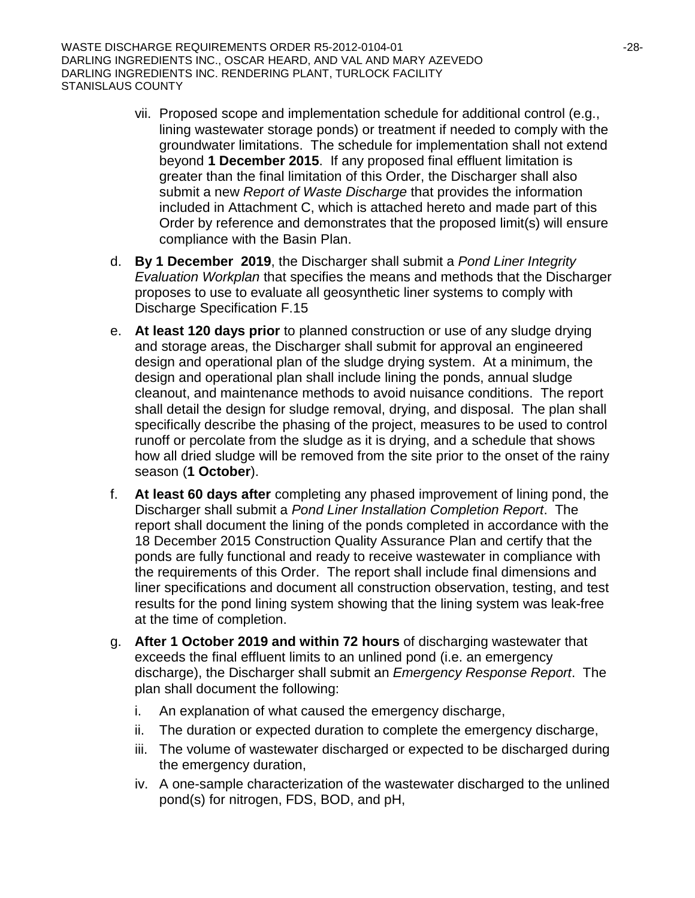vii. Proposed scope and implementation schedule for additional control (e.g., lining wastewater storage ponds) or treatment if needed to comply with the groundwater limitations. The schedule for implementation shall not extend beyond **1 December 2015**. If any proposed final effluent limitation is greater than the final limitation of this Order, the Discharger shall also submit a new *Report of Waste Discharge* that provides the information included in Attachment C, which is attached hereto and made part of this Order by reference and demonstrates that the proposed limit(s) will ensure compliance with the Basin Plan.

d. **By 1 December 2019**, the Discharger shall submit a *Pond Liner Integrity Evaluation Workplan* that specifies the means and methods that the Discharger proposes to use to evaluate all geosynthetic liner systems to comply with Discharge Specification F.15

e. **At least 120 days prior** to planned construction or use of any sludge drying and storage areas, the Discharger shall submit for approval an engineered design and operational plan of the sludge drying system. At a minimum, the design and operational plan shall include lining the ponds, annual sludge cleanout, and maintenance methods to avoid nuisance conditions. The report shall detail the design for sludge removal, drying, and disposal. The plan shall specifically describe the phasing of the project, measures to be used to control runoff or percolate from the sludge as it is drying, and a schedule that shows how all dried sludge will be removed from the site prior to the onset of the rainy season (**1 October**).

f. **At least 60 days after** completing any phased improvement of lining pond, the Discharger shall submit a *Pond Liner Installation Completion Report*. The report shall document the lining of the ponds completed in accordance with the 18 December 2015 Construction Quality Assurance Plan and certify that the ponds are fully functional and ready to receive wastewater in compliance with the requirements of this Order. The report shall include final dimensions and liner specifications and document all construction observation, testing, and test results for the pond lining system showing that the lining system was leak-free at the time of completion.

g. **After 1 October 2019 and within 72 hours** of discharging wastewater that exceeds the final effluent limits to an unlined pond (i.e. an emergency discharge), the Discharger shall submit an *Emergency Response Report*. The plan shall document the following:

   i. An explanation of what caused the emergency discharge,

   ii. The duration or expected duration to complete the emergency discharge,

   iii. The volume of wastewater discharged or expected to be discharged during the emergency duration,

   iv. A one-sample characterization of the wastewater discharged to the unlined pond(s) for nitrogen, FDS, BOD, and pH,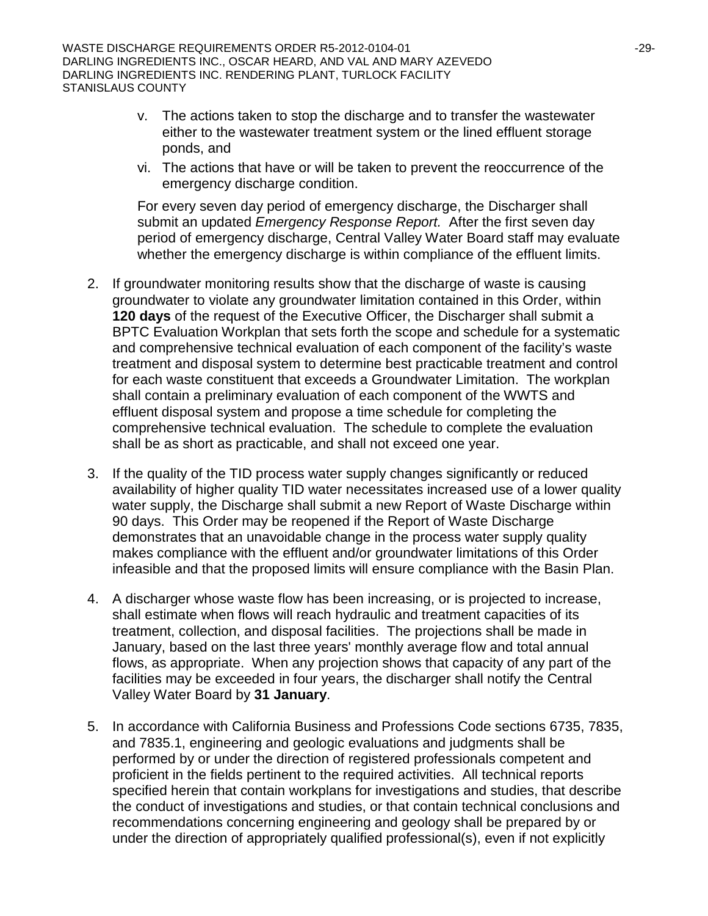v. The actions taken to stop the discharge and to transfer the wastewater either to the wastewater treatment system or the lined effluent storage ponds, and

vi. The actions that have or will be taken to prevent the reoccurrence of the emergency discharge condition.

For every seven day period of emergency discharge, the Discharger shall submit an updated *Emergency Response Report.* After the first seven day period of emergency discharge, Central Valley Water Board staff may evaluate whether the emergency discharge is within compliance of the effluent limits.

2. If groundwater monitoring results show that the discharge of waste is causing groundwater to violate any groundwater limitation contained in this Order, within **120 days** of the request of the Executive Officer, the Discharger shall submit a BPTC Evaluation Workplan that sets forth the scope and schedule for a systematic and comprehensive technical evaluation of each component of the facility's waste treatment and disposal system to determine best practicable treatment and control for each waste constituent that exceeds a Groundwater Limitation. The workplan shall contain a preliminary evaluation of each component of the WWTS and effluent disposal system and propose a time schedule for completing the comprehensive technical evaluation. The schedule to complete the evaluation shall be as short as practicable, and shall not exceed one year.

3. If the quality of the TID process water supply changes significantly or reduced availability of higher quality TID water necessitates increased use of a lower quality water supply, the Discharge shall submit a new Report of Waste Discharge within 90 days. This Order may be reopened if the Report of Waste Discharge demonstrates that an unavoidable change in the process water supply quality makes compliance with the effluent and/or groundwater limitations of this Order infeasible and that the proposed limits will ensure compliance with the Basin Plan.

4. A discharger whose waste flow has been increasing, or is projected to increase, shall estimate when flows will reach hydraulic and treatment capacities of its treatment, collection, and disposal facilities. The projections shall be made in January, based on the last three years' monthly average flow and total annual flows, as appropriate. When any projection shows that capacity of any part of the facilities may be exceeded in four years, the discharger shall notify the Central Valley Water Board by **31 January**.

5. In accordance with California Business and Professions Code sections 6735, 7835, and 7835.1, engineering and geologic evaluations and judgments shall be performed by or under the direction of registered professionals competent and proficient in the fields pertinent to the required activities. All technical reports specified herein that contain workplans for investigations and studies, that describe the conduct of investigations and studies, or that contain technical conclusions and recommendations concerning engineering and geology shall be prepared by or under the direction of appropriately qualified professional(s), even if not explicitly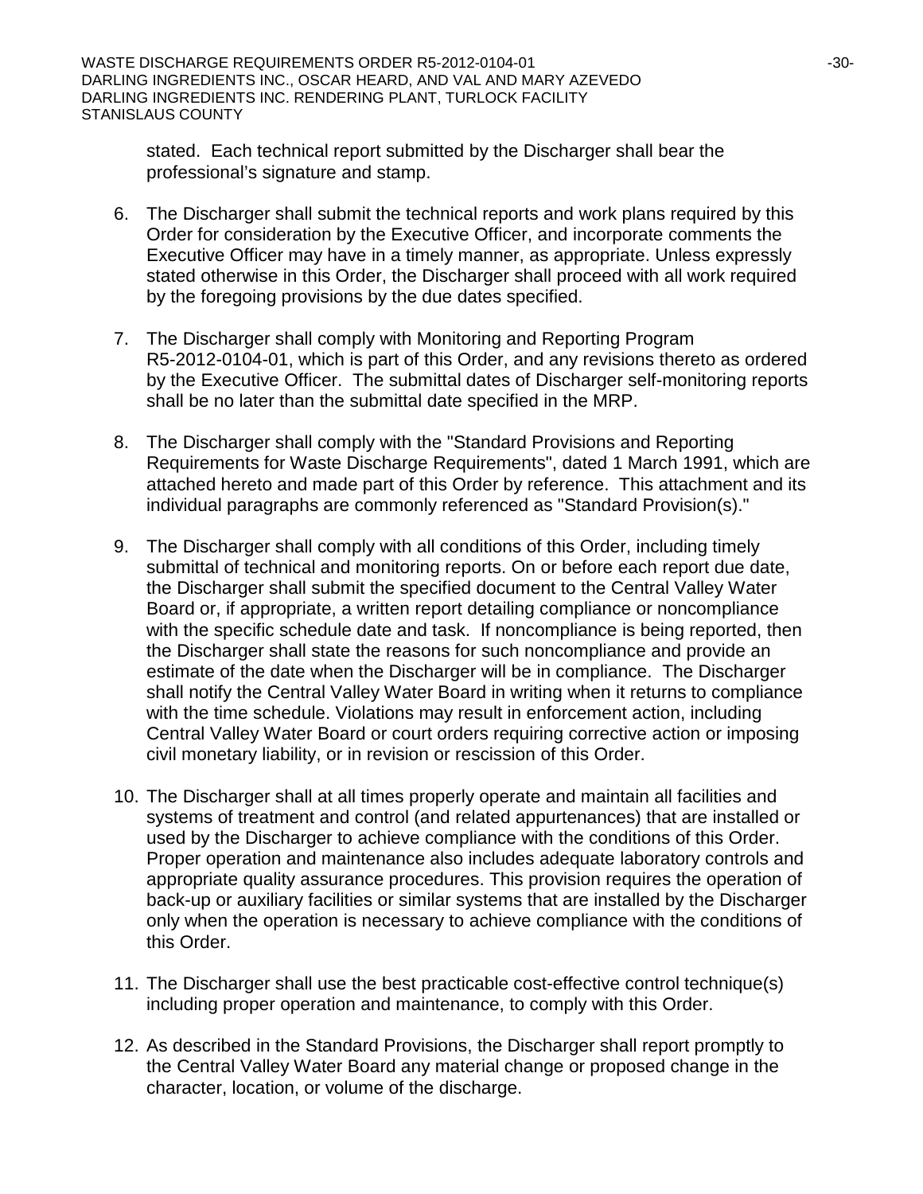stated. Each technical report submitted by the Discharger shall bear the professional's signature and stamp.

6. The Discharger shall submit the technical reports and work plans required by this Order for consideration by the Executive Officer, and incorporate comments the Executive Officer may have in a timely manner, as appropriate. Unless expressly stated otherwise in this Order, the Discharger shall proceed with all work required by the foregoing provisions by the due dates specified.

7. The Discharger shall comply with Monitoring and Reporting Program R5-2012-0104-01, which is part of this Order, and any revisions thereto as ordered by the Executive Officer. The submittal dates of Discharger self-monitoring reports shall be no later than the submittal date specified in the MRP.

8. The Discharger shall comply with the "Standard Provisions and Reporting Requirements for Waste Discharge Requirements", dated 1 March 1991, which are attached hereto and made part of this Order by reference. This attachment and its individual paragraphs are commonly referenced as "Standard Provision(s)."

9. The Discharger shall comply with all conditions of this Order, including timely submittal of technical and monitoring reports. On or before each report due date, the Discharger shall submit the specified document to the Central Valley Water Board or, if appropriate, a written report detailing compliance or noncompliance with the specific schedule date and task. If noncompliance is being reported, then the Discharger shall state the reasons for such noncompliance and provide an estimate of the date when the Discharger will be in compliance. The Discharger shall notify the Central Valley Water Board in writing when it returns to compliance with the time schedule. Violations may result in enforcement action, including Central Valley Water Board or court orders requiring corrective action or imposing civil monetary liability, or in revision or rescission of this Order.

10. The Discharger shall at all times properly operate and maintain all facilities and systems of treatment and control (and related appurtenances) that are installed or used by the Discharger to achieve compliance with the conditions of this Order. Proper operation and maintenance also includes adequate laboratory controls and appropriate quality assurance procedures. This provision requires the operation of back-up or auxiliary facilities or similar systems that are installed by the Discharger only when the operation is necessary to achieve compliance with the conditions of this Order.

11. The Discharger shall use the best practicable cost-effective control technique(s) including proper operation and maintenance, to comply with this Order.

12. As described in the Standard Provisions, the Discharger shall report promptly to the Central Valley Water Board any material change or proposed change in the character, location, or volume of the discharge.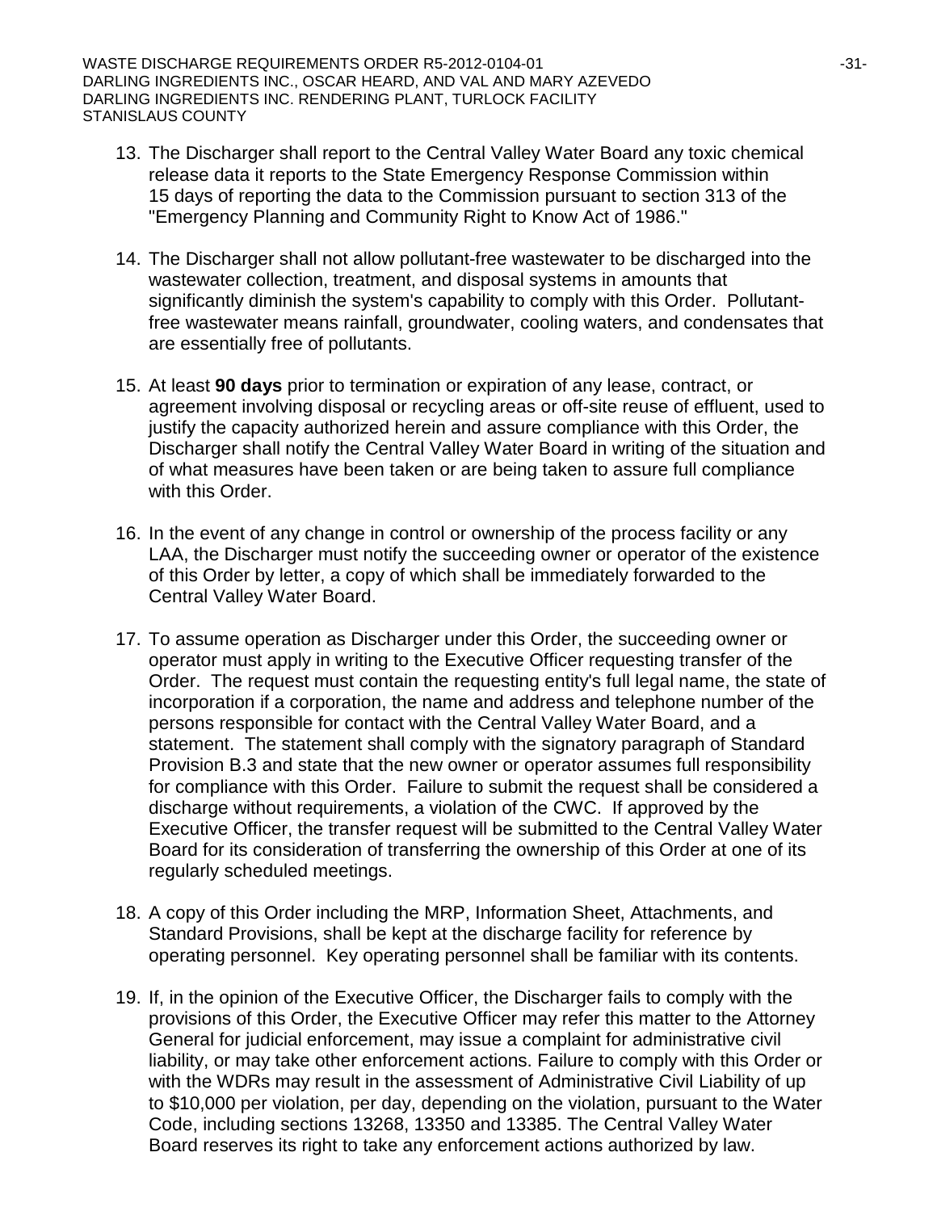13. The Discharger shall report to the Central Valley Water Board any toxic chemical release data it reports to the State Emergency Response Commission within 15 days of reporting the data to the Commission pursuant to section 313 of the "Emergency Planning and Community Right to Know Act of 1986."

14. The Discharger shall not allow pollutant-free wastewater to be discharged into the wastewater collection, treatment, and disposal systems in amounts that significantly diminish the system's capability to comply with this Order. Pollutant-free wastewater means rainfall, groundwater, cooling waters, and condensates that are essentially free of pollutants.

15. At least **90 days** prior to termination or expiration of any lease, contract, or agreement involving disposal or recycling areas or off-site reuse of effluent, used to justify the capacity authorized herein and assure compliance with this Order, the Discharger shall notify the Central Valley Water Board in writing of the situation and of what measures have been taken or are being taken to assure full compliance with this Order.

16. In the event of any change in control or ownership of the process facility or any LAA, the Discharger must notify the succeeding owner or operator of the existence of this Order by letter, a copy of which shall be immediately forwarded to the Central Valley Water Board.

17. To assume operation as Discharger under this Order, the succeeding owner or operator must apply in writing to the Executive Officer requesting transfer of the Order. The request must contain the requesting entity's full legal name, the state of incorporation if a corporation, the name and address and telephone number of the persons responsible for contact with the Central Valley Water Board, and a statement. The statement shall comply with the signatory paragraph of Standard Provision B.3 and state that the new owner or operator assumes full responsibility for compliance with this Order. Failure to submit the request shall be considered a discharge without requirements, a violation of the CWC. If approved by the Executive Officer, the transfer request will be submitted to the Central Valley Water Board for its consideration of transferring the ownership of this Order at one of its regularly scheduled meetings.

18. A copy of this Order including the MRP, Information Sheet, Attachments, and Standard Provisions, shall be kept at the discharge facility for reference by operating personnel. Key operating personnel shall be familiar with its contents.

19. If, in the opinion of the Executive Officer, the Discharger fails to comply with the provisions of this Order, the Executive Officer may refer this matter to the Attorney General for judicial enforcement, may issue a complaint for administrative civil liability, or may take other enforcement actions. Failure to comply with this Order or with the WDRs may result in the assessment of Administrative Civil Liability of up to $10,000 per violation, per day, depending on the violation, pursuant to the Water Code, including sections 13268, 13350 and 13385. The Central Valley Water Board reserves its right to take any enforcement actions authorized by law.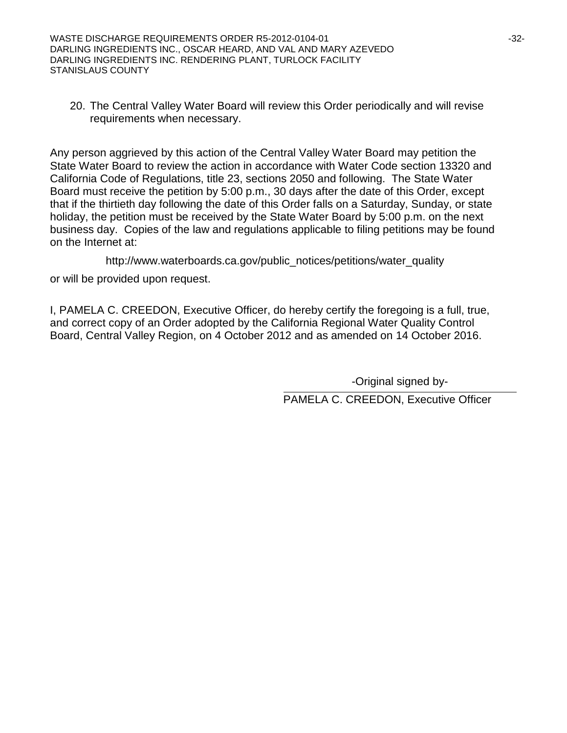20. The Central Valley Water Board will review this Order periodically and will revise requirements when necessary.

Any person aggrieved by this action of the Central Valley Water Board may petition the State Water Board to review the action in accordance with Water Code section 13320 and California Code of Regulations, title 23, sections 2050 and following. The State Water Board must receive the petition by 5:00 p.m., 30 days after the date of this Order, except that if the thirtieth day following the date of this Order falls on a Saturday, Sunday, or state holiday, the petition must be received by the State Water Board by 5:00 p.m. on the next business day. Copies of the law and regulations applicable to filing petitions may be found on the Internet at:

http://www.waterboards.ca.gov/public_notices/petitions/water_quality

or will be provided upon request.

I, PAMELA C. CREEDON, Executive Officer, do hereby certify the foregoing is a full, true, and correct copy of an Order adopted by the California Regional Water Quality Control Board, Central Valley Region, on 4 October 2012 and as amended on 14 October 2016.

-Original signed by-

PAMELA C. CREEDON, Executive Officer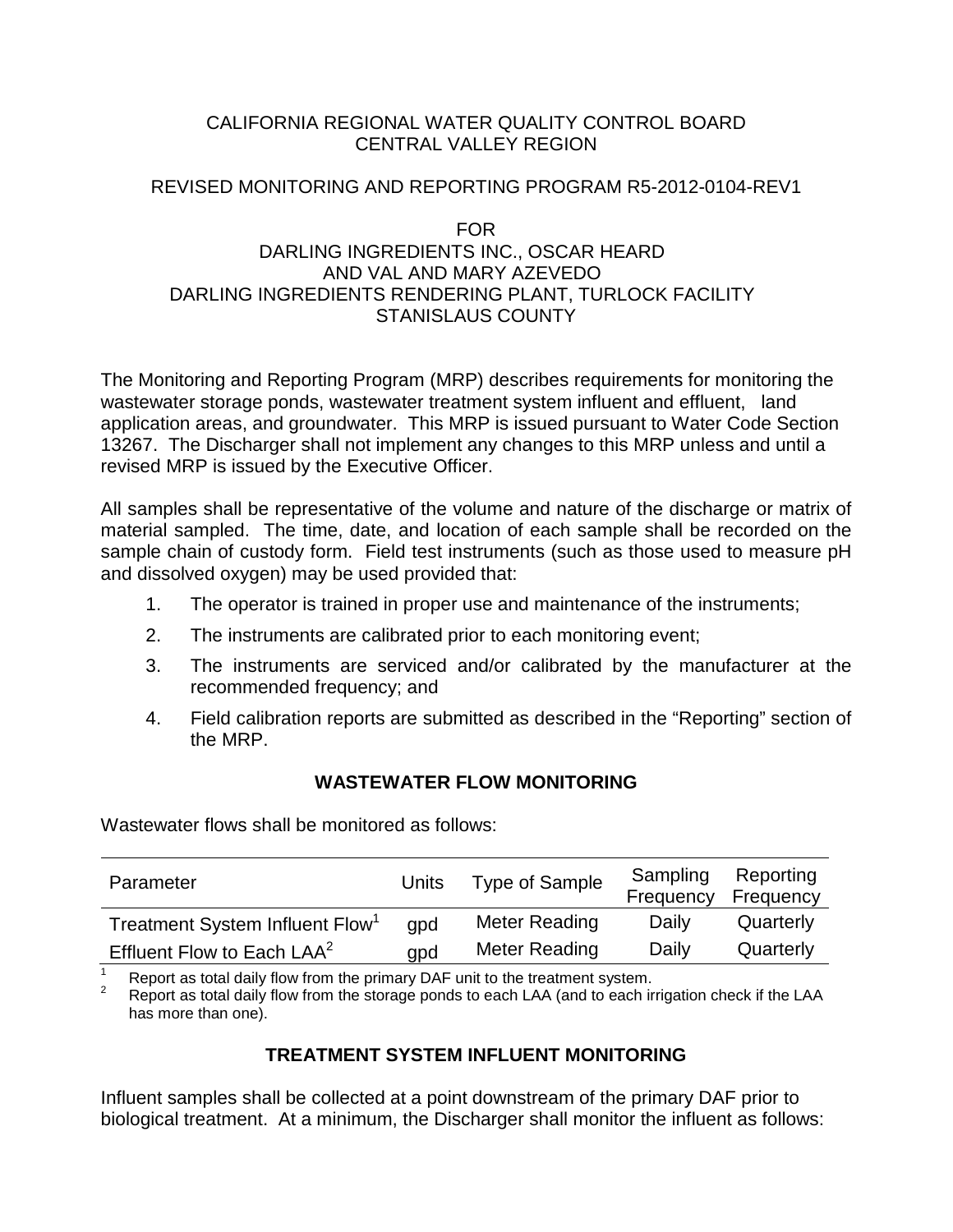CALIFORNIA REGIONAL WATER QUALITY CONTROL BOARD
CENTRAL VALLEY REGION

REVISED MONITORING AND REPORTING PROGRAM R5-2012-0104-REV1

FOR
DARLING INGREDIENTS INC., OSCAR HEARD
AND VAL AND MARY AZEVEDO
DARLING INGREDIENTS RENDERING PLANT, TURLOCK FACILITY
STANISLAUS COUNTY

The Monitoring and Reporting Program (MRP) describes requirements for monitoring the wastewater storage ponds, wastewater treatment system influent and effluent, land application areas, and groundwater. This MRP is issued pursuant to Water Code Section 13267. The Discharger shall not implement any changes to this MRP unless and until a revised MRP is issued by the Executive Officer.

All samples shall be representative of the volume and nature of the discharge or matrix of material sampled. The time, date, and location of each sample shall be recorded on the sample chain of custody form. Field test instruments (such as those used to measure pH and dissolved oxygen) may be used provided that:

1. The operator is trained in proper use and maintenance of the instruments;
2. The instruments are calibrated prior to each monitoring event;
3. The instruments are serviced and/or calibrated by the manufacturer at the recommended frequency; and
4. Field calibration reports are submitted as described in the "Reporting" section of the MRP.

## WASTEWATER FLOW MONITORING

Wastewater flows shall be monitored as follows:

| Parameter | Units | Type of Sample | Sampling Frequency | Reporting Frequency |
|---|---|---|---|---|
| Treatment System Influent Flow[1] | gpd | Meter Reading | Daily | Quarterly |
| Effluent Flow to Each LAA[2] | gpd | Meter Reading | Daily | Quarterly |

[1] Report as total daily flow from the primary DAF unit to the treatment system.
[2] Report as total daily flow from the storage ponds to each LAA (and to each irrigation check if the LAA has more than one).

## TREATMENT SYSTEM INFLUENT MONITORING

Influent samples shall be collected at a point downstream of the primary DAF prior to biological treatment. At a minimum, the Discharger shall monitor the influent as follows: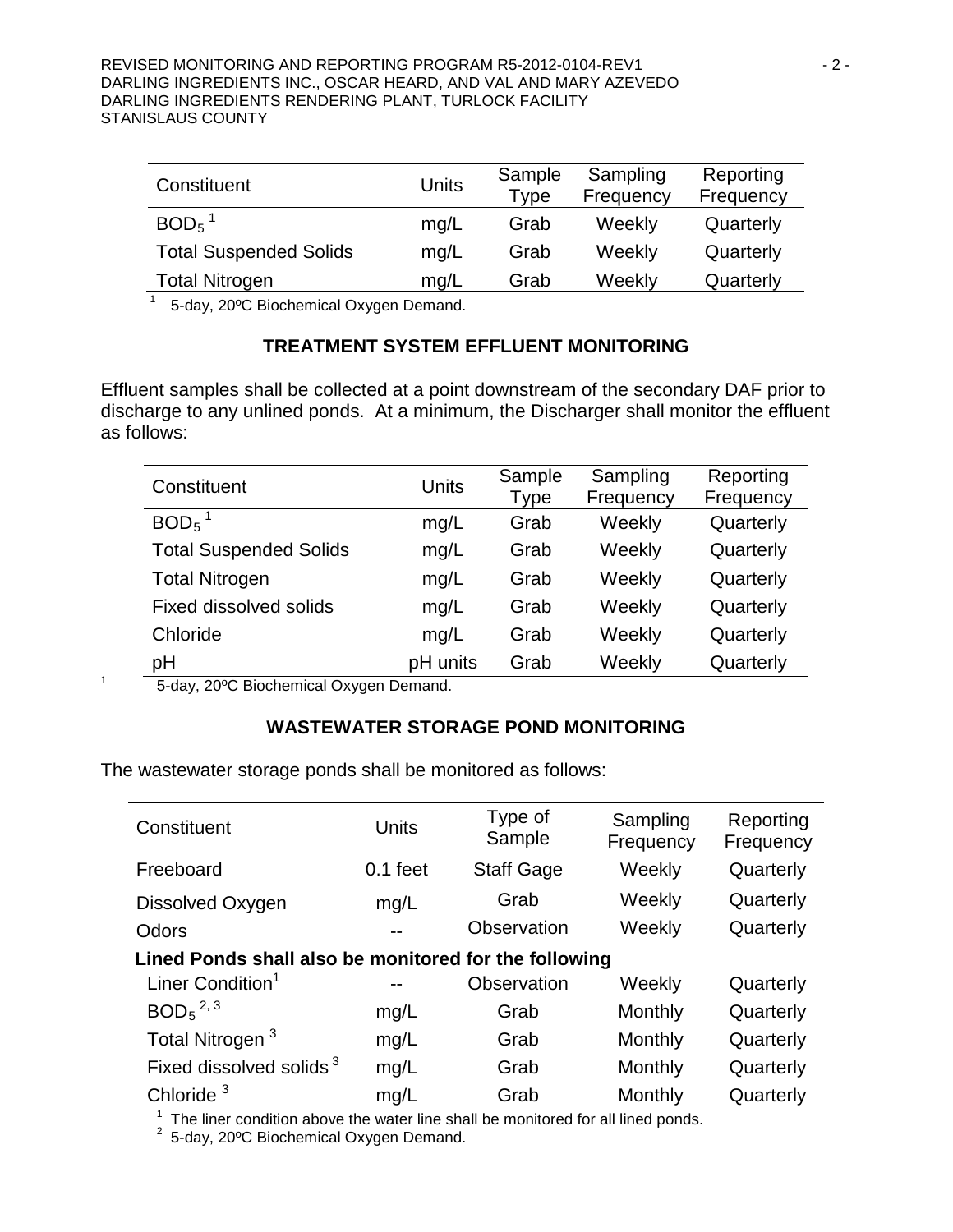| Constituent | Units | Sample Type | Sampling Frequency | Reporting Frequency |
|---|---|---|---|---|
| $BOD_5$ [1] | mg/L | Grab | Weekly | Quarterly |
| Total Suspended Solids | mg/L | Grab | Weekly | Quarterly |
| Total Nitrogen | mg/L | Grab | Weekly | Quarterly |

[1] 5-day, 20ºC Biochemical Oxygen Demand.

## TREATMENT SYSTEM EFFLUENT MONITORING

Effluent samples shall be collected at a point downstream of the secondary DAF prior to discharge to any unlined ponds. At a minimum, the Discharger shall monitor the effluent as follows:

| Constituent | Units | Sample Type | Sampling Frequency | Reporting Frequency |
|---|---|---|---|---|
| $BOD_5$ [1] | mg/L | Grab | Weekly | Quarterly |
| Total Suspended Solids | mg/L | Grab | Weekly | Quarterly |
| Total Nitrogen | mg/L | Grab | Weekly | Quarterly |
| Fixed dissolved solids | mg/L | Grab | Weekly | Quarterly |
| Chloride | mg/L | Grab | Weekly | Quarterly |
| pH | pH units | Grab | Weekly | Quarterly |

[1] 5-day, 20ºC Biochemical Oxygen Demand.

## WASTEWATER STORAGE POND MONITORING

The wastewater storage ponds shall be monitored as follows:

| Constituent | Units | Type of Sample | Sampling Frequency | Reporting Frequency |
|---|---|---|---|---|
| Freeboard | 0.1 feet | Staff Gage | Weekly | Quarterly |
| Dissolved Oxygen | mg/L | Grab | Weekly | Quarterly |
| Odors | -- | Observation | Weekly | Quarterly |
| **Lined Ponds shall also be monitored for the following** | | | | |
| Liner Condition[1] | -- | Observation | Weekly | Quarterly |
| $BOD_5$ [2, 3] | mg/L | Grab | Monthly | Quarterly |
| Total Nitrogen [3] | mg/L | Grab | Monthly | Quarterly |
| Fixed dissolved solids [3] | mg/L | Grab | Monthly | Quarterly |
| Chloride [3] | mg/L | Grab | Monthly | Quarterly |

[1] The liner condition above the water line shall be monitored for all lined ponds.

[2] 5-day, 20ºC Biochemical Oxygen Demand.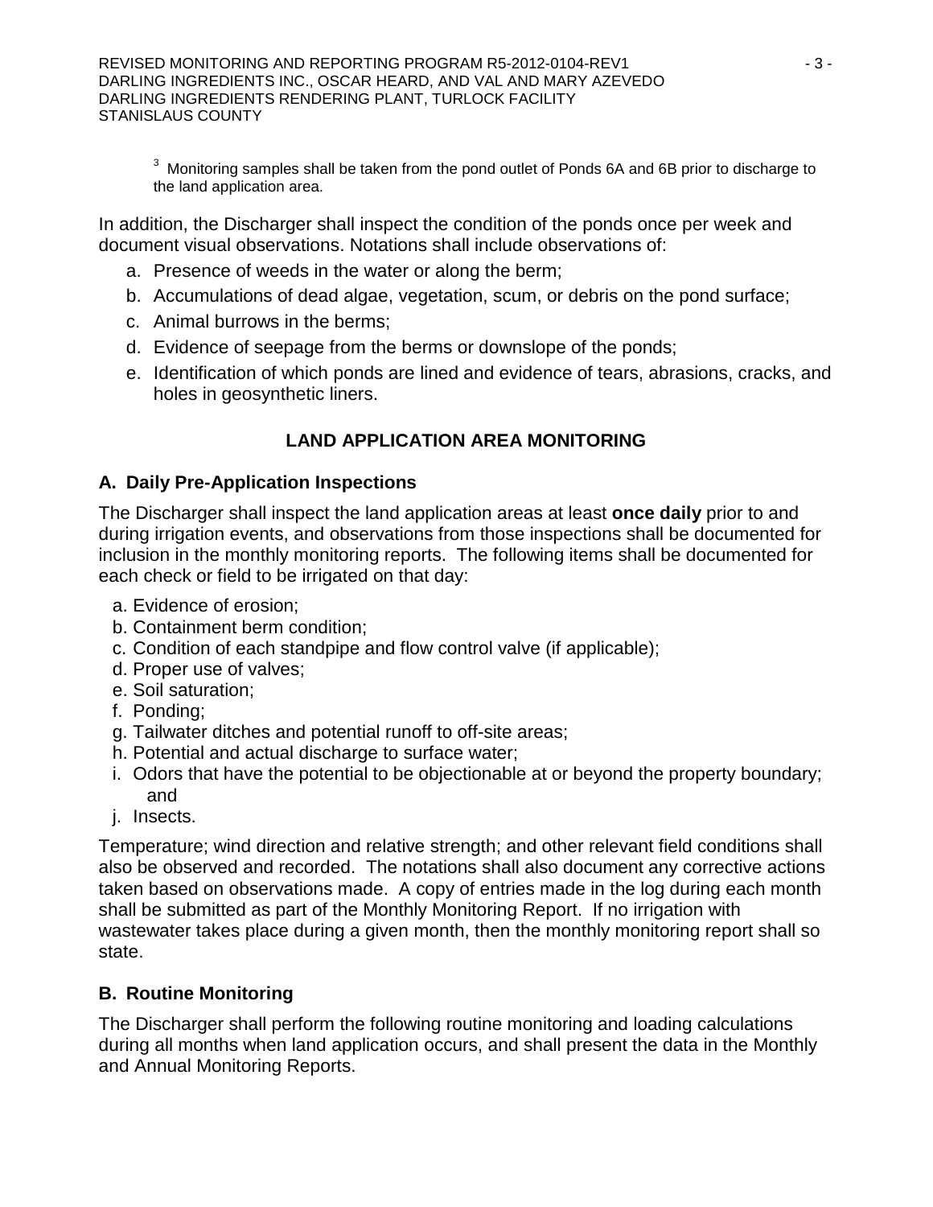[3] Monitoring samples shall be taken from the pond outlet of Ponds 6A and 6B prior to discharge to the land application area.

In addition, the Discharger shall inspect the condition of the ponds once per week and document visual observations. Notations shall include observations of:

a. Presence of weeds in the water or along the berm;
b. Accumulations of dead algae, vegetation, scum, or debris on the pond surface;
c. Animal burrows in the berms;
d. Evidence of seepage from the berms or downslope of the ponds;
e. Identification of which ponds are lined and evidence of tears, abrasions, cracks, and holes in geosynthetic liners.

## LAND APPLICATION AREA MONITORING

### A. Daily Pre-Application Inspections

The Discharger shall inspect the land application areas at least **once daily** prior to and during irrigation events, and observations from those inspections shall be documented for inclusion in the monthly monitoring reports. The following items shall be documented for each check or field to be irrigated on that day:

a. Evidence of erosion;
b. Containment berm condition;
c. Condition of each standpipe and flow control valve (if applicable);
d. Proper use of valves;
e. Soil saturation;
f. Ponding;
g. Tailwater ditches and potential runoff to off-site areas;
h. Potential and actual discharge to surface water;
i. Odors that have the potential to be objectionable at or beyond the property boundary; and
j. Insects.

Temperature; wind direction and relative strength; and other relevant field conditions shall also be observed and recorded. The notations shall also document any corrective actions taken based on observations made. A copy of entries made in the log during each month shall be submitted as part of the Monthly Monitoring Report. If no irrigation with wastewater takes place during a given month, then the monthly monitoring report shall so state.

### B. Routine Monitoring

The Discharger shall perform the following routine monitoring and loading calculations during all months when land application occurs, and shall present the data in the Monthly and Annual Monitoring Reports.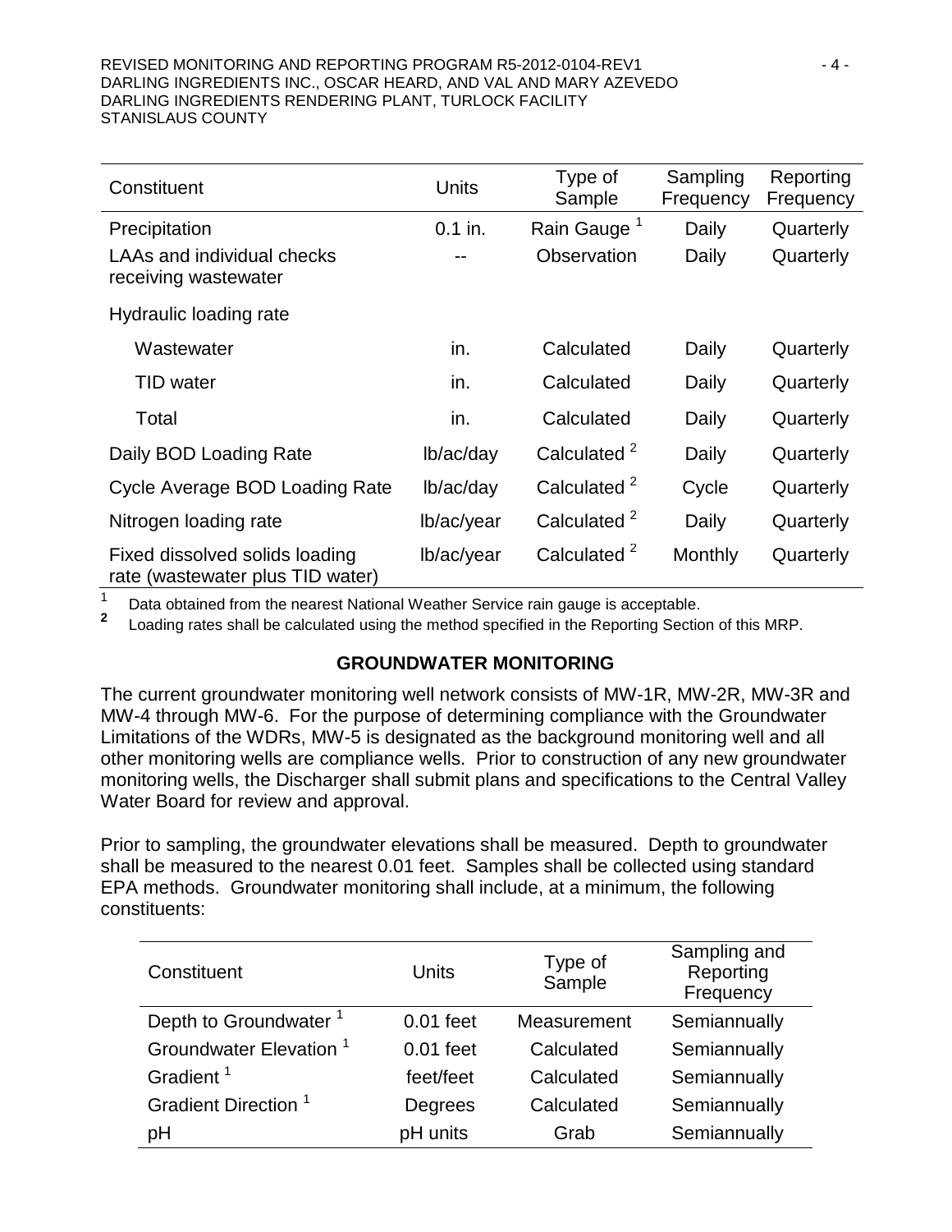| Constituent | Units | Type of Sample | Sampling Frequency | Reporting Frequency |
|---|---|---|---|---|
| Precipitation | 0.1 in. | Rain Gauge [1] | Daily | Quarterly |
| LAAs and individual checks receiving wastewater | -- | Observation | Daily | Quarterly |
| Hydraulic loading rate | | | | |
| Wastewater | in. | Calculated | Daily | Quarterly |
| TID water | in. | Calculated | Daily | Quarterly |
| Total | in. | Calculated | Daily | Quarterly |
| Daily BOD Loading Rate | lb/ac/day | Calculated [2] | Daily | Quarterly |
| Cycle Average BOD Loading Rate | lb/ac/day | Calculated [2] | Cycle | Quarterly |
| Nitrogen loading rate | lb/ac/year | Calculated [2] | Daily | Quarterly |
| Fixed dissolved solids loading rate (wastewater plus TID water) | lb/ac/year | Calculated [2] | Monthly | Quarterly |

[1] Data obtained from the nearest National Weather Service rain gauge is acceptable.

[2] Loading rates shall be calculated using the method specified in the Reporting Section of this MRP.

## GROUNDWATER MONITORING

The current groundwater monitoring well network consists of MW-1R, MW-2R, MW-3R and MW-4 through MW-6. For the purpose of determining compliance with the Groundwater Limitations of the WDRs, MW-5 is designated as the background monitoring well and all other monitoring wells are compliance wells. Prior to construction of any new groundwater monitoring wells, the Discharger shall submit plans and specifications to the Central Valley Water Board for review and approval.

Prior to sampling, the groundwater elevations shall be measured. Depth to groundwater shall be measured to the nearest 0.01 feet. Samples shall be collected using standard EPA methods. Groundwater monitoring shall include, at a minimum, the following constituents:

| Constituent | Units | Type of Sample | Sampling and Reporting Frequency |
|---|---|---|---|
| Depth to Groundwater [1] | 0.01 feet | Measurement | Semiannually |
| Groundwater Elevation [1] | 0.01 feet | Calculated | Semiannually |
| Gradient [1] | feet/feet | Calculated | Semiannually |
| Gradient Direction [1] | Degrees | Calculated | Semiannually |
| pH | pH units | Grab | Semiannually |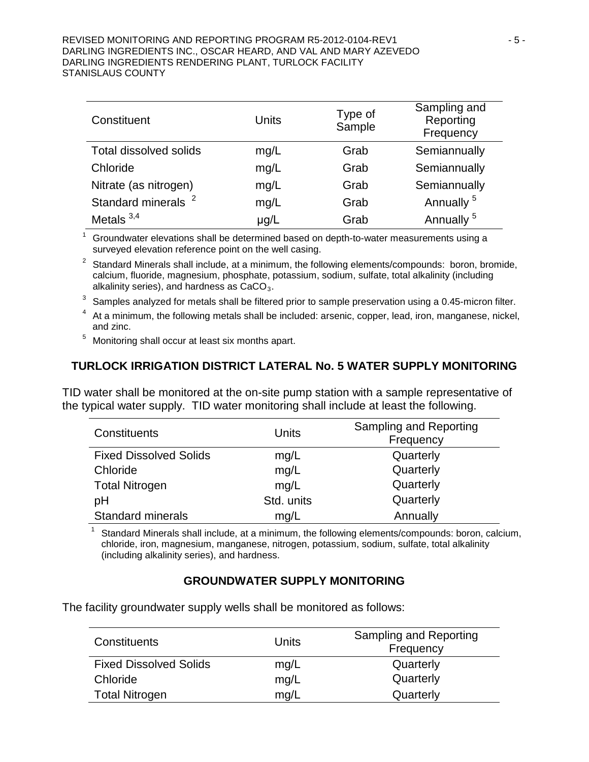| Constituent | Units | Type of Sample | Sampling and Reporting Frequency |
|---|---|---|---|
| Total dissolved solids | mg/L | Grab | Semiannually |
| Chloride | mg/L | Grab | Semiannually |
| Nitrate (as nitrogen) | mg/L | Grab | Semiannually |
| Standard minerals [2] | mg/L | Grab | Annually [5] |
| Metals [3,4] | µg/L | Grab | Annually [5] |

[1] Groundwater elevations shall be determined based on depth-to-water measurements using a surveyed elevation reference point on the well casing.

[2] Standard Minerals shall include, at a minimum, the following elements/compounds: boron, bromide, calcium, fluoride, magnesium, phosphate, potassium, sodium, sulfate, total alkalinity (including alkalinity series), and hardness as $CaCO_3$.

[3] Samples analyzed for metals shall be filtered prior to sample preservation using a 0.45-micron filter.

[4] At a minimum, the following metals shall be included: arsenic, copper, lead, iron, manganese, nickel, and zinc.

[5] Monitoring shall occur at least six months apart.

## TURLOCK IRRIGATION DISTRICT LATERAL No. 5 WATER SUPPLY MONITORING

TID water shall be monitored at the on-site pump station with a sample representative of the typical water supply. TID water monitoring shall include at least the following.

| Constituents | Units | Sampling and Reporting Frequency |
|---|---|---|
| Fixed Dissolved Solids | mg/L | Quarterly |
| Chloride | mg/L | Quarterly |
| Total Nitrogen | mg/L | Quarterly |
| pH | Std. units | Quarterly |
| Standard minerals | mg/L | Annually |

[1] Standard Minerals shall include, at a minimum, the following elements/compounds: boron, calcium, chloride, iron, magnesium, manganese, nitrogen, potassium, sodium, sulfate, total alkalinity (including alkalinity series), and hardness.

## GROUNDWATER SUPPLY MONITORING

The facility groundwater supply wells shall be monitored as follows:

| Constituents | Units | Sampling and Reporting Frequency |
|---|---|---|
| Fixed Dissolved Solids | mg/L | Quarterly |
| Chloride | mg/L | Quarterly |
| Total Nitrogen | mg/L | Quarterly |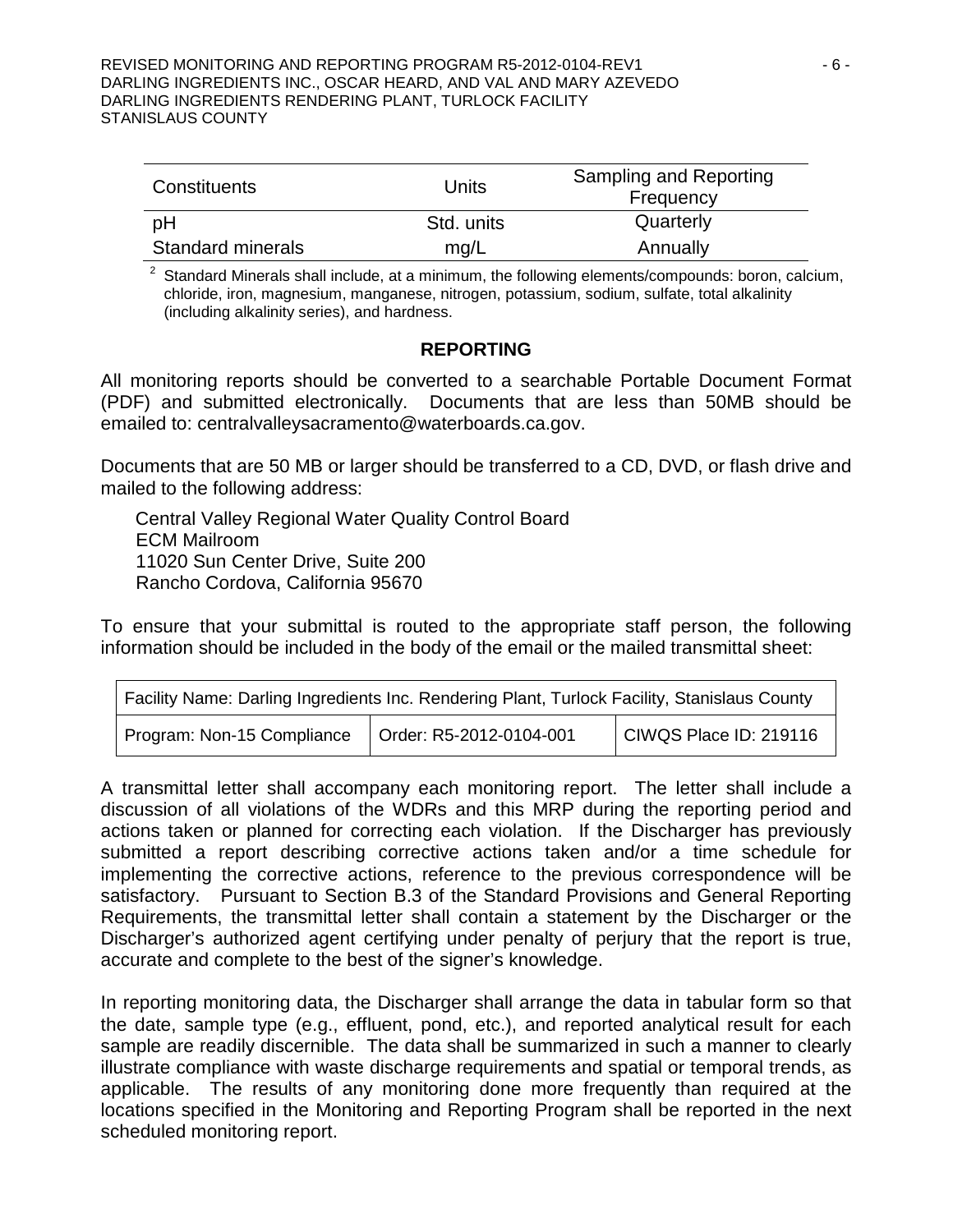| Constituents | Units | Sampling and Reporting Frequency |
|---|---|---|
| pH | Std. units | Quarterly |
| Standard minerals | mg/L | Annually |

[2] Standard Minerals shall include, at a minimum, the following elements/compounds: boron, calcium, chloride, iron, magnesium, manganese, nitrogen, potassium, sodium, sulfate, total alkalinity (including alkalinity series), and hardness.

## REPORTING

All monitoring reports should be converted to a searchable Portable Document Format (PDF) and submitted electronically. Documents that are less than 50MB should be emailed to: centralvalleysacramento@waterboards.ca.gov.

Documents that are 50 MB or larger should be transferred to a CD, DVD, or flash drive and mailed to the following address:

Central Valley Regional Water Quality Control Board
ECM Mailroom
11020 Sun Center Drive, Suite 200
Rancho Cordova, California 95670

To ensure that your submittal is routed to the appropriate staff person, the following information should be included in the body of the email or the mailed transmittal sheet:

| Facility Name: Darling Ingredients Inc. Rendering Plant, Turlock Facility, Stanislaus County | | |
|---|---|---|
| Program: Non-15 Compliance | Order: R5-2012-0104-001 | CIWQS Place ID: 219116 |

A transmittal letter shall accompany each monitoring report. The letter shall include a discussion of all violations of the WDRs and this MRP during the reporting period and actions taken or planned for correcting each violation. If the Discharger has previously submitted a report describing corrective actions taken and/or a time schedule for implementing the corrective actions, reference to the previous correspondence will be satisfactory. Pursuant to Section B.3 of the Standard Provisions and General Reporting Requirements, the transmittal letter shall contain a statement by the Discharger or the Discharger's authorized agent certifying under penalty of perjury that the report is true, accurate and complete to the best of the signer's knowledge.

In reporting monitoring data, the Discharger shall arrange the data in tabular form so that the date, sample type (e.g., effluent, pond, etc.), and reported analytical result for each sample are readily discernible. The data shall be summarized in such a manner to clearly illustrate compliance with waste discharge requirements and spatial or temporal trends, as applicable. The results of any monitoring done more frequently than required at the locations specified in the Monitoring and Reporting Program shall be reported in the next scheduled monitoring report.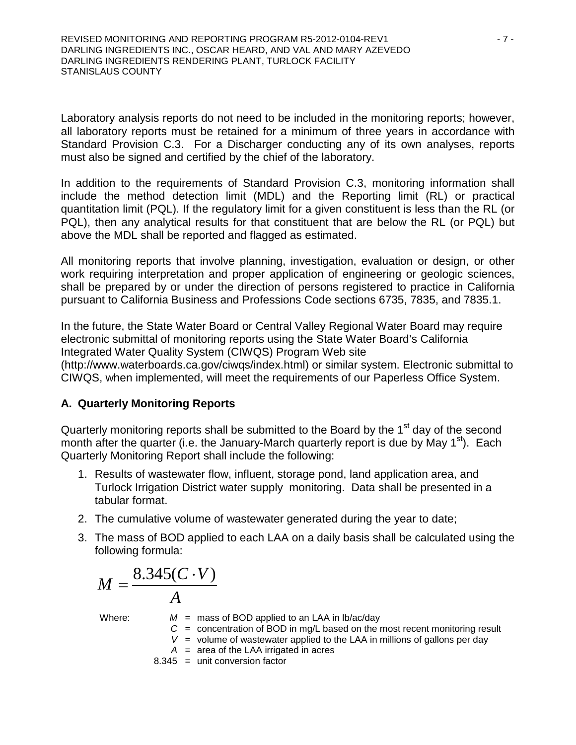Laboratory analysis reports do not need to be included in the monitoring reports; however, all laboratory reports must be retained for a minimum of three years in accordance with Standard Provision C.3. For a Discharger conducting any of its own analyses, reports must also be signed and certified by the chief of the laboratory.

In addition to the requirements of Standard Provision C.3, monitoring information shall include the method detection limit (MDL) and the Reporting limit (RL) or practical quantitation limit (PQL). If the regulatory limit for a given constituent is less than the RL (or PQL), then any analytical results for that constituent that are below the RL (or PQL) but above the MDL shall be reported and flagged as estimated.

All monitoring reports that involve planning, investigation, evaluation or design, or other work requiring interpretation and proper application of engineering or geologic sciences, shall be prepared by or under the direction of persons registered to practice in California pursuant to California Business and Professions Code sections 6735, 7835, and 7835.1.

In the future, the State Water Board or Central Valley Regional Water Board may require electronic submittal of monitoring reports using the State Water Board's California Integrated Water Quality System (CIWQS) Program Web site (http://www.waterboards.ca.gov/ciwqs/index.html) or similar system. Electronic submittal to CIWQS, when implemented, will meet the requirements of our Paperless Office System.

## A. Quarterly Monitoring Reports

Quarterly monitoring reports shall be submitted to the Board by the 1st day of the second month after the quarter (i.e. the January-March quarterly report is due by May 1st). Each Quarterly Monitoring Report shall include the following:

1. Results of wastewater flow, influent, storage pond, land application area, and Turlock Irrigation District water supply monitoring. Data shall be presented in a tabular format.
2. The cumulative volume of wastewater generated during the year to date;
3. The mass of BOD applied to each LAA on a daily basis shall be calculated using the following formula:

$$M = \frac{8.345(C \cdot V)}{A}$$

Where:
- $M$ = mass of BOD applied to an LAA in lb/ac/day
- $C$ = concentration of BOD in mg/L based on the most recent monitoring result
- $V$ = volume of wastewater applied to the LAA in millions of gallons per day
- $A$ = area of the LAA irrigated in acres
- 8.345 = unit conversion factor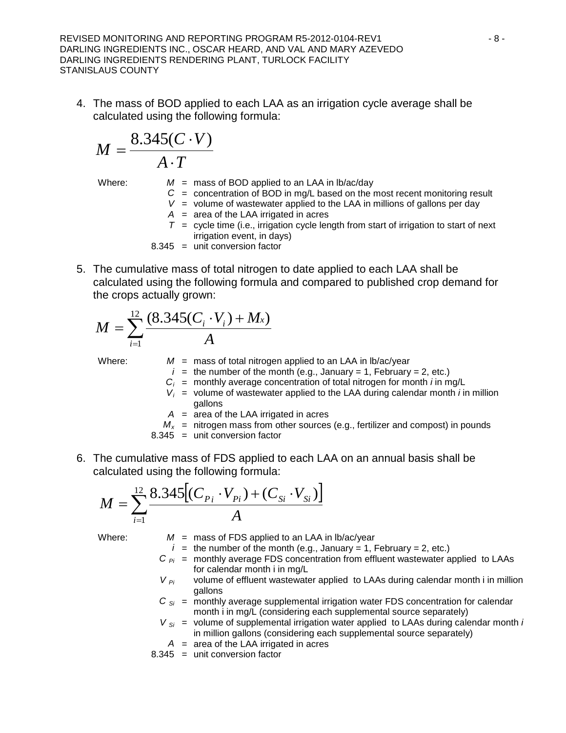4. The mass of BOD applied to each LAA as an irrigation cycle average shall be calculated using the following formula:

$$M = \frac{8.345(C \cdot V)}{A \cdot T}$$

Where:
- $M$ = mass of BOD applied to an LAA in lb/ac/day
- $C$ = concentration of BOD in mg/L based on the most recent monitoring result
- $V$ = volume of wastewater applied to the LAA in millions of gallons per day
- $A$ = area of the LAA irrigated in acres
- $T$ = cycle time (i.e., irrigation cycle length from start of irrigation to start of next irrigation event, in days)
- 8.345 = unit conversion factor

5. The cumulative mass of total nitrogen to date applied to each LAA shall be calculated using the following formula and compared to published crop demand for the crops actually grown:

$$M = \sum_{i=1}^{12} \frac{(8.345(C_i \cdot V_i) + M_x)}{A}$$

Where:
- $M$ = mass of total nitrogen applied to an LAA in lb/ac/year
- $i$ = the number of the month (e.g., January = 1, February = 2, etc.)
- $C_i$ = monthly average concentration of total nitrogen for month *i* in mg/L
- $V_i$ = volume of wastewater applied to the LAA during calendar month *i* in million gallons
- $A$ = area of the LAA irrigated in acres
- $M_x$ = nitrogen mass from other sources (e.g., fertilizer and compost) in pounds
- 8.345 = unit conversion factor

6. The cumulative mass of FDS applied to each LAA on an annual basis shall be calculated using the following formula:

$$M = \sum_{i=1}^{12} \frac{8.345\left[(C_{Pi} \cdot V_{Pi}) + (C_{Si} \cdot V_{Si})\right]}{A}$$

Where:
- $M$ = mass of FDS applied to an LAA in lb/ac/year
- $i$ = the number of the month (e.g., January = 1, February = 2, etc.)
- $C_{Pi}$ = monthly average FDS concentration from effluent wastewater applied to LAAs for calendar month i in mg/L
- $V_{Pi}$ volume of effluent wastewater applied to LAAs during calendar month i in million gallons
- $C_{Si}$ = monthly average supplemental irrigation water FDS concentration for calendar month i in mg/L (considering each supplemental source separately)
- $V_{Si}$ = volume of supplemental irrigation water applied to LAAs during calendar month *i* in million gallons (considering each supplemental source separately)
- $A$ = area of the LAA irrigated in acres
- 8.345 = unit conversion factor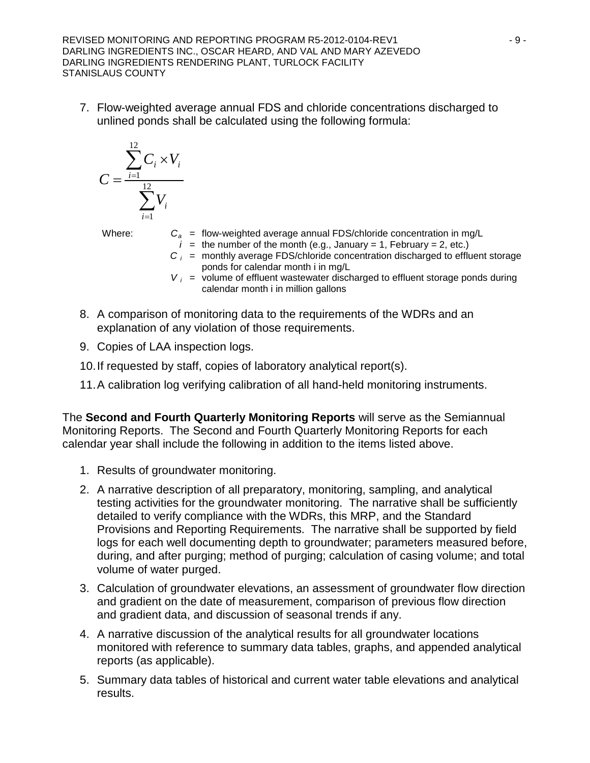7. Flow-weighted average annual FDS and chloride concentrations discharged to unlined ponds shall be calculated using the following formula:

$$C = \frac{\sum_{i=1}^{12} C_i \times V_i}{\sum_{i=1}^{12} V_i}$$

Where:
- $C_a$ = flow-weighted average annual FDS/chloride concentration in mg/L
- $i$ = the number of the month (e.g., January = 1, February = 2, etc.)
- $C_i$ = monthly average FDS/chloride concentration discharged to effluent storage ponds for calendar month i in mg/L
- $V_i$ = volume of effluent wastewater discharged to effluent storage ponds during calendar month i in million gallons

8. A comparison of monitoring data to the requirements of the WDRs and an explanation of any violation of those requirements.
9. Copies of LAA inspection logs.
10. If requested by staff, copies of laboratory analytical report(s).
11. A calibration log verifying calibration of all hand-held monitoring instruments.

The **Second and Fourth Quarterly Monitoring Reports** will serve as the Semiannual Monitoring Reports. The Second and Fourth Quarterly Monitoring Reports for each calendar year shall include the following in addition to the items listed above.

1. Results of groundwater monitoring.
2. A narrative description of all preparatory, monitoring, sampling, and analytical testing activities for the groundwater monitoring. The narrative shall be sufficiently detailed to verify compliance with the WDRs, this MRP, and the Standard Provisions and Reporting Requirements. The narrative shall be supported by field logs for each well documenting depth to groundwater; parameters measured before, during, and after purging; method of purging; calculation of casing volume; and total volume of water purged.
3. Calculation of groundwater elevations, an assessment of groundwater flow direction and gradient on the date of measurement, comparison of previous flow direction and gradient data, and discussion of seasonal trends if any.
4. A narrative discussion of the analytical results for all groundwater locations monitored with reference to summary data tables, graphs, and appended analytical reports (as applicable).
5. Summary data tables of historical and current water table elevations and analytical results.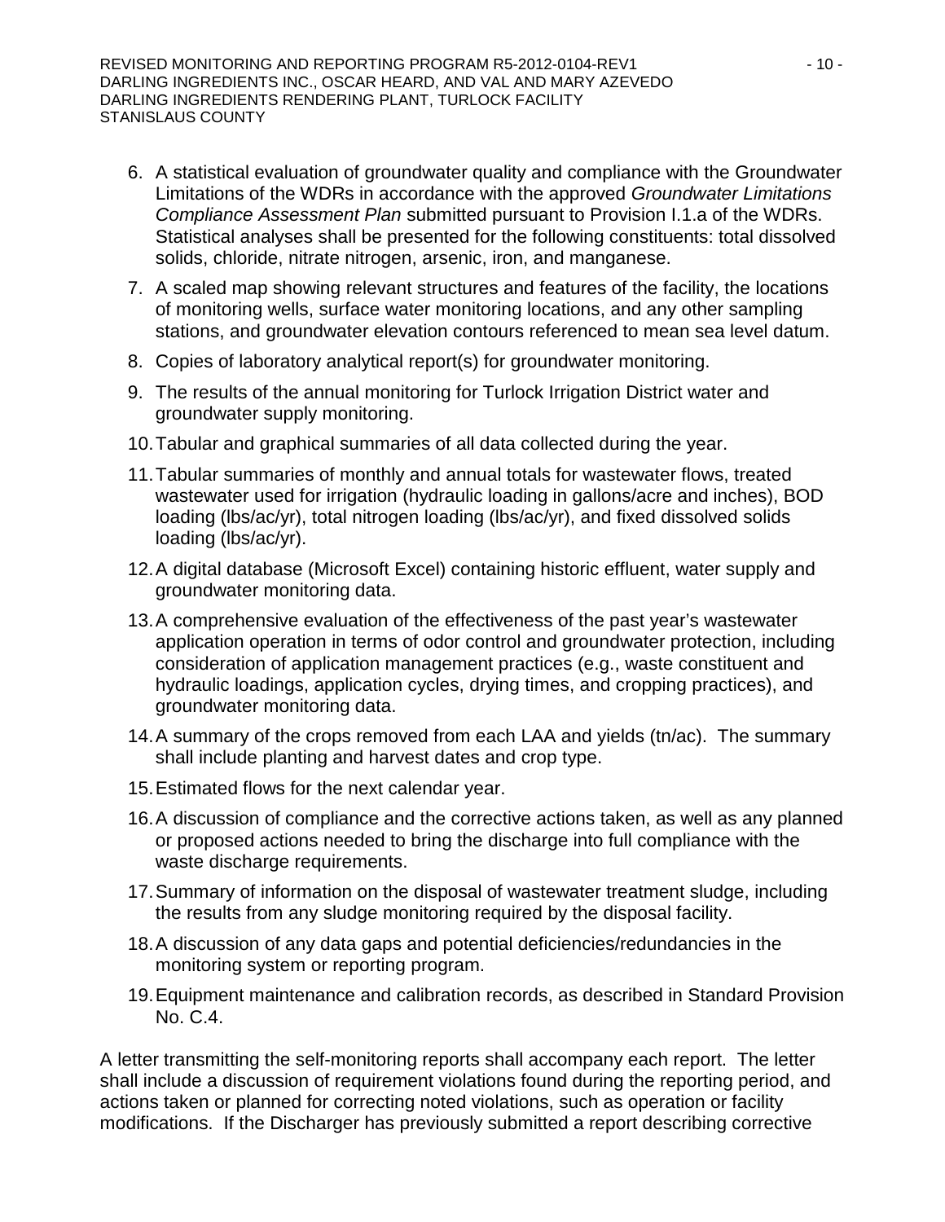6. A statistical evaluation of groundwater quality and compliance with the Groundwater Limitations of the WDRs in accordance with the approved *Groundwater Limitations Compliance Assessment Plan* submitted pursuant to Provision I.1.a of the WDRs. Statistical analyses shall be presented for the following constituents: total dissolved solids, chloride, nitrate nitrogen, arsenic, iron, and manganese.
7. A scaled map showing relevant structures and features of the facility, the locations of monitoring wells, surface water monitoring locations, and any other sampling stations, and groundwater elevation contours referenced to mean sea level datum.
8. Copies of laboratory analytical report(s) for groundwater monitoring.
9. The results of the annual monitoring for Turlock Irrigation District water and groundwater supply monitoring.
10. Tabular and graphical summaries of all data collected during the year.
11. Tabular summaries of monthly and annual totals for wastewater flows, treated wastewater used for irrigation (hydraulic loading in gallons/acre and inches), BOD loading (lbs/ac/yr), total nitrogen loading (lbs/ac/yr), and fixed dissolved solids loading (lbs/ac/yr).
12. A digital database (Microsoft Excel) containing historic effluent, water supply and groundwater monitoring data.
13. A comprehensive evaluation of the effectiveness of the past year's wastewater application operation in terms of odor control and groundwater protection, including consideration of application management practices (e.g., waste constituent and hydraulic loadings, application cycles, drying times, and cropping practices), and groundwater monitoring data.
14. A summary of the crops removed from each LAA and yields (tn/ac). The summary shall include planting and harvest dates and crop type.
15. Estimated flows for the next calendar year.
16. A discussion of compliance and the corrective actions taken, as well as any planned or proposed actions needed to bring the discharge into full compliance with the waste discharge requirements.
17. Summary of information on the disposal of wastewater treatment sludge, including the results from any sludge monitoring required by the disposal facility.
18. A discussion of any data gaps and potential deficiencies/redundancies in the monitoring system or reporting program.
19. Equipment maintenance and calibration records, as described in Standard Provision No. C.4.

A letter transmitting the self-monitoring reports shall accompany each report. The letter shall include a discussion of requirement violations found during the reporting period, and actions taken or planned for correcting noted violations, such as operation or facility modifications. If the Discharger has previously submitted a report describing corrective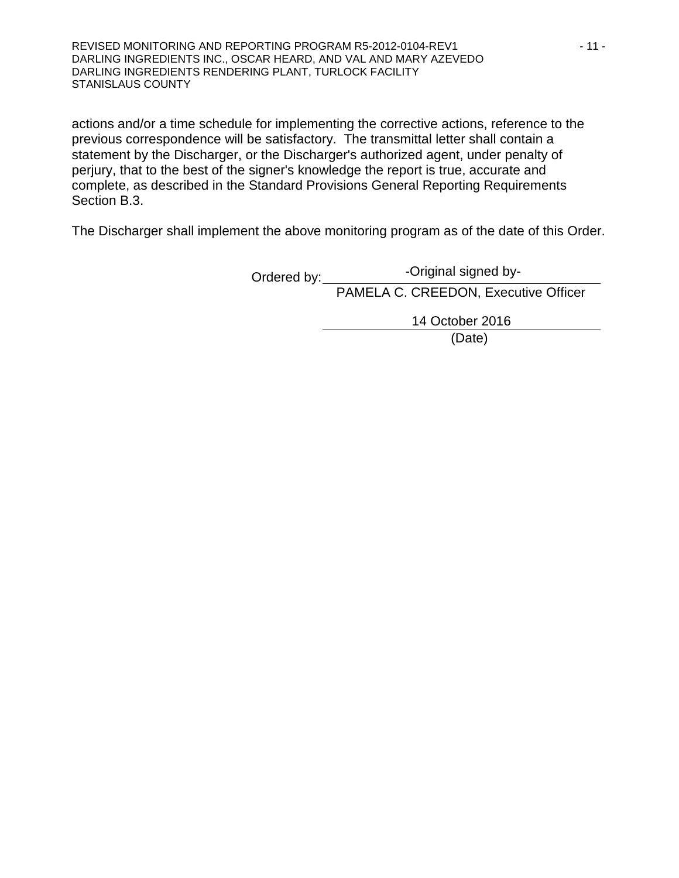actions and/or a time schedule for implementing the corrective actions, reference to the previous correspondence will be satisfactory. The transmittal letter shall contain a statement by the Discharger, or the Discharger's authorized agent, under penalty of perjury, that to the best of the signer's knowledge the report is true, accurate and complete, as described in the Standard Provisions General Reporting Requirements Section B.3.

The Discharger shall implement the above monitoring program as of the date of this Order.

Ordered by: -Original signed by-
PAMELA C. CREEDON, Executive Officer

14 October 2016
(Date)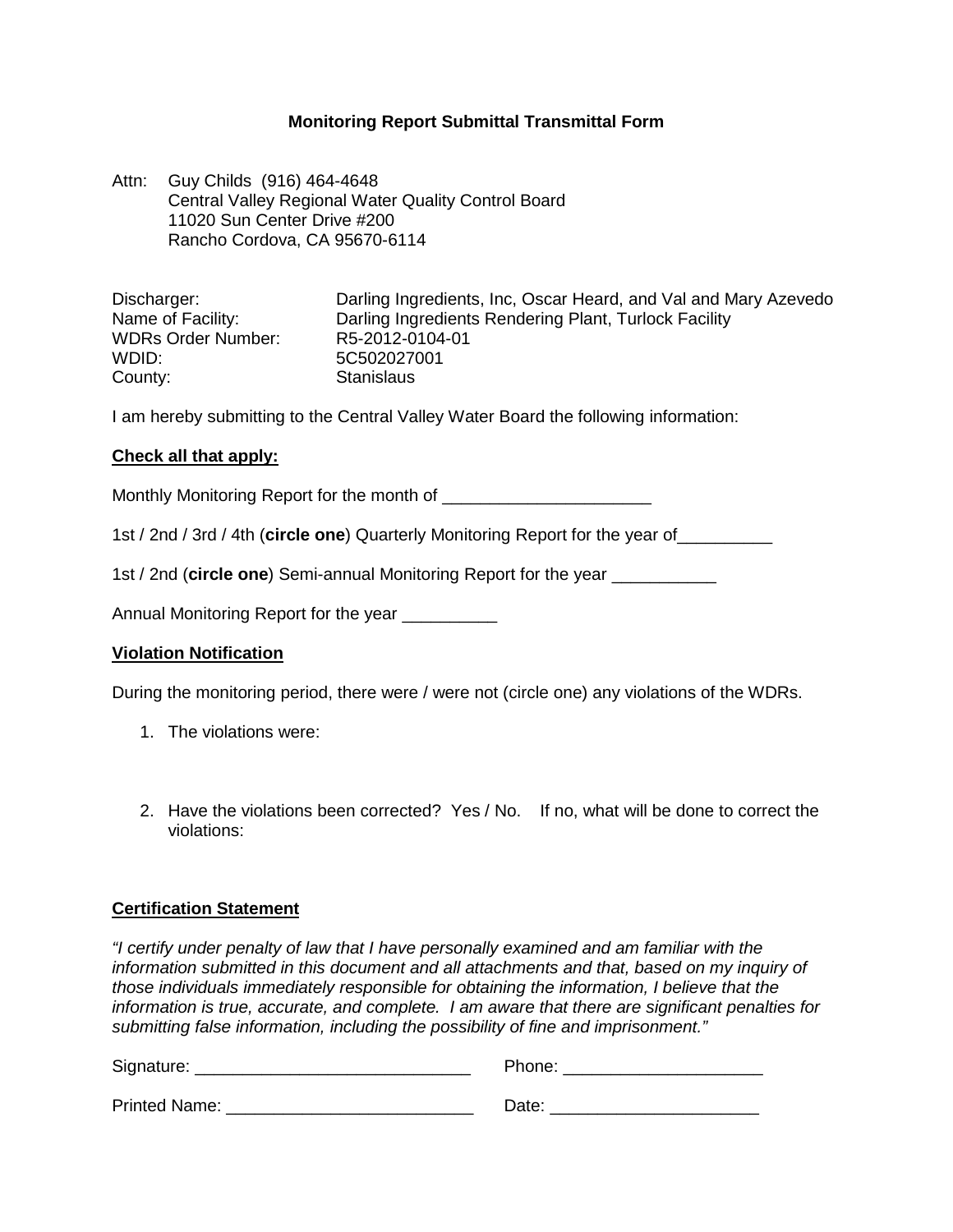**Monitoring Report Submittal Transmittal Form**

Attn: Guy Childs (916) 464-4648
Central Valley Regional Water Quality Control Board
11020 Sun Center Drive #200
Rancho Cordova, CA 95670-6114

| | |
|---|---|
| Discharger: | Darling Ingredients, Inc, Oscar Heard, and Val and Mary Azevedo |
| Name of Facility: | Darling Ingredients Rendering Plant, Turlock Facility |
| WDRs Order Number: | R5-2012-0104-01 |
| WDID: | 5C502027001 |
| County: | Stanislaus |

I am hereby submitting to the Central Valley Water Board the following information:

**Check all that apply:**

Monthly Monitoring Report for the month of ______________________

1st / 2nd / 3rd / 4th (**circle one**) Quarterly Monitoring Report for the year of__________

1st / 2nd (**circle one**) Semi-annual Monitoring Report for the year ___________

Annual Monitoring Report for the year __________

**Violation Notification**

During the monitoring period, there were / were not (circle one) any violations of the WDRs.

1. The violations were:

2. Have the violations been corrected? Yes / No. If no, what will be done to correct the violations:

**Certification Statement**

*"I certify under penalty of law that I have personally examined and am familiar with the information submitted in this document and all attachments and that, based on my inquiry of those individuals immediately responsible for obtaining the information, I believe that the information is true, accurate, and complete. I am aware that there are significant penalties for submitting false information, including the possibility of fine and imprisonment."*

Signature: ______________________________ Phone: _____________________

Printed Name: ___________________________ Date: ______________________